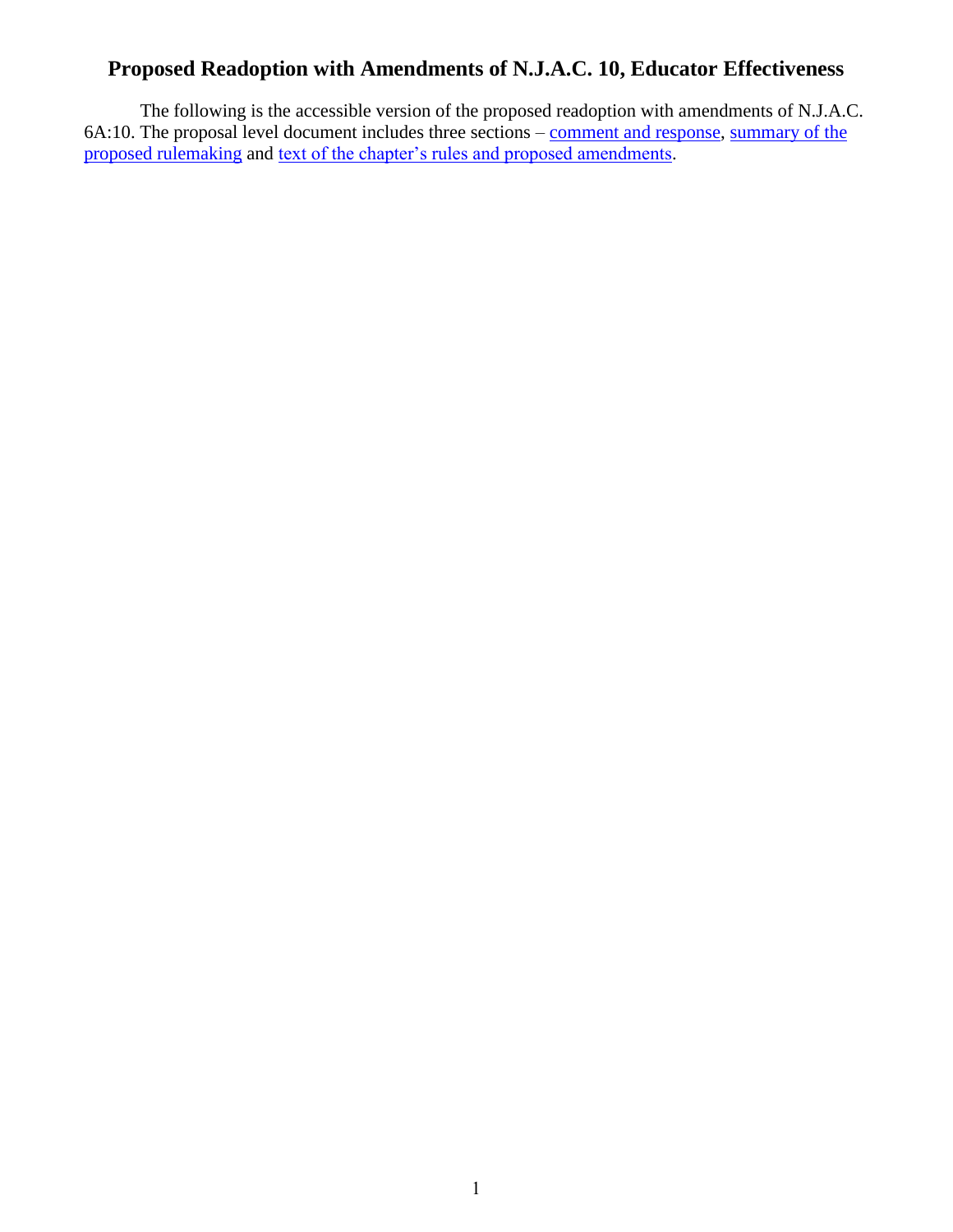# Proposed Readoption with Amendments of N.J.A.C. 10, Educator Effectiveness

The following is the accessible version of the proposed readoption with amendments of N.J.A.C. 6A:10. The proposal level document includes three sections – comment and response, summary of the proposed rulemaking and text of the chapter's rules and proposed amendments.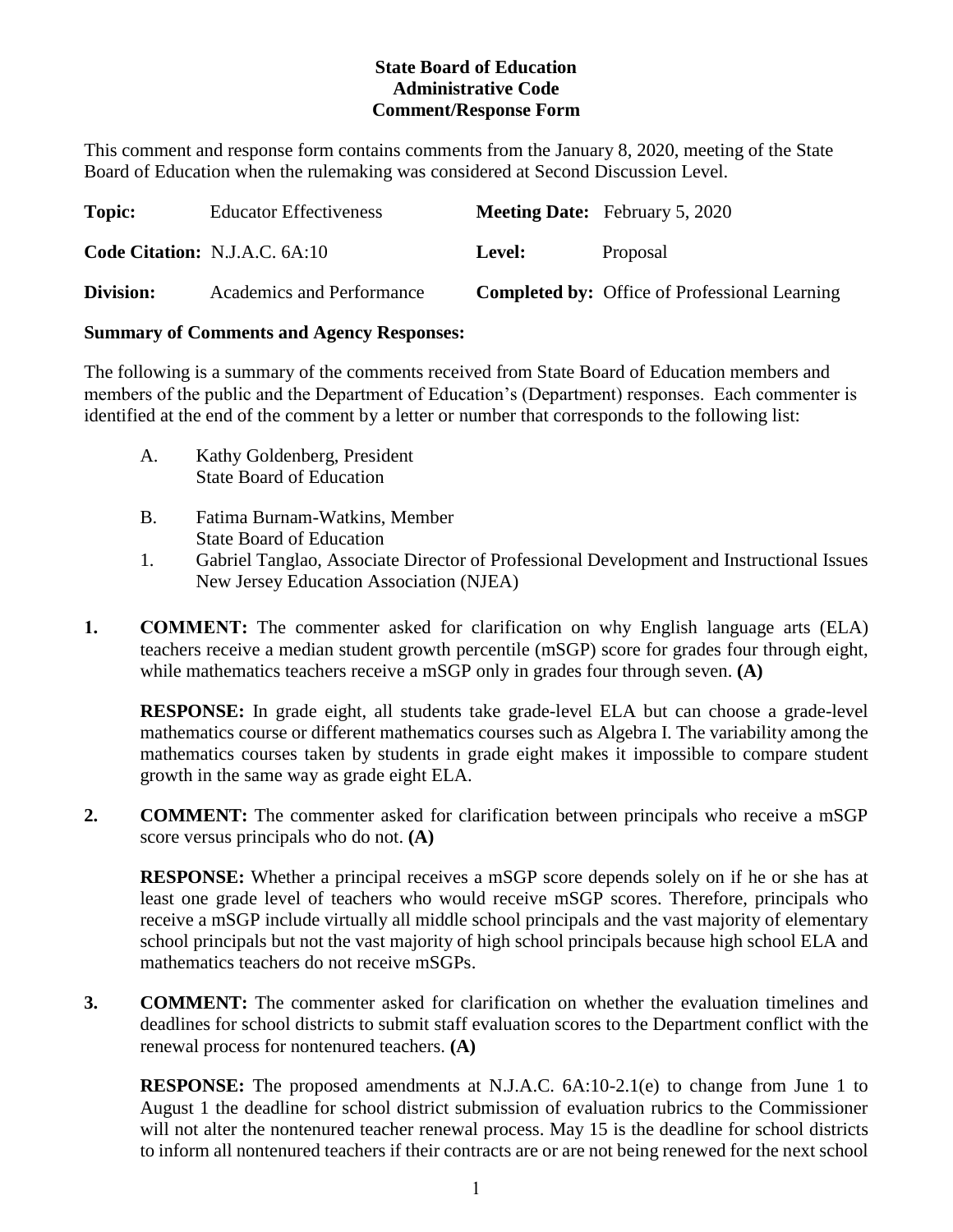**State Board of Education**
**Administrative Code**
**Comment/Response Form**

This comment and response form contains comments from the January 8, 2020, meeting of the State Board of Education when the rulemaking was considered at Second Discussion Level.

| | | | |
|---|---|---|---|
| **Topic:** | Educator Effectiveness | **Meeting Date:** | February 5, 2020 |
| **Code Citation:** | N.J.A.C. 6A:10 | **Level:** | Proposal |
| **Division:** | Academics and Performance | **Completed by:** | Office of Professional Learning |

**Summary of Comments and Agency Responses:**

The following is a summary of the comments received from State Board of Education members and members of the public and the Department of Education's (Department) responses. Each commenter is identified at the end of the comment by a letter or number that corresponds to the following list:

A. Kathy Goldenberg, President
State Board of Education

B. Fatima Burnam-Watkins, Member
State Board of Education

1. Gabriel Tanglao, Associate Director of Professional Development and Instructional Issues
New Jersey Education Association (NJEA)

**1. COMMENT:** The commenter asked for clarification on why English language arts (ELA) teachers receive a median student growth percentile (mSGP) score for grades four through eight, while mathematics teachers receive a mSGP only in grades four through seven. **(A)**

**RESPONSE:** In grade eight, all students take grade-level ELA but can choose a grade-level mathematics course or different mathematics courses such as Algebra I. The variability among the mathematics courses taken by students in grade eight makes it impossible to compare student growth in the same way as grade eight ELA.

**2. COMMENT:** The commenter asked for clarification between principals who receive a mSGP score versus principals who do not. **(A)**

**RESPONSE:** Whether a principal receives a mSGP score depends solely on if he or she has at least one grade level of teachers who would receive mSGP scores. Therefore, principals who receive a mSGP include virtually all middle school principals and the vast majority of elementary school principals but not the vast majority of high school principals because high school ELA and mathematics teachers do not receive mSGPs.

**3. COMMENT:** The commenter asked for clarification on whether the evaluation timelines and deadlines for school districts to submit staff evaluation scores to the Department conflict with the renewal process for nontenured teachers. **(A)**

**RESPONSE:** The proposed amendments at N.J.A.C. 6A:10-2.1(e) to change from June 1 to August 1 the deadline for school district submission of evaluation rubrics to the Commissioner will not alter the nontenured teacher renewal process. May 15 is the deadline for school districts to inform all nontenured teachers if their contracts are or are not being renewed for the next school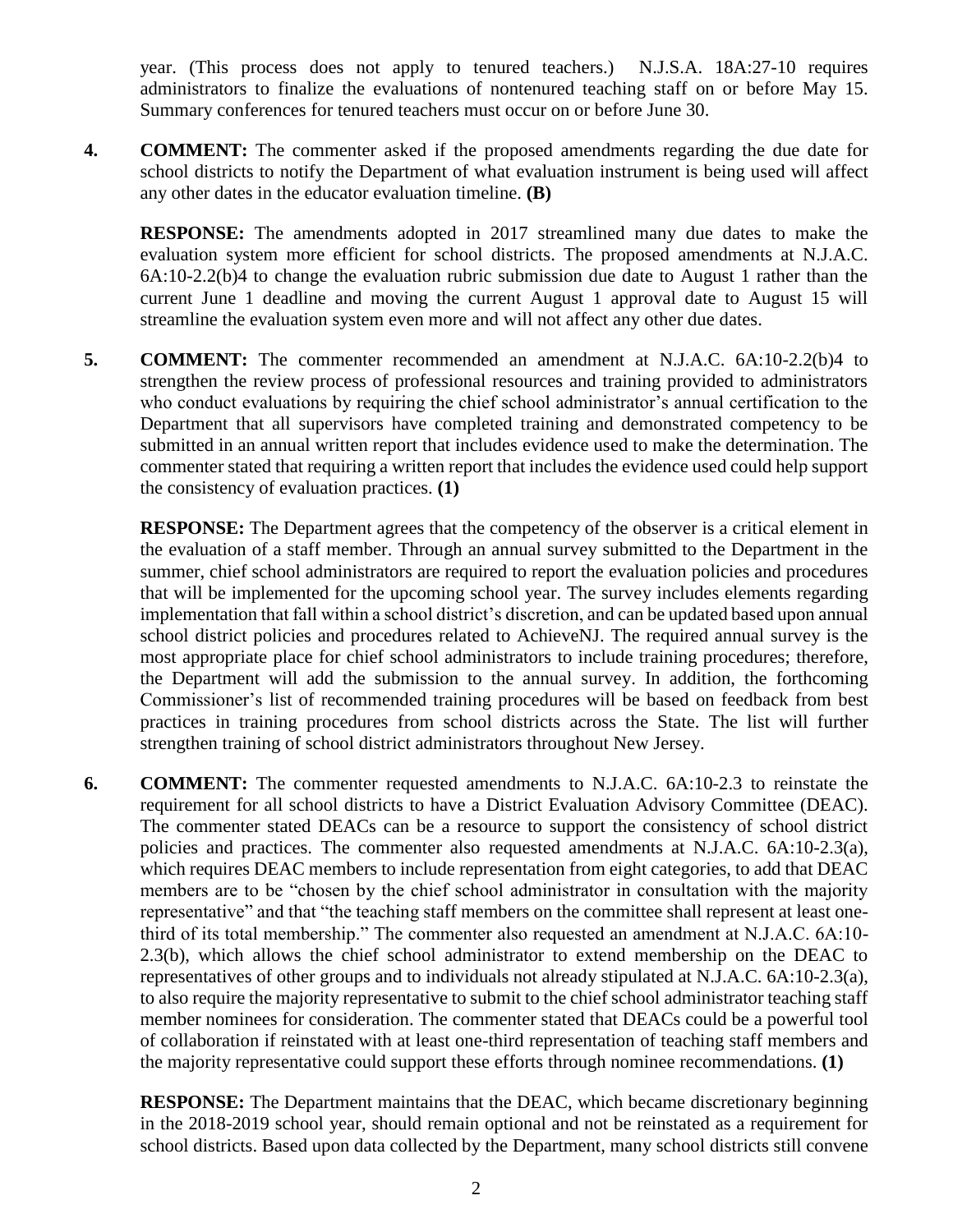year. (This process does not apply to tenured teachers.) N.J.S.A. 18A:27-10 requires administrators to finalize the evaluations of nontenured teaching staff on or before May 15. Summary conferences for tenured teachers must occur on or before June 30.

4. **COMMENT:** The commenter asked if the proposed amendments regarding the due date for school districts to notify the Department of what evaluation instrument is being used will affect any other dates in the educator evaluation timeline. **(B)**

   **RESPONSE:** The amendments adopted in 2017 streamlined many due dates to make the evaluation system more efficient for school districts. The proposed amendments at N.J.A.C. 6A:10-2.2(b)4 to change the evaluation rubric submission due date to August 1 rather than the current June 1 deadline and moving the current August 1 approval date to August 15 will streamline the evaluation system even more and will not affect any other due dates.

5. **COMMENT:** The commenter recommended an amendment at N.J.A.C. 6A:10-2.2(b)4 to strengthen the review process of professional resources and training provided to administrators who conduct evaluations by requiring the chief school administrator's annual certification to the Department that all supervisors have completed training and demonstrated competency to be submitted in an annual written report that includes evidence used to make the determination. The commenter stated that requiring a written report that includes the evidence used could help support the consistency of evaluation practices. **(1)**

   **RESPONSE:** The Department agrees that the competency of the observer is a critical element in the evaluation of a staff member. Through an annual survey submitted to the Department in the summer, chief school administrators are required to report the evaluation policies and procedures that will be implemented for the upcoming school year. The survey includes elements regarding implementation that fall within a school district's discretion, and can be updated based upon annual school district policies and procedures related to AchieveNJ. The required annual survey is the most appropriate place for chief school administrators to include training procedures; therefore, the Department will add the submission to the annual survey. In addition, the forthcoming Commissioner's list of recommended training procedures will be based on feedback from best practices in training procedures from school districts across the State. The list will further strengthen training of school district administrators throughout New Jersey.

6. **COMMENT:** The commenter requested amendments to N.J.A.C. 6A:10-2.3 to reinstate the requirement for all school districts to have a District Evaluation Advisory Committee (DEAC). The commenter stated DEACs can be a resource to support the consistency of school district policies and practices. The commenter also requested amendments at N.J.A.C. 6A:10-2.3(a), which requires DEAC members to include representation from eight categories, to add that DEAC members are to be "chosen by the chief school administrator in consultation with the majority representative" and that "the teaching staff members on the committee shall represent at least one-third of its total membership." The commenter also requested an amendment at N.J.A.C. 6A:10-2.3(b), which allows the chief school administrator to extend membership on the DEAC to representatives of other groups and to individuals not already stipulated at N.J.A.C. 6A:10-2.3(a), to also require the majority representative to submit to the chief school administrator teaching staff member nominees for consideration. The commenter stated that DEACs could be a powerful tool of collaboration if reinstated with at least one-third representation of teaching staff members and the majority representative could support these efforts through nominee recommendations. **(1)**

   **RESPONSE:** The Department maintains that the DEAC, which became discretionary beginning in the 2018-2019 school year, should remain optional and not be reinstated as a requirement for school districts. Based upon data collected by the Department, many school districts still convene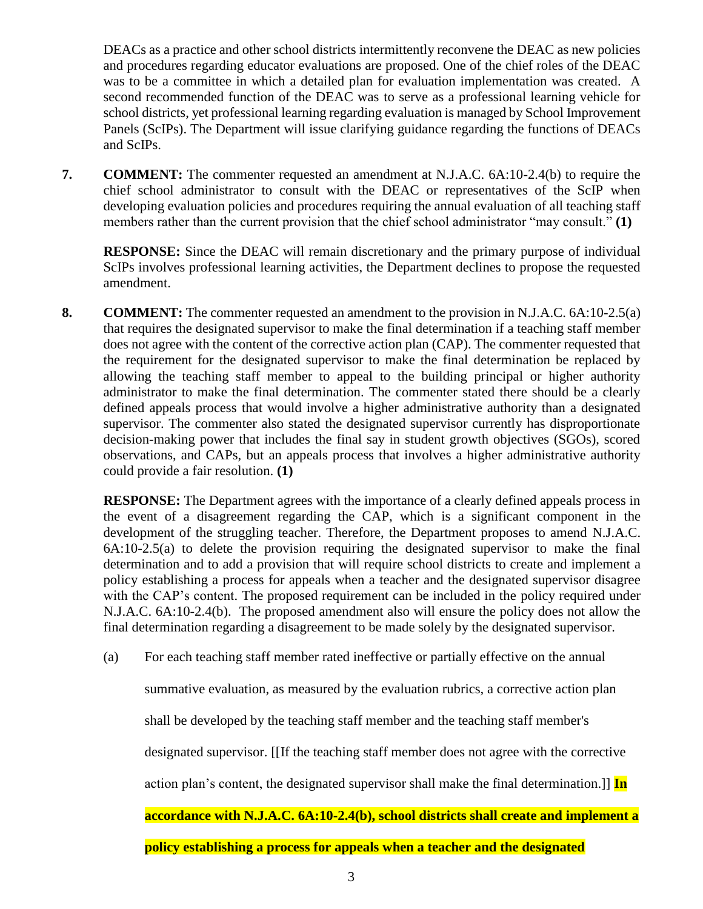DEACs as a practice and other school districts intermittently reconvene the DEAC as new policies and procedures regarding educator evaluations are proposed. One of the chief roles of the DEAC was to be a committee in which a detailed plan for evaluation implementation was created. A second recommended function of the DEAC was to serve as a professional learning vehicle for school districts, yet professional learning regarding evaluation is managed by School Improvement Panels (ScIPs). The Department will issue clarifying guidance regarding the functions of DEACs and ScIPs.

**7. COMMENT:** The commenter requested an amendment at N.J.A.C. 6A:10-2.4(b) to require the chief school administrator to consult with the DEAC or representatives of the ScIP when developing evaluation policies and procedures requiring the annual evaluation of all teaching staff members rather than the current provision that the chief school administrator "may consult." **(1)**

**RESPONSE:** Since the DEAC will remain discretionary and the primary purpose of individual ScIPs involves professional learning activities, the Department declines to propose the requested amendment.

**8. COMMENT:** The commenter requested an amendment to the provision in N.J.A.C. 6A:10-2.5(a) that requires the designated supervisor to make the final determination if a teaching staff member does not agree with the content of the corrective action plan (CAP). The commenter requested that the requirement for the designated supervisor to make the final determination be replaced by allowing the teaching staff member to appeal to the building principal or higher authority administrator to make the final determination. The commenter stated there should be a clearly defined appeals process that would involve a higher administrative authority than a designated supervisor. The commenter also stated the designated supervisor currently has disproportionate decision-making power that includes the final say in student growth objectives (SGOs), scored observations, and CAPs, but an appeals process that involves a higher administrative authority could provide a fair resolution. **(1)**

**RESPONSE:** The Department agrees with the importance of a clearly defined appeals process in the event of a disagreement regarding the CAP, which is a significant component in the development of the struggling teacher. Therefore, the Department proposes to amend N.J.A.C. 6A:10-2.5(a) to delete the provision requiring the designated supervisor to make the final determination and to add a provision that will require school districts to create and implement a policy establishing a process for appeals when a teacher and the designated supervisor disagree with the CAP's content. The proposed requirement can be included in the policy required under N.J.A.C. 6A:10-2.4(b). The proposed amendment also will ensure the policy does not allow the final determination regarding a disagreement to be made solely by the designated supervisor.

(a) For each teaching staff member rated ineffective or partially effective on the annual summative evaluation, as measured by the evaluation rubrics, a corrective action plan shall be developed by the teaching staff member and the teaching staff member's designated supervisor. [[If the teaching staff member does not agree with the corrective action plan's content, the designated supervisor shall make the final determination.]] **In accordance with N.J.A.C. 6A:10-2.4(b), school districts shall create and implement a policy establishing a process for appeals when a teacher and the designated**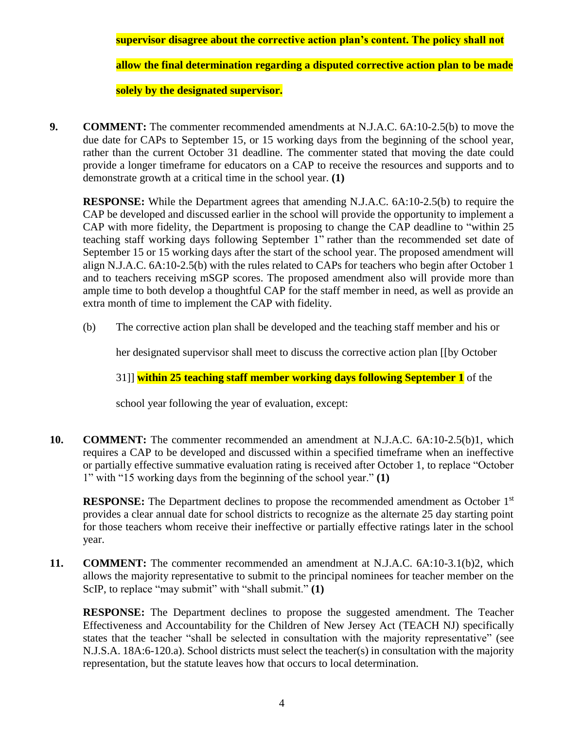**supervisor disagree about the corrective action plan's content. The policy shall not allow the final determination regarding a disputed corrective action plan to be made solely by the designated supervisor.**

**9. COMMENT:** The commenter recommended amendments at N.J.A.C. 6A:10-2.5(b) to move the due date for CAPs to September 15, or 15 working days from the beginning of the school year, rather than the current October 31 deadline. The commenter stated that moving the date could provide a longer timeframe for educators on a CAP to receive the resources and supports and to demonstrate growth at a critical time in the school year. **(1)**

**RESPONSE:** While the Department agrees that amending N.J.A.C. 6A:10-2.5(b) to require the CAP be developed and discussed earlier in the school will provide the opportunity to implement a CAP with more fidelity, the Department is proposing to change the CAP deadline to "within 25 teaching staff working days following September 1" rather than the recommended set date of September 15 or 15 working days after the start of the school year. The proposed amendment will align N.J.A.C. 6A:10-2.5(b) with the rules related to CAPs for teachers who begin after October 1 and to teachers receiving mSGP scores. The proposed amendment also will provide more than ample time to both develop a thoughtful CAP for the staff member in need, as well as provide an extra month of time to implement the CAP with fidelity.

(b) The corrective action plan shall be developed and the teaching staff member and his or her designated supervisor shall meet to discuss the corrective action plan [[by October 31]] **within 25 teaching staff member working days following September 1** of the school year following the year of evaluation, except:

**10. COMMENT:** The commenter recommended an amendment at N.J.A.C. 6A:10-2.5(b)1, which requires a CAP to be developed and discussed within a specified timeframe when an ineffective or partially effective summative evaluation rating is received after October 1, to replace "October 1" with "15 working days from the beginning of the school year." **(1)**

**RESPONSE:** The Department declines to propose the recommended amendment as October 1st provides a clear annual date for school districts to recognize as the alternate 25 day starting point for those teachers whom receive their ineffective or partially effective ratings later in the school year.

**11. COMMENT:** The commenter recommended an amendment at N.J.A.C. 6A:10-3.1(b)2, which allows the majority representative to submit to the principal nominees for teacher member on the ScIP, to replace "may submit" with "shall submit." **(1)**

**RESPONSE:** The Department declines to propose the suggested amendment. The Teacher Effectiveness and Accountability for the Children of New Jersey Act (TEACH NJ) specifically states that the teacher "shall be selected in consultation with the majority representative" (see N.J.S.A. 18A:6-120.a). School districts must select the teacher(s) in consultation with the majority representation, but the statute leaves how that occurs to local determination.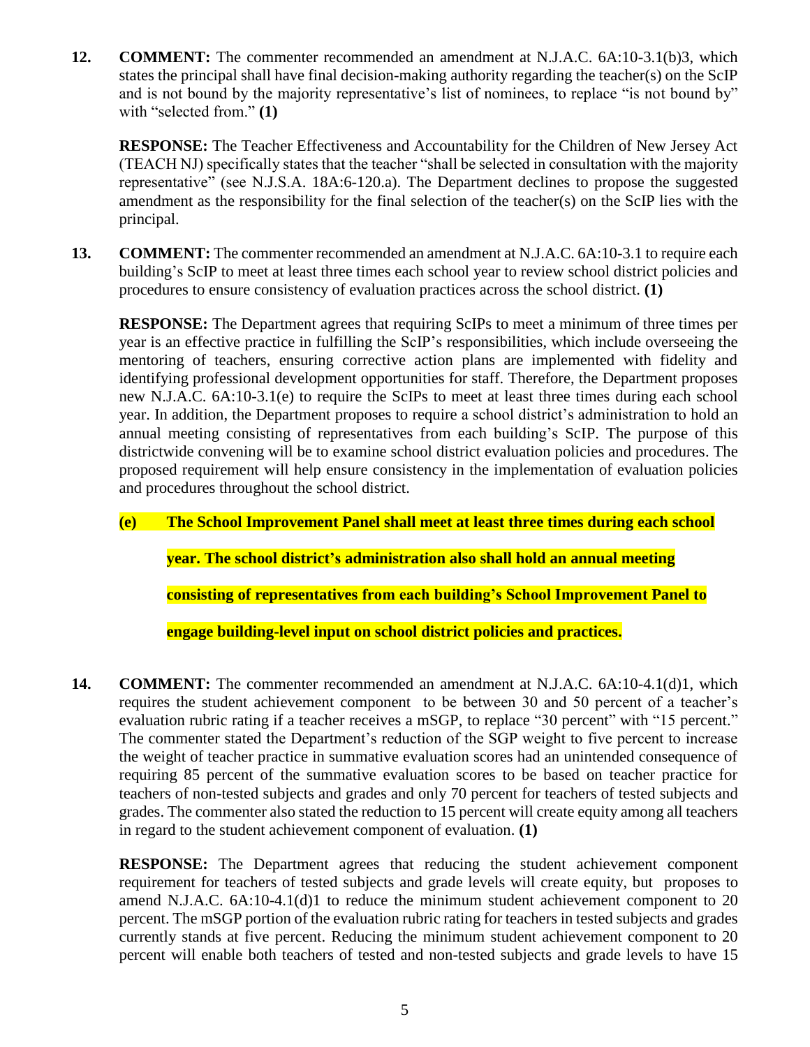**12.** **COMMENT:** The commenter recommended an amendment at N.J.A.C. 6A:10-3.1(b)3, which states the principal shall have final decision-making authority regarding the teacher(s) on the ScIP and is not bound by the majority representative's list of nominees, to replace "is not bound by" with "selected from." **(1)**

**RESPONSE:** The Teacher Effectiveness and Accountability for the Children of New Jersey Act (TEACH NJ) specifically states that the teacher "shall be selected in consultation with the majority representative" (see N.J.S.A. 18A:6-120.a). The Department declines to propose the suggested amendment as the responsibility for the final selection of the teacher(s) on the ScIP lies with the principal.

**13.** **COMMENT:** The commenter recommended an amendment at N.J.A.C. 6A:10-3.1 to require each building's ScIP to meet at least three times each school year to review school district policies and procedures to ensure consistency of evaluation practices across the school district. **(1)**

**RESPONSE:** The Department agrees that requiring ScIPs to meet a minimum of three times per year is an effective practice in fulfilling the ScIP's responsibilities, which include overseeing the mentoring of teachers, ensuring corrective action plans are implemented with fidelity and identifying professional development opportunities for staff. Therefore, the Department proposes new N.J.A.C. 6A:10-3.1(e) to require the ScIPs to meet at least three times during each school year. In addition, the Department proposes to require a school district's administration to hold an annual meeting consisting of representatives from each building's ScIP. The purpose of this districtwide convening will be to examine school district evaluation policies and procedures. The proposed requirement will help ensure consistency in the implementation of evaluation policies and procedures throughout the school district.

**(e) The School Improvement Panel shall meet at least three times during each school year. The school district's administration also shall hold an annual meeting consisting of representatives from each building's School Improvement Panel to engage building-level input on school district policies and practices.**

**14.** **COMMENT:** The commenter recommended an amendment at N.J.A.C. 6A:10-4.1(d)1, which requires the student achievement component to be between 30 and 50 percent of a teacher's evaluation rubric rating if a teacher receives a mSGP, to replace "30 percent" with "15 percent." The commenter stated the Department's reduction of the SGP weight to five percent to increase the weight of teacher practice in summative evaluation scores had an unintended consequence of requiring 85 percent of the summative evaluation scores to be based on teacher practice for teachers of non-tested subjects and grades and only 70 percent for teachers of tested subjects and grades. The commenter also stated the reduction to 15 percent will create equity among all teachers in regard to the student achievement component of evaluation. **(1)**

**RESPONSE:** The Department agrees that reducing the student achievement component requirement for teachers of tested subjects and grade levels will create equity, but proposes to amend N.J.A.C. 6A:10-4.1(d)1 to reduce the minimum student achievement component to 20 percent. The mSGP portion of the evaluation rubric rating for teachers in tested subjects and grades currently stands at five percent. Reducing the minimum student achievement component to 20 percent will enable both teachers of tested and non-tested subjects and grade levels to have 15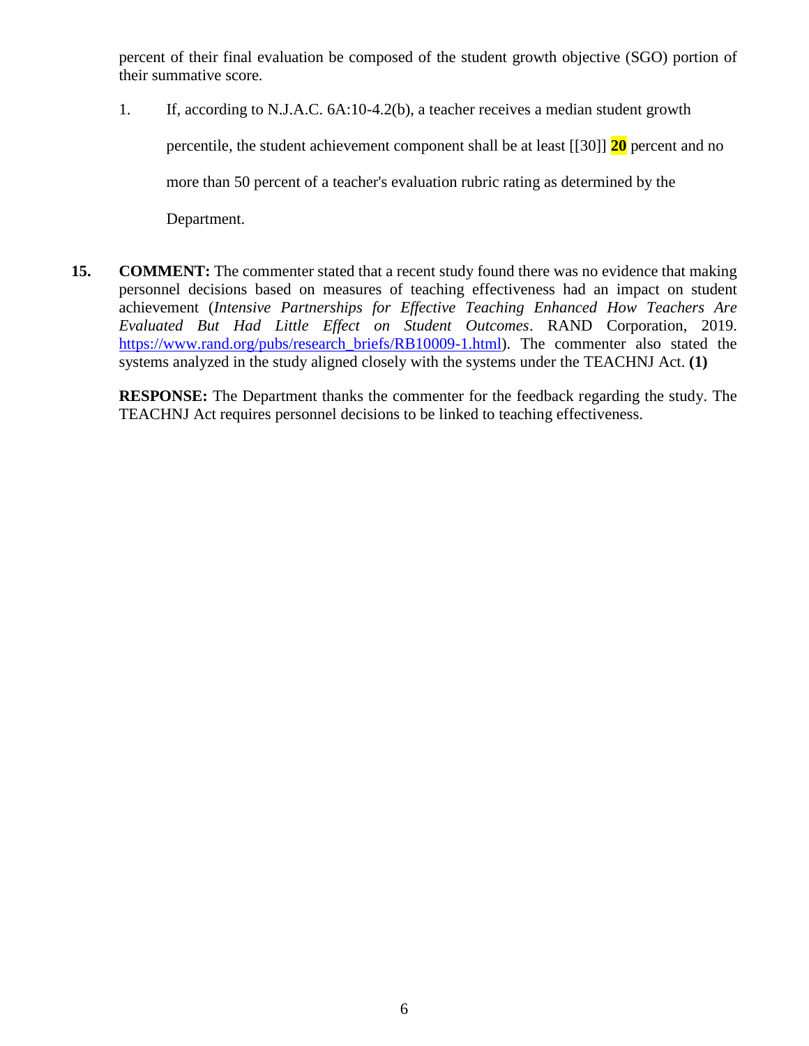percent of their final evaluation be composed of the student growth objective (SGO) portion of their summative score.

1. If, according to N.J.A.C. 6A:10-4.2(b), a teacher receives a median student growth percentile, the student achievement component shall be at least [[30]] **20** percent and no more than 50 percent of a teacher's evaluation rubric rating as determined by the Department.

**15. COMMENT:** The commenter stated that a recent study found there was no evidence that making personnel decisions based on measures of teaching effectiveness had an impact on student achievement (*Intensive Partnerships for Effective Teaching Enhanced How Teachers Are Evaluated But Had Little Effect on Student Outcomes*. RAND Corporation, 2019. https://www.rand.org/pubs/research_briefs/RB10009-1.html). The commenter also stated the systems analyzed in the study aligned closely with the systems under the TEACHNJ Act. **(1)**

**RESPONSE:** The Department thanks the commenter for the feedback regarding the study. The TEACHNJ Act requires personnel decisions to be linked to teaching effectiveness.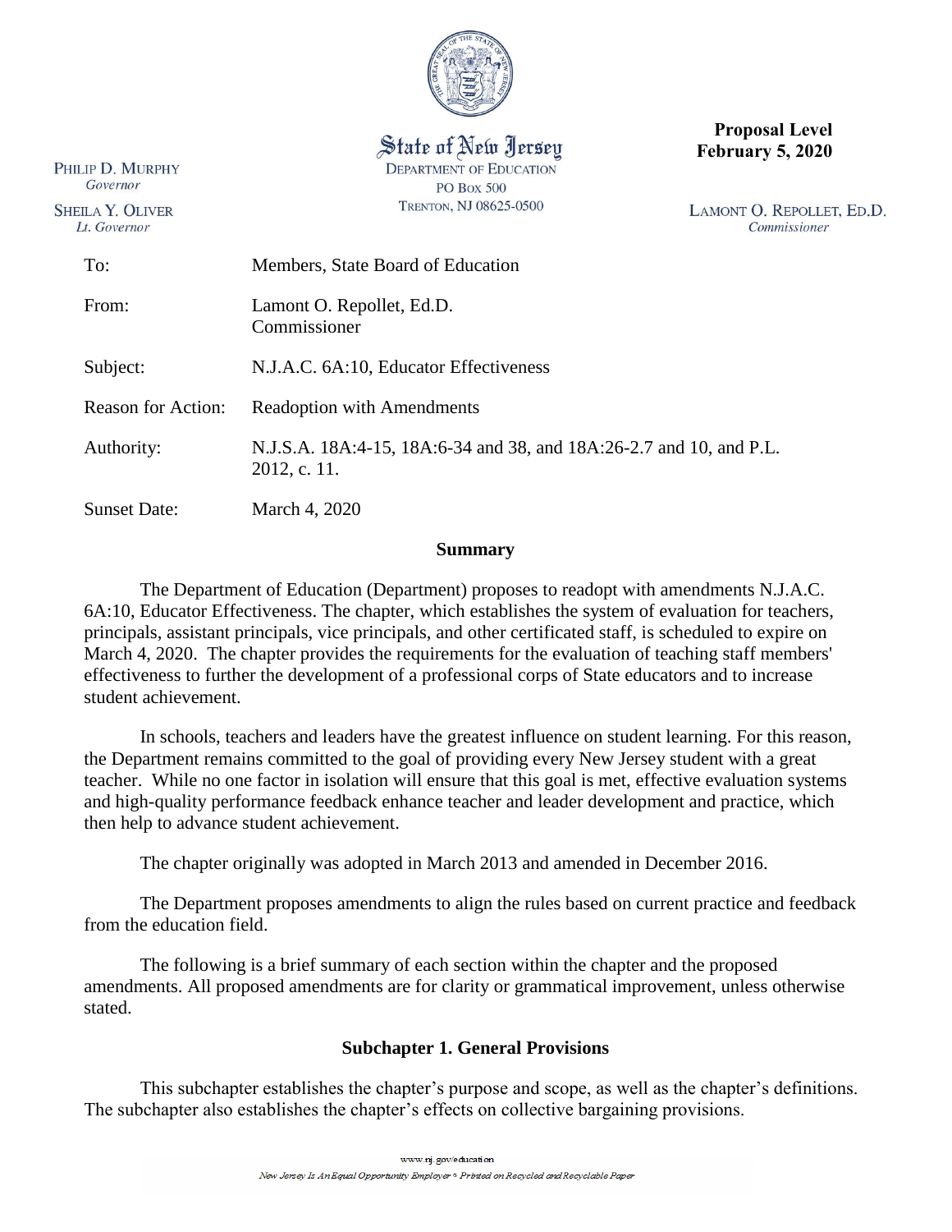State of New Jersey
DEPARTMENT OF EDUCATION
PO BOX 500
TRENTON, NJ 08625-0500

**Proposal Level**
**February 5, 2020**

PHILIP D. MURPHY
*Governor*

SHEILA Y. OLIVER
*Lt. Governor*

LAMONT O. REPOLLET, ED.D.
*Commissioner*

| | |
|---|---|
| To: | Members, State Board of Education |
| From: | Lamont O. Repollet, Ed.D. Commissioner |
| Subject: | N.J.A.C. 6A:10, Educator Effectiveness |
| Reason for Action: | Readoption with Amendments |
| Authority: | N.J.S.A. 18A:4-15, 18A:6-34 and 38, and 18A:26-2.7 and 10, and P.L. 2012, c. 11. |
| Sunset Date: | March 4, 2020 |

## Summary

The Department of Education (Department) proposes to readopt with amendments N.J.A.C. 6A:10, Educator Effectiveness. The chapter, which establishes the system of evaluation for teachers, principals, assistant principals, vice principals, and other certificated staff, is scheduled to expire on March 4, 2020. The chapter provides the requirements for the evaluation of teaching staff members' effectiveness to further the development of a professional corps of State educators and to increase student achievement.

In schools, teachers and leaders have the greatest influence on student learning. For this reason, the Department remains committed to the goal of providing every New Jersey student with a great teacher. While no one factor in isolation will ensure that this goal is met, effective evaluation systems and high-quality performance feedback enhance teacher and leader development and practice, which then help to advance student achievement.

The chapter originally was adopted in March 2013 and amended in December 2016.

The Department proposes amendments to align the rules based on current practice and feedback from the education field.

The following is a brief summary of each section within the chapter and the proposed amendments. All proposed amendments are for clarity or grammatical improvement, unless otherwise stated.

### Subchapter 1. General Provisions

This subchapter establishes the chapter's purpose and scope, as well as the chapter's definitions. The subchapter also establishes the chapter's effects on collective bargaining provisions.

www.nj.gov/education

*New Jersey Is An Equal Opportunity Employer • Printed on Recycled and Recyclable Paper*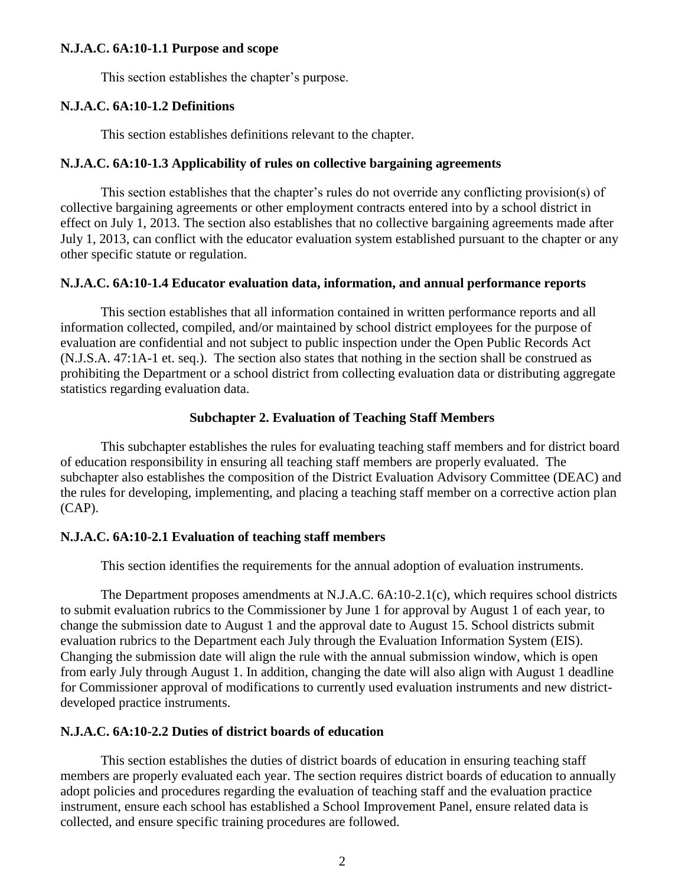**N.J.A.C. 6A:10-1.1 Purpose and scope**

This section establishes the chapter's purpose.

**N.J.A.C. 6A:10-1.2 Definitions**

This section establishes definitions relevant to the chapter.

**N.J.A.C. 6A:10-1.3 Applicability of rules on collective bargaining agreements**

This section establishes that the chapter's rules do not override any conflicting provision(s) of collective bargaining agreements or other employment contracts entered into by a school district in effect on July 1, 2013. The section also establishes that no collective bargaining agreements made after July 1, 2013, can conflict with the educator evaluation system established pursuant to the chapter or any other specific statute or regulation.

**N.J.A.C. 6A:10-1.4 Educator evaluation data, information, and annual performance reports**

This section establishes that all information contained in written performance reports and all information collected, compiled, and/or maintained by school district employees for the purpose of evaluation are confidential and not subject to public inspection under the Open Public Records Act (N.J.S.A. 47:1A-1 et. seq.). The section also states that nothing in the section shall be construed as prohibiting the Department or a school district from collecting evaluation data or distributing aggregate statistics regarding evaluation data.

**Subchapter 2. Evaluation of Teaching Staff Members**

This subchapter establishes the rules for evaluating teaching staff members and for district board of education responsibility in ensuring all teaching staff members are properly evaluated. The subchapter also establishes the composition of the District Evaluation Advisory Committee (DEAC) and the rules for developing, implementing, and placing a teaching staff member on a corrective action plan (CAP).

**N.J.A.C. 6A:10-2.1 Evaluation of teaching staff members**

This section identifies the requirements for the annual adoption of evaluation instruments.

The Department proposes amendments at N.J.A.C. 6A:10-2.1(c), which requires school districts to submit evaluation rubrics to the Commissioner by June 1 for approval by August 1 of each year, to change the submission date to August 1 and the approval date to August 15. School districts submit evaluation rubrics to the Department each July through the Evaluation Information System (EIS). Changing the submission date will align the rule with the annual submission window, which is open from early July through August 1. In addition, changing the date will also align with August 1 deadline for Commissioner approval of modifications to currently used evaluation instruments and new district-developed practice instruments.

**N.J.A.C. 6A:10-2.2 Duties of district boards of education**

This section establishes the duties of district boards of education in ensuring teaching staff members are properly evaluated each year. The section requires district boards of education to annually adopt policies and procedures regarding the evaluation of teaching staff and the evaluation practice instrument, ensure each school has established a School Improvement Panel, ensure related data is collected, and ensure specific training procedures are followed.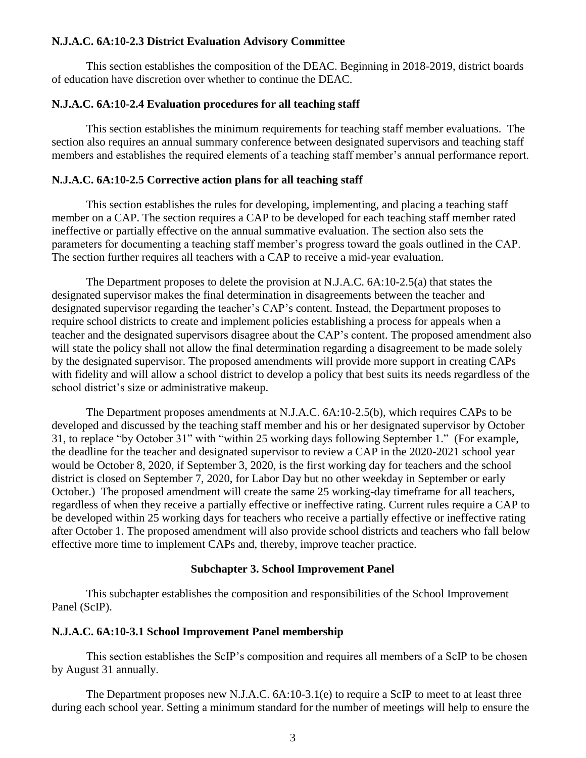**N.J.A.C. 6A:10-2.3 District Evaluation Advisory Committee**

This section establishes the composition of the DEAC. Beginning in 2018-2019, district boards of education have discretion over whether to continue the DEAC.

**N.J.A.C. 6A:10-2.4 Evaluation procedures for all teaching staff**

This section establishes the minimum requirements for teaching staff member evaluations. The section also requires an annual summary conference between designated supervisors and teaching staff members and establishes the required elements of a teaching staff member's annual performance report.

**N.J.A.C. 6A:10-2.5 Corrective action plans for all teaching staff**

This section establishes the rules for developing, implementing, and placing a teaching staff member on a CAP. The section requires a CAP to be developed for each teaching staff member rated ineffective or partially effective on the annual summative evaluation. The section also sets the parameters for documenting a teaching staff member's progress toward the goals outlined in the CAP. The section further requires all teachers with a CAP to receive a mid-year evaluation.

The Department proposes to delete the provision at N.J.A.C. 6A:10-2.5(a) that states the designated supervisor makes the final determination in disagreements between the teacher and designated supervisor regarding the teacher's CAP's content. Instead, the Department proposes to require school districts to create and implement policies establishing a process for appeals when a teacher and the designated supervisors disagree about the CAP's content. The proposed amendment also will state the policy shall not allow the final determination regarding a disagreement to be made solely by the designated supervisor. The proposed amendments will provide more support in creating CAPs with fidelity and will allow a school district to develop a policy that best suits its needs regardless of the school district's size or administrative makeup.

The Department proposes amendments at N.J.A.C. 6A:10-2.5(b), which requires CAPs to be developed and discussed by the teaching staff member and his or her designated supervisor by October 31, to replace "by October 31" with "within 25 working days following September 1." (For example, the deadline for the teacher and designated supervisor to review a CAP in the 2020-2021 school year would be October 8, 2020, if September 3, 2020, is the first working day for teachers and the school district is closed on September 7, 2020, for Labor Day but no other weekday in September or early October.) The proposed amendment will create the same 25 working-day timeframe for all teachers, regardless of when they receive a partially effective or ineffective rating. Current rules require a CAP to be developed within 25 working days for teachers who receive a partially effective or ineffective rating after October 1. The proposed amendment will also provide school districts and teachers who fall below effective more time to implement CAPs and, thereby, improve teacher practice.

**Subchapter 3. School Improvement Panel**

This subchapter establishes the composition and responsibilities of the School Improvement Panel (ScIP).

**N.J.A.C. 6A:10-3.1 School Improvement Panel membership**

This section establishes the ScIP's composition and requires all members of a ScIP to be chosen by August 31 annually.

The Department proposes new N.J.A.C. 6A:10-3.1(e) to require a ScIP to meet to at least three during each school year. Setting a minimum standard for the number of meetings will help to ensure the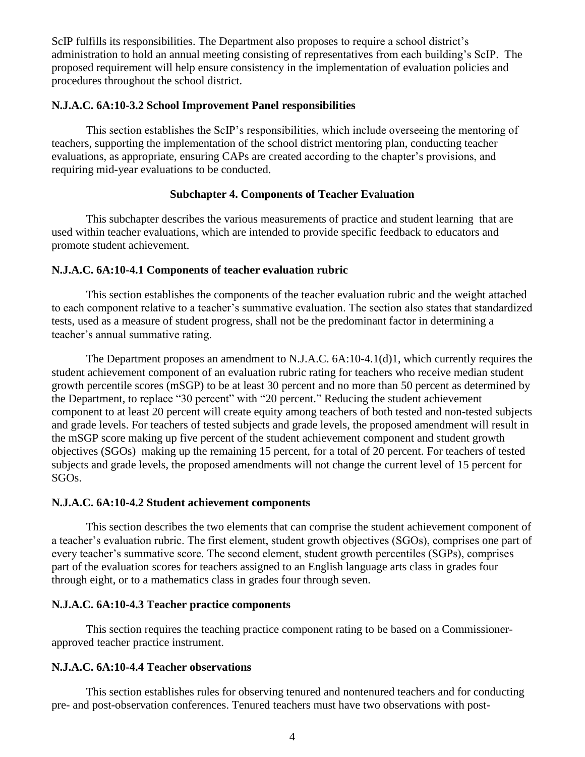ScIP fulfills its responsibilities. The Department also proposes to require a school district's administration to hold an annual meeting consisting of representatives from each building's ScIP. The proposed requirement will help ensure consistency in the implementation of evaluation policies and procedures throughout the school district.

**N.J.A.C. 6A:10-3.2 School Improvement Panel responsibilities**

This section establishes the ScIP's responsibilities, which include overseeing the mentoring of teachers, supporting the implementation of the school district mentoring plan, conducting teacher evaluations, as appropriate, ensuring CAPs are created according to the chapter's provisions, and requiring mid-year evaluations to be conducted.

**Subchapter 4. Components of Teacher Evaluation**

This subchapter describes the various measurements of practice and student learning that are used within teacher evaluations, which are intended to provide specific feedback to educators and promote student achievement.

**N.J.A.C. 6A:10-4.1 Components of teacher evaluation rubric**

This section establishes the components of the teacher evaluation rubric and the weight attached to each component relative to a teacher's summative evaluation. The section also states that standardized tests, used as a measure of student progress, shall not be the predominant factor in determining a teacher's annual summative rating.

The Department proposes an amendment to N.J.A.C. 6A:10-4.1(d)1, which currently requires the student achievement component of an evaluation rubric rating for teachers who receive median student growth percentile scores (mSGP) to be at least 30 percent and no more than 50 percent as determined by the Department, to replace "30 percent" with "20 percent." Reducing the student achievement component to at least 20 percent will create equity among teachers of both tested and non-tested subjects and grade levels. For teachers of tested subjects and grade levels, the proposed amendment will result in the mSGP score making up five percent of the student achievement component and student growth objectives (SGOs) making up the remaining 15 percent, for a total of 20 percent. For teachers of tested subjects and grade levels, the proposed amendments will not change the current level of 15 percent for SGOs.

**N.J.A.C. 6A:10-4.2 Student achievement components**

This section describes the two elements that can comprise the student achievement component of a teacher's evaluation rubric. The first element, student growth objectives (SGOs), comprises one part of every teacher's summative score. The second element, student growth percentiles (SGPs), comprises part of the evaluation scores for teachers assigned to an English language arts class in grades four through eight, or to a mathematics class in grades four through seven.

**N.J.A.C. 6A:10-4.3 Teacher practice components**

This section requires the teaching practice component rating to be based on a Commissioner-approved teacher practice instrument.

**N.J.A.C. 6A:10-4.4 Teacher observations**

This section establishes rules for observing tenured and nontenured teachers and for conducting pre- and post-observation conferences. Tenured teachers must have two observations with post-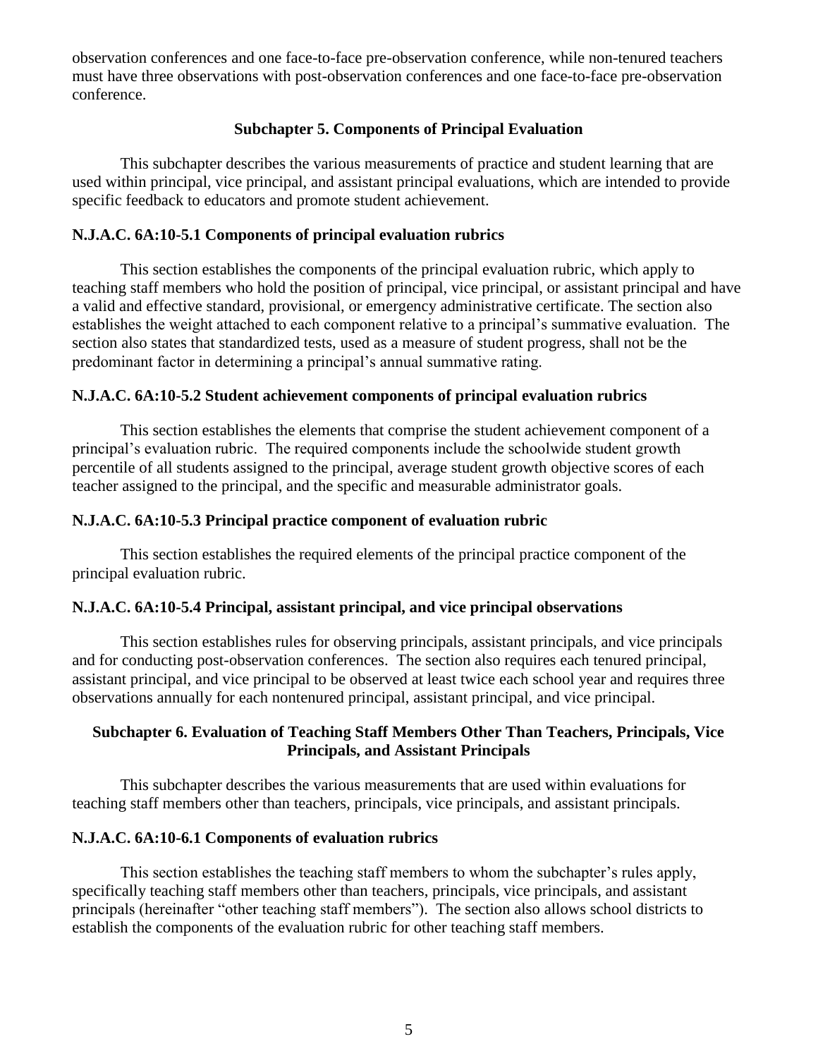observation conferences and one face-to-face pre-observation conference, while non-tenured teachers must have three observations with post-observation conferences and one face-to-face pre-observation conference.

## Subchapter 5. Components of Principal Evaluation

This subchapter describes the various measurements of practice and student learning that are used within principal, vice principal, and assistant principal evaluations, which are intended to provide specific feedback to educators and promote student achievement.

### N.J.A.C. 6A:10-5.1 Components of principal evaluation rubrics

This section establishes the components of the principal evaluation rubric, which apply to teaching staff members who hold the position of principal, vice principal, or assistant principal and have a valid and effective standard, provisional, or emergency administrative certificate. The section also establishes the weight attached to each component relative to a principal's summative evaluation. The section also states that standardized tests, used as a measure of student progress, shall not be the predominant factor in determining a principal's annual summative rating.

### N.J.A.C. 6A:10-5.2 Student achievement components of principal evaluation rubrics

This section establishes the elements that comprise the student achievement component of a principal's evaluation rubric. The required components include the schoolwide student growth percentile of all students assigned to the principal, average student growth objective scores of each teacher assigned to the principal, and the specific and measurable administrator goals.

### N.J.A.C. 6A:10-5.3 Principal practice component of evaluation rubric

This section establishes the required elements of the principal practice component of the principal evaluation rubric.

### N.J.A.C. 6A:10-5.4 Principal, assistant principal, and vice principal observations

This section establishes rules for observing principals, assistant principals, and vice principals and for conducting post-observation conferences. The section also requires each tenured principal, assistant principal, and vice principal to be observed at least twice each school year and requires three observations annually for each nontenured principal, assistant principal, and vice principal.

## Subchapter 6. Evaluation of Teaching Staff Members Other Than Teachers, Principals, Vice Principals, and Assistant Principals

This subchapter describes the various measurements that are used within evaluations for teaching staff members other than teachers, principals, vice principals, and assistant principals.

### N.J.A.C. 6A:10-6.1 Components of evaluation rubrics

This section establishes the teaching staff members to whom the subchapter's rules apply, specifically teaching staff members other than teachers, principals, vice principals, and assistant principals (hereinafter "other teaching staff members"). The section also allows school districts to establish the components of the evaluation rubric for other teaching staff members.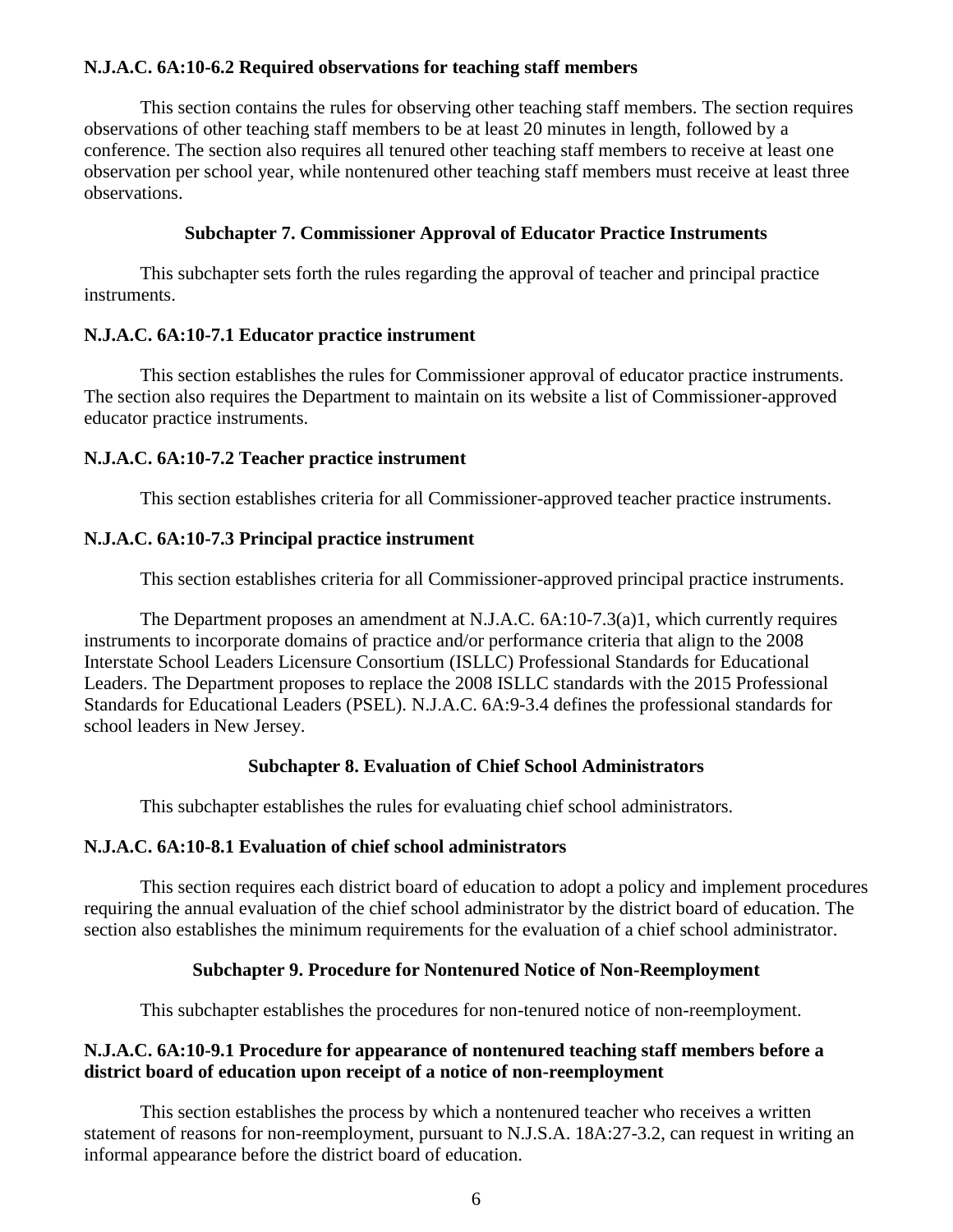**N.J.A.C. 6A:10-6.2 Required observations for teaching staff members**

This section contains the rules for observing other teaching staff members. The section requires observations of other teaching staff members to be at least 20 minutes in length, followed by a conference. The section also requires all tenured other teaching staff members to receive at least one observation per school year, while nontenured other teaching staff members must receive at least three observations.

### Subchapter 7. Commissioner Approval of Educator Practice Instruments

This subchapter sets forth the rules regarding the approval of teacher and principal practice instruments.

**N.J.A.C. 6A:10-7.1 Educator practice instrument**

This section establishes the rules for Commissioner approval of educator practice instruments. The section also requires the Department to maintain on its website a list of Commissioner-approved educator practice instruments.

**N.J.A.C. 6A:10-7.2 Teacher practice instrument**

This section establishes criteria for all Commissioner-approved teacher practice instruments.

**N.J.A.C. 6A:10-7.3 Principal practice instrument**

This section establishes criteria for all Commissioner-approved principal practice instruments.

The Department proposes an amendment at N.J.A.C. 6A:10-7.3(a)1, which currently requires instruments to incorporate domains of practice and/or performance criteria that align to the 2008 Interstate School Leaders Licensure Consortium (ISLLC) Professional Standards for Educational Leaders. The Department proposes to replace the 2008 ISLLC standards with the 2015 Professional Standards for Educational Leaders (PSEL). N.J.A.C. 6A:9-3.4 defines the professional standards for school leaders in New Jersey.

### Subchapter 8. Evaluation of Chief School Administrators

This subchapter establishes the rules for evaluating chief school administrators.

**N.J.A.C. 6A:10-8.1 Evaluation of chief school administrators**

This section requires each district board of education to adopt a policy and implement procedures requiring the annual evaluation of the chief school administrator by the district board of education. The section also establishes the minimum requirements for the evaluation of a chief school administrator.

### Subchapter 9. Procedure for Nontenured Notice of Non-Reemployment

This subchapter establishes the procedures for non-tenured notice of non-reemployment.

**N.J.A.C. 6A:10-9.1 Procedure for appearance of nontenured teaching staff members before a district board of education upon receipt of a notice of non-reemployment**

This section establishes the process by which a nontenured teacher who receives a written statement of reasons for non-reemployment, pursuant to N.J.S.A. 18A:27-3.2, can request in writing an informal appearance before the district board of education.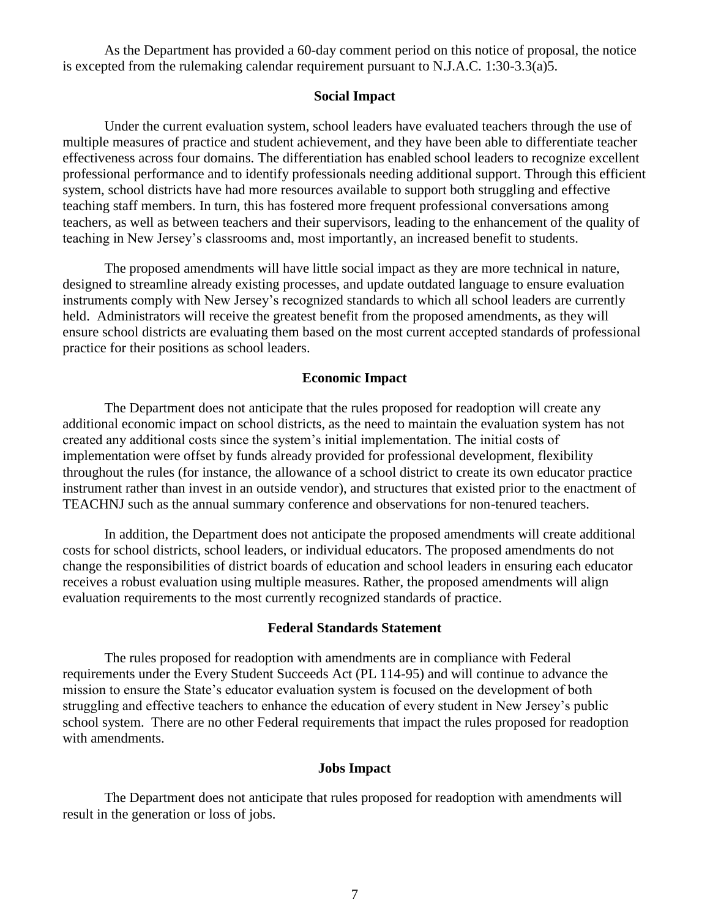As the Department has provided a 60-day comment period on this notice of proposal, the notice is excepted from the rulemaking calendar requirement pursuant to N.J.A.C. 1:30-3.3(a)5.

## Social Impact

Under the current evaluation system, school leaders have evaluated teachers through the use of multiple measures of practice and student achievement, and they have been able to differentiate teacher effectiveness across four domains. The differentiation has enabled school leaders to recognize excellent professional performance and to identify professionals needing additional support. Through this efficient system, school districts have had more resources available to support both struggling and effective teaching staff members. In turn, this has fostered more frequent professional conversations among teachers, as well as between teachers and their supervisors, leading to the enhancement of the quality of teaching in New Jersey's classrooms and, most importantly, an increased benefit to students.

The proposed amendments will have little social impact as they are more technical in nature, designed to streamline already existing processes, and update outdated language to ensure evaluation instruments comply with New Jersey's recognized standards to which all school leaders are currently held. Administrators will receive the greatest benefit from the proposed amendments, as they will ensure school districts are evaluating them based on the most current accepted standards of professional practice for their positions as school leaders.

## Economic Impact

The Department does not anticipate that the rules proposed for readoption will create any additional economic impact on school districts, as the need to maintain the evaluation system has not created any additional costs since the system's initial implementation. The initial costs of implementation were offset by funds already provided for professional development, flexibility throughout the rules (for instance, the allowance of a school district to create its own educator practice instrument rather than invest in an outside vendor), and structures that existed prior to the enactment of TEACHNJ such as the annual summary conference and observations for non-tenured teachers.

In addition, the Department does not anticipate the proposed amendments will create additional costs for school districts, school leaders, or individual educators. The proposed amendments do not change the responsibilities of district boards of education and school leaders in ensuring each educator receives a robust evaluation using multiple measures. Rather, the proposed amendments will align evaluation requirements to the most currently recognized standards of practice.

## Federal Standards Statement

The rules proposed for readoption with amendments are in compliance with Federal requirements under the Every Student Succeeds Act (PL 114-95) and will continue to advance the mission to ensure the State's educator evaluation system is focused on the development of both struggling and effective teachers to enhance the education of every student in New Jersey's public school system. There are no other Federal requirements that impact the rules proposed for readoption with amendments.

## Jobs Impact

The Department does not anticipate that rules proposed for readoption with amendments will result in the generation or loss of jobs.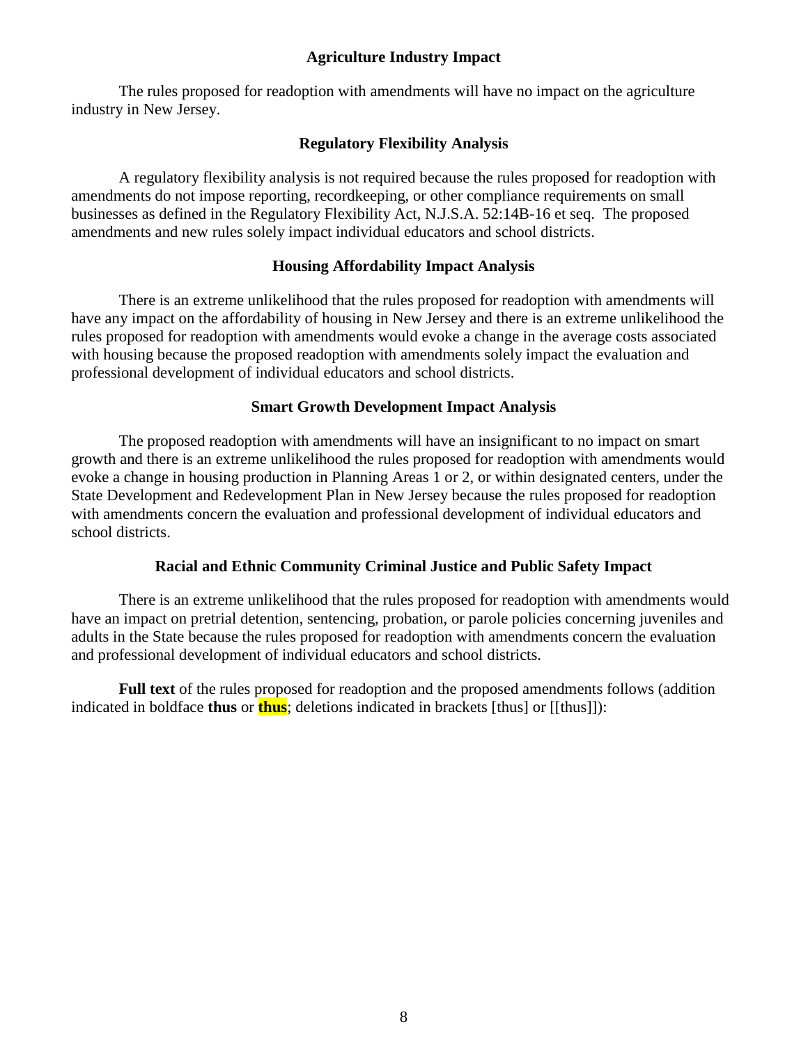### Agriculture Industry Impact

The rules proposed for readoption with amendments will have no impact on the agriculture industry in New Jersey.

### Regulatory Flexibility Analysis

A regulatory flexibility analysis is not required because the rules proposed for readoption with amendments do not impose reporting, recordkeeping, or other compliance requirements on small businesses as defined in the Regulatory Flexibility Act, N.J.S.A. 52:14B-16 et seq. The proposed amendments and new rules solely impact individual educators and school districts.

### Housing Affordability Impact Analysis

There is an extreme unlikelihood that the rules proposed for readoption with amendments will have any impact on the affordability of housing in New Jersey and there is an extreme unlikelihood the rules proposed for readoption with amendments would evoke a change in the average costs associated with housing because the proposed readoption with amendments solely impact the evaluation and professional development of individual educators and school districts.

### Smart Growth Development Impact Analysis

The proposed readoption with amendments will have an insignificant to no impact on smart growth and there is an extreme unlikelihood the rules proposed for readoption with amendments would evoke a change in housing production in Planning Areas 1 or 2, or within designated centers, under the State Development and Redevelopment Plan in New Jersey because the rules proposed for readoption with amendments concern the evaluation and professional development of individual educators and school districts.

### Racial and Ethnic Community Criminal Justice and Public Safety Impact

There is an extreme unlikelihood that the rules proposed for readoption with amendments would have an impact on pretrial detention, sentencing, probation, or parole policies concerning juveniles and adults in the State because the rules proposed for readoption with amendments concern the evaluation and professional development of individual educators and school districts.

**Full text** of the rules proposed for readoption and the proposed amendments follows (addition indicated in boldface **thus** or **thus**; deletions indicated in brackets [thus] or [[thus]]):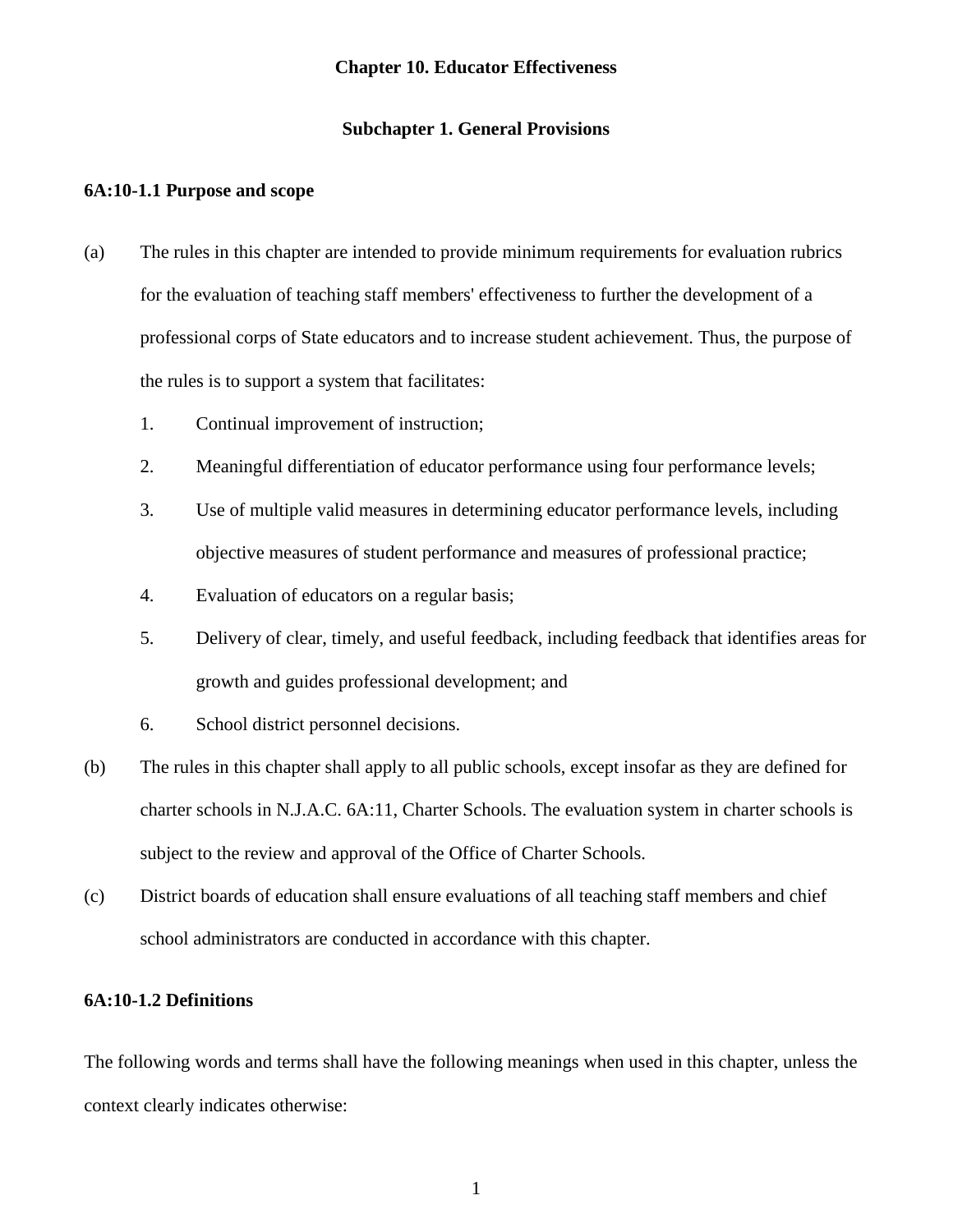# Chapter 10. Educator Effectiveness

## Subchapter 1. General Provisions

### 6A:10-1.1 Purpose and scope

(a) The rules in this chapter are intended to provide minimum requirements for evaluation rubrics for the evaluation of teaching staff members' effectiveness to further the development of a professional corps of State educators and to increase student achievement. Thus, the purpose of the rules is to support a system that facilitates:

1. Continual improvement of instruction;
2. Meaningful differentiation of educator performance using four performance levels;
3. Use of multiple valid measures in determining educator performance levels, including objective measures of student performance and measures of professional practice;
4. Evaluation of educators on a regular basis;
5. Delivery of clear, timely, and useful feedback, including feedback that identifies areas for growth and guides professional development; and
6. School district personnel decisions.

(b) The rules in this chapter shall apply to all public schools, except insofar as they are defined for charter schools in N.J.A.C. 6A:11, Charter Schools. The evaluation system in charter schools is subject to the review and approval of the Office of Charter Schools.

(c) District boards of education shall ensure evaluations of all teaching staff members and chief school administrators are conducted in accordance with this chapter.

### 6A:10-1.2 Definitions

The following words and terms shall have the following meanings when used in this chapter, unless the context clearly indicates otherwise: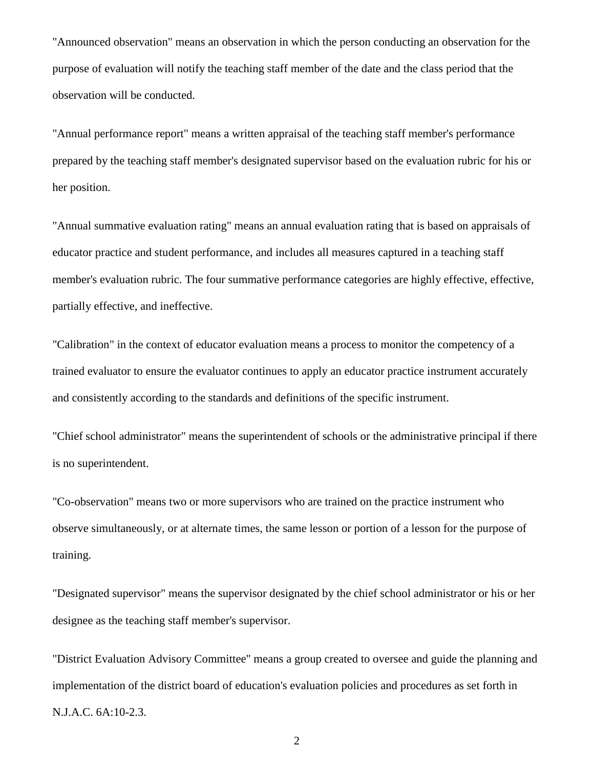"Announced observation" means an observation in which the person conducting an observation for the purpose of evaluation will notify the teaching staff member of the date and the class period that the observation will be conducted.

"Annual performance report" means a written appraisal of the teaching staff member's performance prepared by the teaching staff member's designated supervisor based on the evaluation rubric for his or her position.

"Annual summative evaluation rating" means an annual evaluation rating that is based on appraisals of educator practice and student performance, and includes all measures captured in a teaching staff member's evaluation rubric. The four summative performance categories are highly effective, effective, partially effective, and ineffective.

"Calibration" in the context of educator evaluation means a process to monitor the competency of a trained evaluator to ensure the evaluator continues to apply an educator practice instrument accurately and consistently according to the standards and definitions of the specific instrument.

"Chief school administrator" means the superintendent of schools or the administrative principal if there is no superintendent.

"Co-observation" means two or more supervisors who are trained on the practice instrument who observe simultaneously, or at alternate times, the same lesson or portion of a lesson for the purpose of training.

"Designated supervisor" means the supervisor designated by the chief school administrator or his or her designee as the teaching staff member's supervisor.

"District Evaluation Advisory Committee" means a group created to oversee and guide the planning and implementation of the district board of education's evaluation policies and procedures as set forth in N.J.A.C. 6A:10-2.3.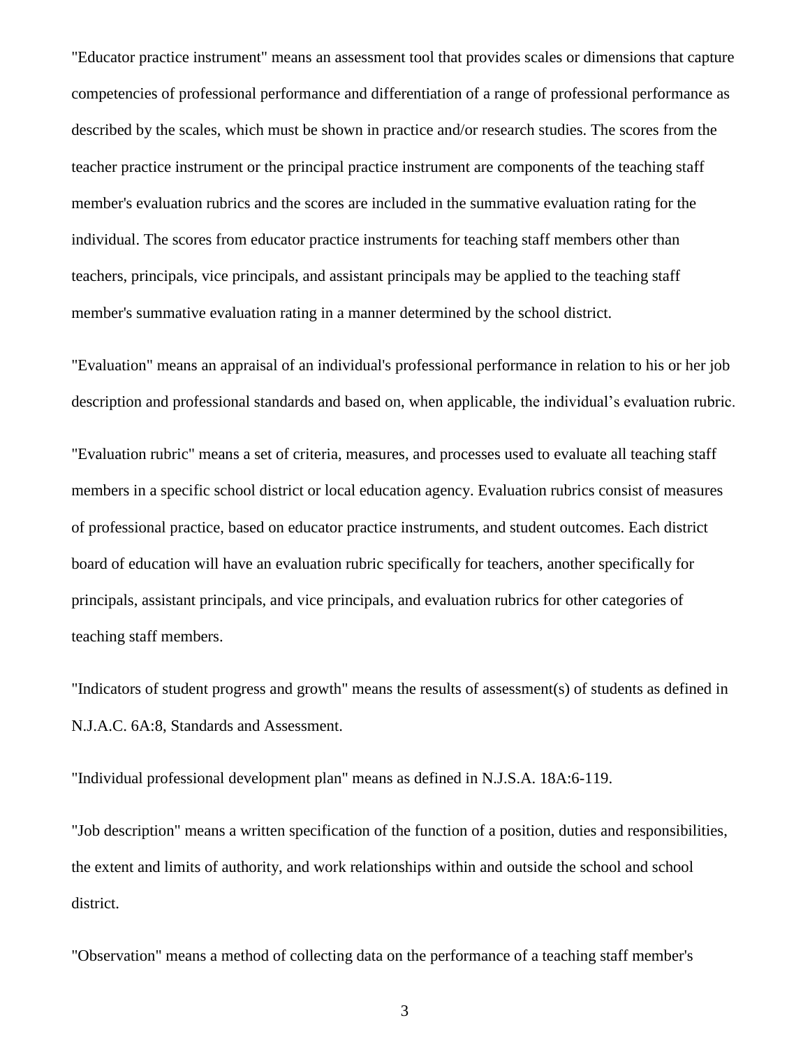"Educator practice instrument" means an assessment tool that provides scales or dimensions that capture competencies of professional performance and differentiation of a range of professional performance as described by the scales, which must be shown in practice and/or research studies. The scores from the teacher practice instrument or the principal practice instrument are components of the teaching staff member's evaluation rubrics and the scores are included in the summative evaluation rating for the individual. The scores from educator practice instruments for teaching staff members other than teachers, principals, vice principals, and assistant principals may be applied to the teaching staff member's summative evaluation rating in a manner determined by the school district.

"Evaluation" means an appraisal of an individual's professional performance in relation to his or her job description and professional standards and based on, when applicable, the individual's evaluation rubric.

"Evaluation rubric" means a set of criteria, measures, and processes used to evaluate all teaching staff members in a specific school district or local education agency. Evaluation rubrics consist of measures of professional practice, based on educator practice instruments, and student outcomes. Each district board of education will have an evaluation rubric specifically for teachers, another specifically for principals, assistant principals, and vice principals, and evaluation rubrics for other categories of teaching staff members.

"Indicators of student progress and growth" means the results of assessment(s) of students as defined in N.J.A.C. 6A:8, Standards and Assessment.

"Individual professional development plan" means as defined in N.J.S.A. 18A:6-119.

"Job description" means a written specification of the function of a position, duties and responsibilities, the extent and limits of authority, and work relationships within and outside the school and school district.

"Observation" means a method of collecting data on the performance of a teaching staff member's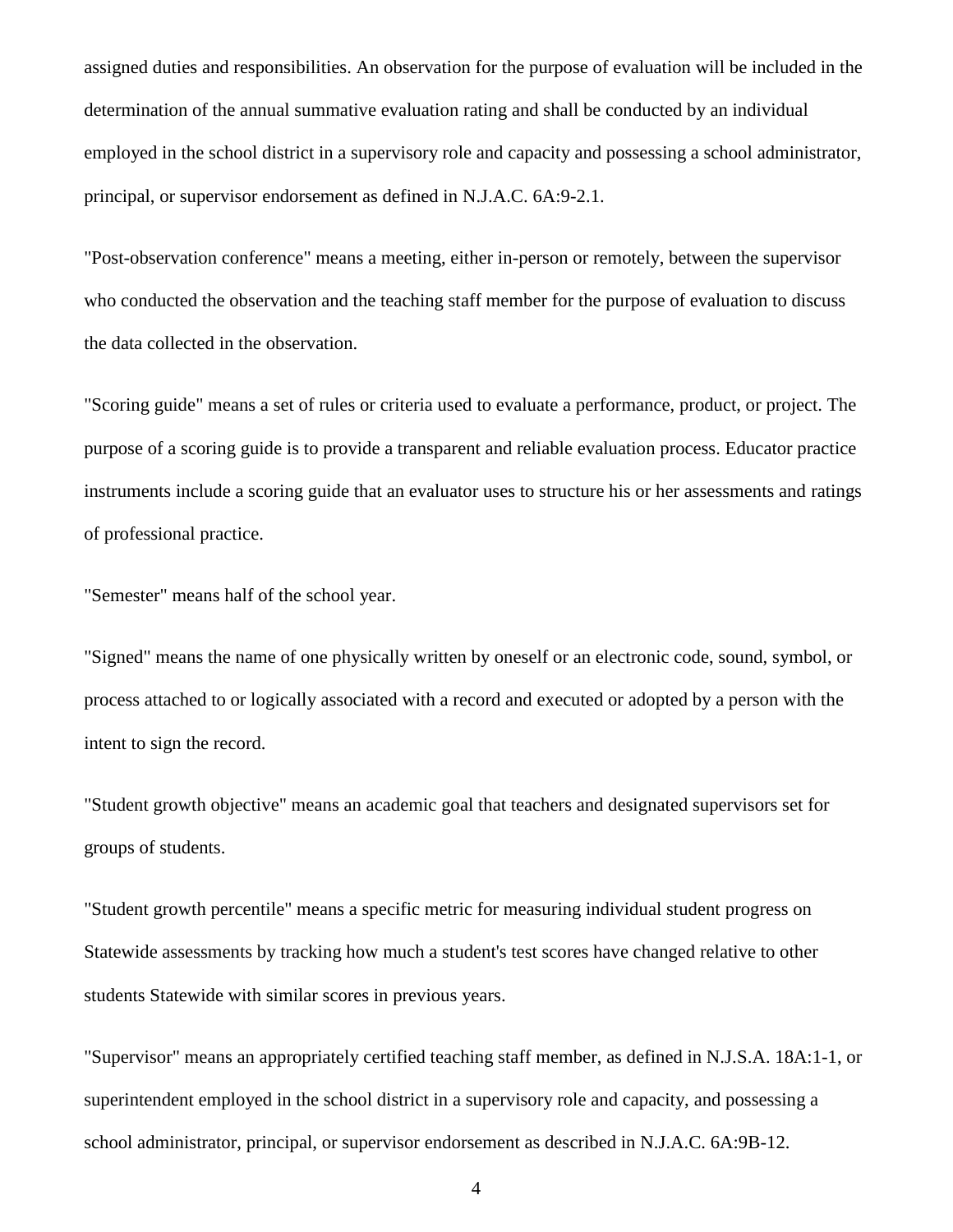assigned duties and responsibilities. An observation for the purpose of evaluation will be included in the determination of the annual summative evaluation rating and shall be conducted by an individual employed in the school district in a supervisory role and capacity and possessing a school administrator, principal, or supervisor endorsement as defined in N.J.A.C. 6A:9-2.1.

"Post-observation conference" means a meeting, either in-person or remotely, between the supervisor who conducted the observation and the teaching staff member for the purpose of evaluation to discuss the data collected in the observation.

"Scoring guide" means a set of rules or criteria used to evaluate a performance, product, or project. The purpose of a scoring guide is to provide a transparent and reliable evaluation process. Educator practice instruments include a scoring guide that an evaluator uses to structure his or her assessments and ratings of professional practice.

"Semester" means half of the school year.

"Signed" means the name of one physically written by oneself or an electronic code, sound, symbol, or process attached to or logically associated with a record and executed or adopted by a person with the intent to sign the record.

"Student growth objective" means an academic goal that teachers and designated supervisors set for groups of students.

"Student growth percentile" means a specific metric for measuring individual student progress on Statewide assessments by tracking how much a student's test scores have changed relative to other students Statewide with similar scores in previous years.

"Supervisor" means an appropriately certified teaching staff member, as defined in N.J.S.A. 18A:1-1, or superintendent employed in the school district in a supervisory role and capacity, and possessing a school administrator, principal, or supervisor endorsement as described in N.J.A.C. 6A:9B-12.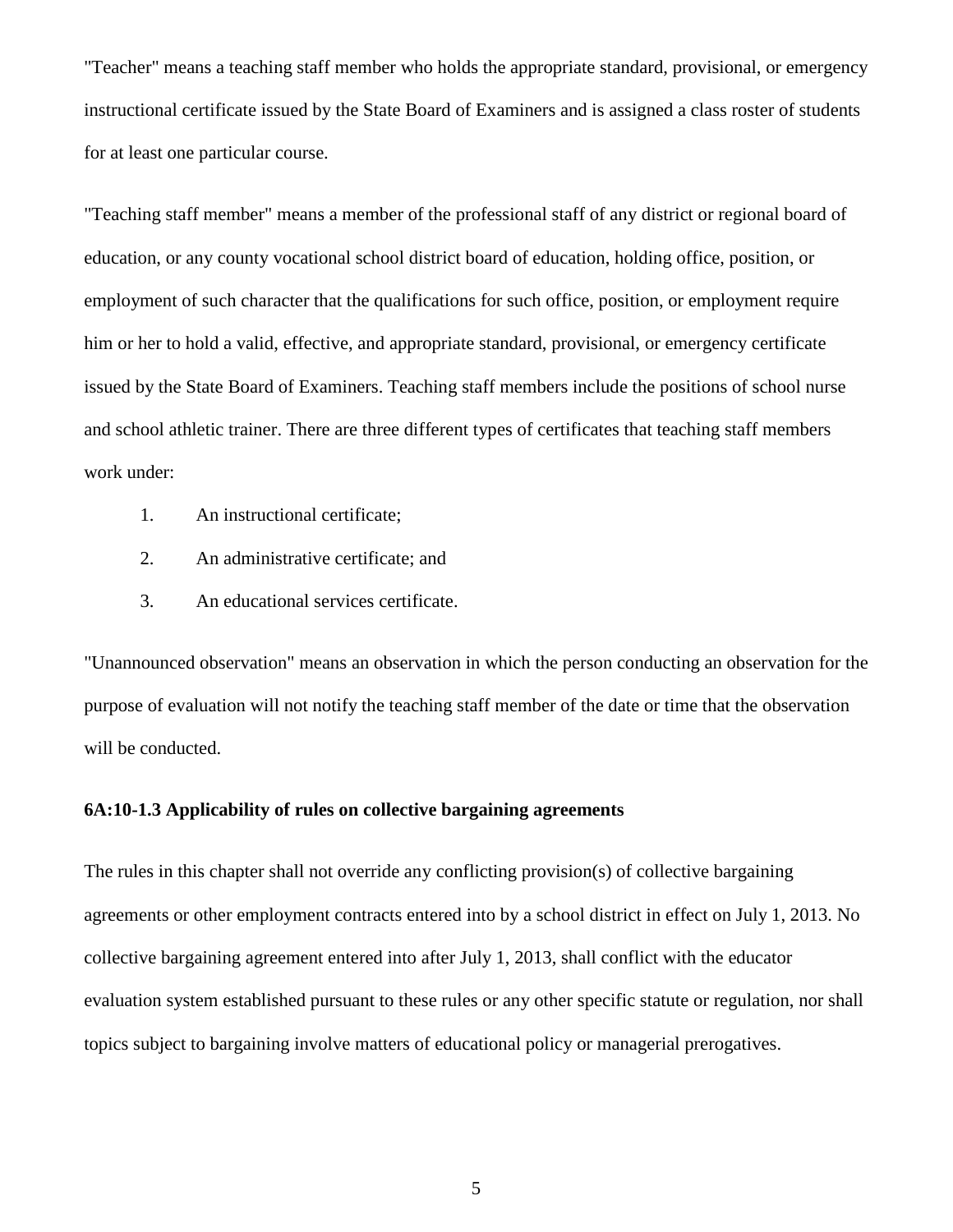"Teacher" means a teaching staff member who holds the appropriate standard, provisional, or emergency instructional certificate issued by the State Board of Examiners and is assigned a class roster of students for at least one particular course.

"Teaching staff member" means a member of the professional staff of any district or regional board of education, or any county vocational school district board of education, holding office, position, or employment of such character that the qualifications for such office, position, or employment require him or her to hold a valid, effective, and appropriate standard, provisional, or emergency certificate issued by the State Board of Examiners. Teaching staff members include the positions of school nurse and school athletic trainer. There are three different types of certificates that teaching staff members work under:

1. An instructional certificate;
2. An administrative certificate; and
3. An educational services certificate.

"Unannounced observation" means an observation in which the person conducting an observation for the purpose of evaluation will not notify the teaching staff member of the date or time that the observation will be conducted.

**6A:10-1.3 Applicability of rules on collective bargaining agreements**

The rules in this chapter shall not override any conflicting provision(s) of collective bargaining agreements or other employment contracts entered into by a school district in effect on July 1, 2013. No collective bargaining agreement entered into after July 1, 2013, shall conflict with the educator evaluation system established pursuant to these rules or any other specific statute or regulation, nor shall topics subject to bargaining involve matters of educational policy or managerial prerogatives.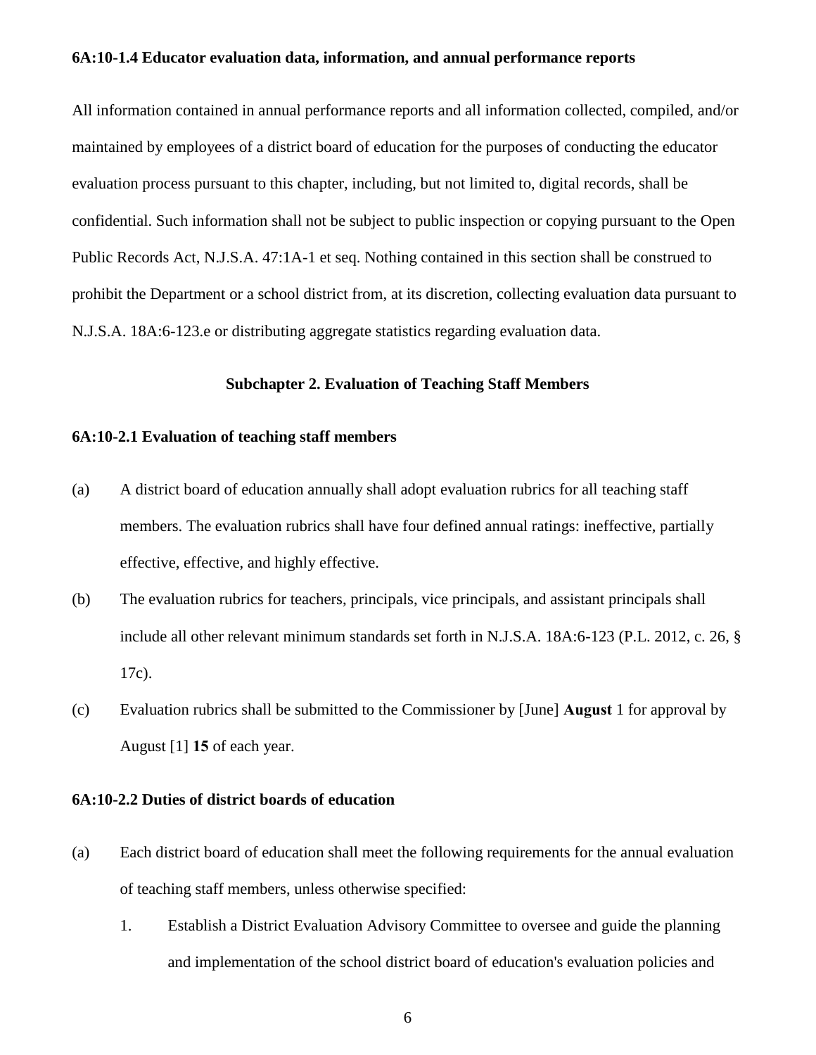**6A:10-1.4 Educator evaluation data, information, and annual performance reports**

All information contained in annual performance reports and all information collected, compiled, and/or maintained by employees of a district board of education for the purposes of conducting the educator evaluation process pursuant to this chapter, including, but not limited to, digital records, shall be confidential. Such information shall not be subject to public inspection or copying pursuant to the Open Public Records Act, N.J.S.A. 47:1A-1 et seq. Nothing contained in this section shall be construed to prohibit the Department or a school district from, at its discretion, collecting evaluation data pursuant to N.J.S.A. 18A:6-123.e or distributing aggregate statistics regarding evaluation data.

## Subchapter 2. Evaluation of Teaching Staff Members

**6A:10-2.1 Evaluation of teaching staff members**

(a) A district board of education annually shall adopt evaluation rubrics for all teaching staff members. The evaluation rubrics shall have four defined annual ratings: ineffective, partially effective, effective, and highly effective.

(b) The evaluation rubrics for teachers, principals, vice principals, and assistant principals shall include all other relevant minimum standards set forth in N.J.S.A. 18A:6-123 (P.L. 2012, c. 26, § 17c).

(c) Evaluation rubrics shall be submitted to the Commissioner by [June] **August** 1 for approval by August [1] **15** of each year.

**6A:10-2.2 Duties of district boards of education**

(a) Each district board of education shall meet the following requirements for the annual evaluation of teaching staff members, unless otherwise specified:

1. Establish a District Evaluation Advisory Committee to oversee and guide the planning and implementation of the school district board of education's evaluation policies and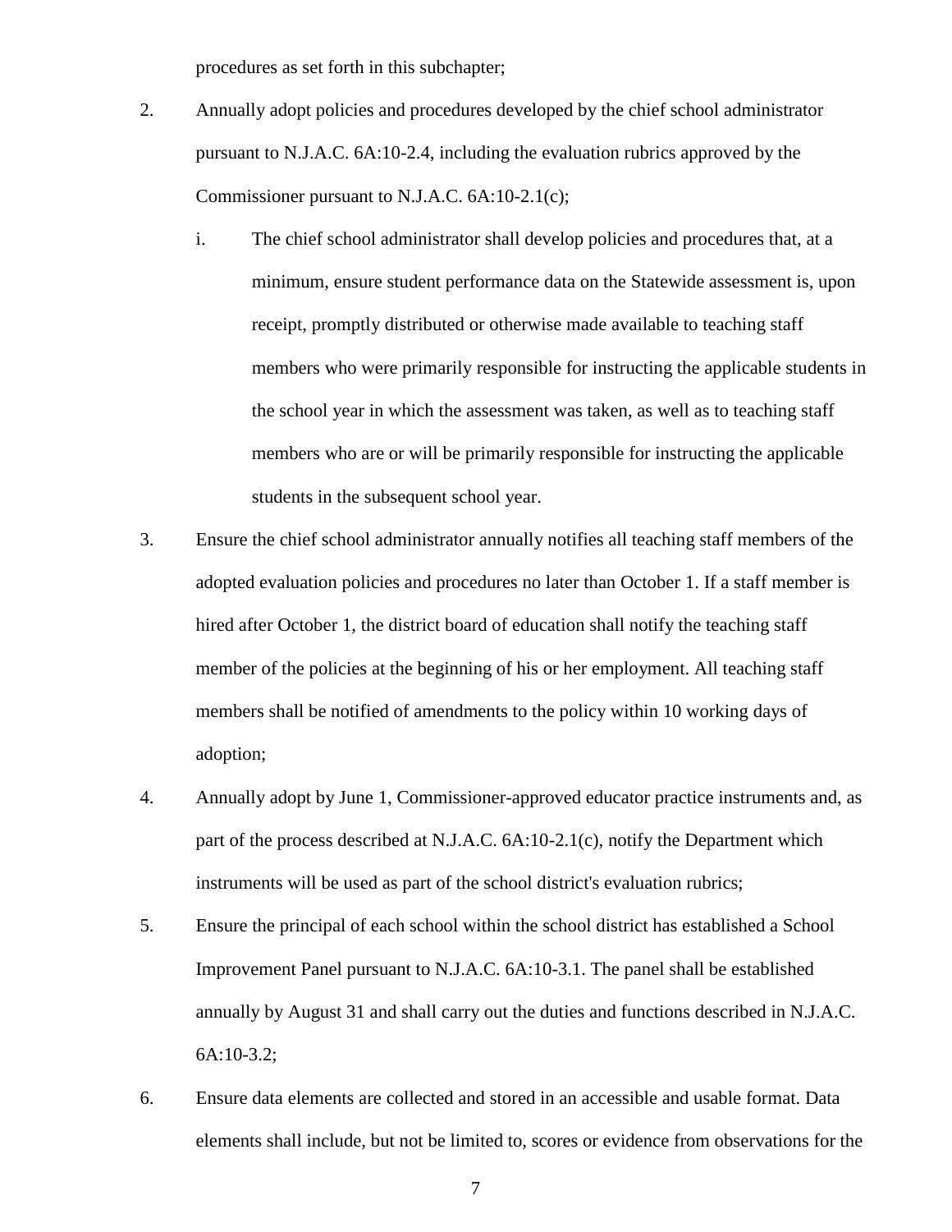procedures as set forth in this subchapter;

2. Annually adopt policies and procedures developed by the chief school administrator pursuant to N.J.A.C. 6A:10-2.4, including the evaluation rubrics approved by the Commissioner pursuant to N.J.A.C. 6A:10-2.1(c);

    i. The chief school administrator shall develop policies and procedures that, at a minimum, ensure student performance data on the Statewide assessment is, upon receipt, promptly distributed or otherwise made available to teaching staff members who were primarily responsible for instructing the applicable students in the school year in which the assessment was taken, as well as to teaching staff members who are or will be primarily responsible for instructing the applicable students in the subsequent school year.

3. Ensure the chief school administrator annually notifies all teaching staff members of the adopted evaluation policies and procedures no later than October 1. If a staff member is hired after October 1, the district board of education shall notify the teaching staff member of the policies at the beginning of his or her employment. All teaching staff members shall be notified of amendments to the policy within 10 working days of adoption;

4. Annually adopt by June 1, Commissioner-approved educator practice instruments and, as part of the process described at N.J.A.C. 6A:10-2.1(c), notify the Department which instruments will be used as part of the school district's evaluation rubrics;

5. Ensure the principal of each school within the school district has established a School Improvement Panel pursuant to N.J.A.C. 6A:10-3.1. The panel shall be established annually by August 31 and shall carry out the duties and functions described in N.J.A.C. 6A:10-3.2;

6. Ensure data elements are collected and stored in an accessible and usable format. Data elements shall include, but not be limited to, scores or evidence from observations for the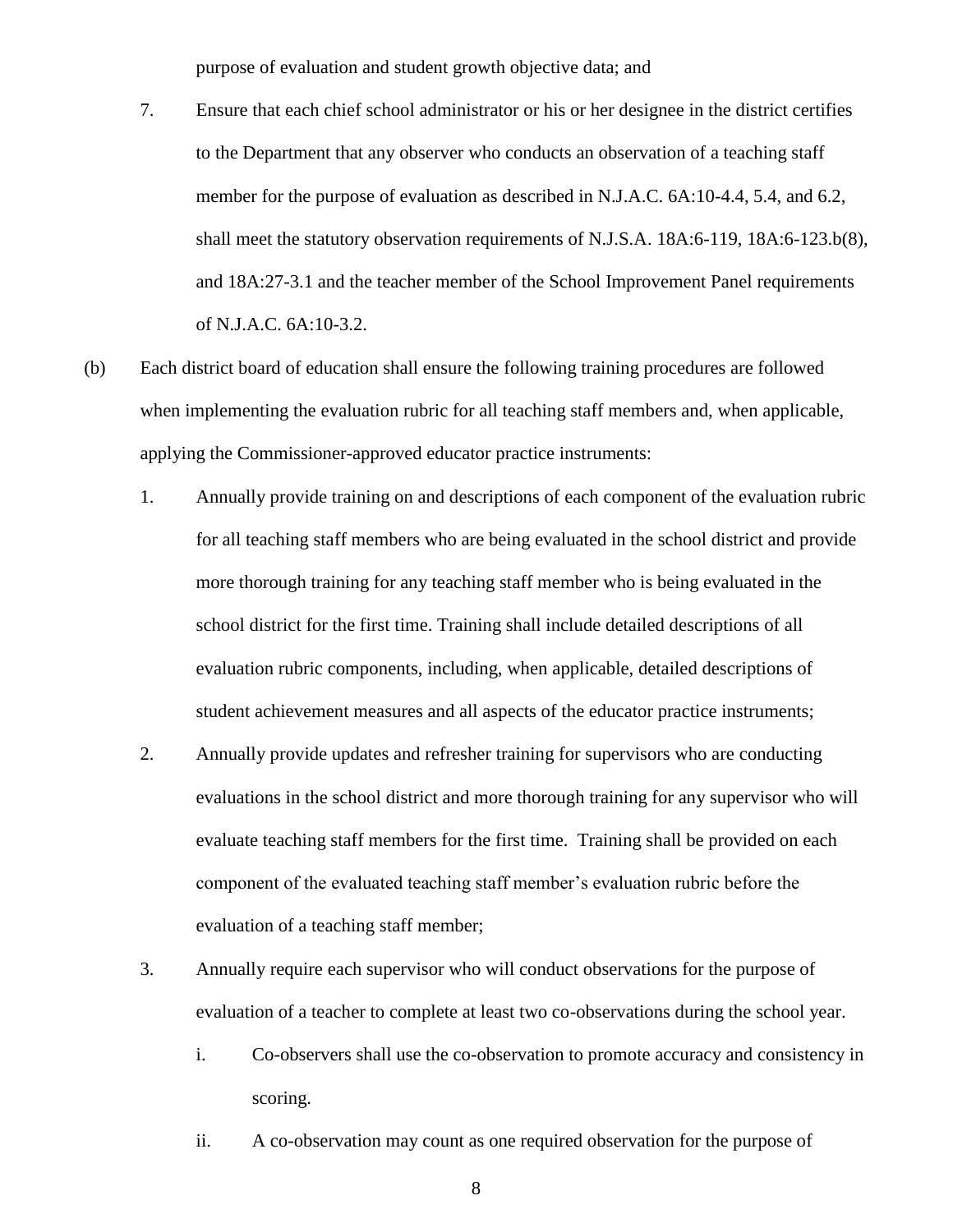purpose of evaluation and student growth objective data; and

7. Ensure that each chief school administrator or his or her designee in the district certifies to the Department that any observer who conducts an observation of a teaching staff member for the purpose of evaluation as described in N.J.A.C. 6A:10-4.4, 5.4, and 6.2, shall meet the statutory observation requirements of N.J.S.A. 18A:6-119, 18A:6-123.b(8), and 18A:27-3.1 and the teacher member of the School Improvement Panel requirements of N.J.A.C. 6A:10-3.2.

(b) Each district board of education shall ensure the following training procedures are followed when implementing the evaluation rubric for all teaching staff members and, when applicable, applying the Commissioner-approved educator practice instruments:

1. Annually provide training on and descriptions of each component of the evaluation rubric for all teaching staff members who are being evaluated in the school district and provide more thorough training for any teaching staff member who is being evaluated in the school district for the first time. Training shall include detailed descriptions of all evaluation rubric components, including, when applicable, detailed descriptions of student achievement measures and all aspects of the educator practice instruments;

2. Annually provide updates and refresher training for supervisors who are conducting evaluations in the school district and more thorough training for any supervisor who will evaluate teaching staff members for the first time. Training shall be provided on each component of the evaluated teaching staff member's evaluation rubric before the evaluation of a teaching staff member;

3. Annually require each supervisor who will conduct observations for the purpose of evaluation of a teacher to complete at least two co-observations during the school year.

   i. Co-observers shall use the co-observation to promote accuracy and consistency in scoring.

   ii. A co-observation may count as one required observation for the purpose of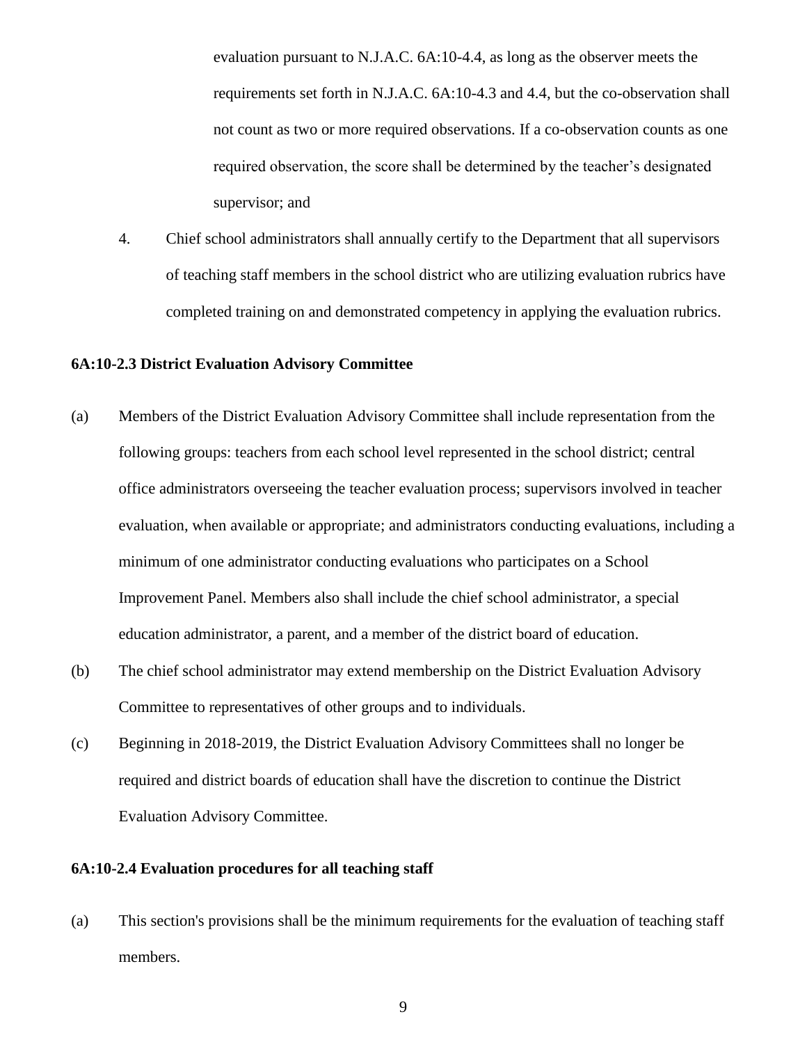evaluation pursuant to N.J.A.C. 6A:10-4.4, as long as the observer meets the requirements set forth in N.J.A.C. 6A:10-4.3 and 4.4, but the co-observation shall not count as two or more required observations. If a co-observation counts as one required observation, the score shall be determined by the teacher's designated supervisor; and

4. Chief school administrators shall annually certify to the Department that all supervisors of teaching staff members in the school district who are utilizing evaluation rubrics have completed training on and demonstrated competency in applying the evaluation rubrics.

**6A:10-2.3 District Evaluation Advisory Committee**

(a) Members of the District Evaluation Advisory Committee shall include representation from the following groups: teachers from each school level represented in the school district; central office administrators overseeing the teacher evaluation process; supervisors involved in teacher evaluation, when available or appropriate; and administrators conducting evaluations, including a minimum of one administrator conducting evaluations who participates on a School Improvement Panel. Members also shall include the chief school administrator, a special education administrator, a parent, and a member of the district board of education.

(b) The chief school administrator may extend membership on the District Evaluation Advisory Committee to representatives of other groups and to individuals.

(c) Beginning in 2018-2019, the District Evaluation Advisory Committees shall no longer be required and district boards of education shall have the discretion to continue the District Evaluation Advisory Committee.

**6A:10-2.4 Evaluation procedures for all teaching staff**

(a) This section's provisions shall be the minimum requirements for the evaluation of teaching staff members.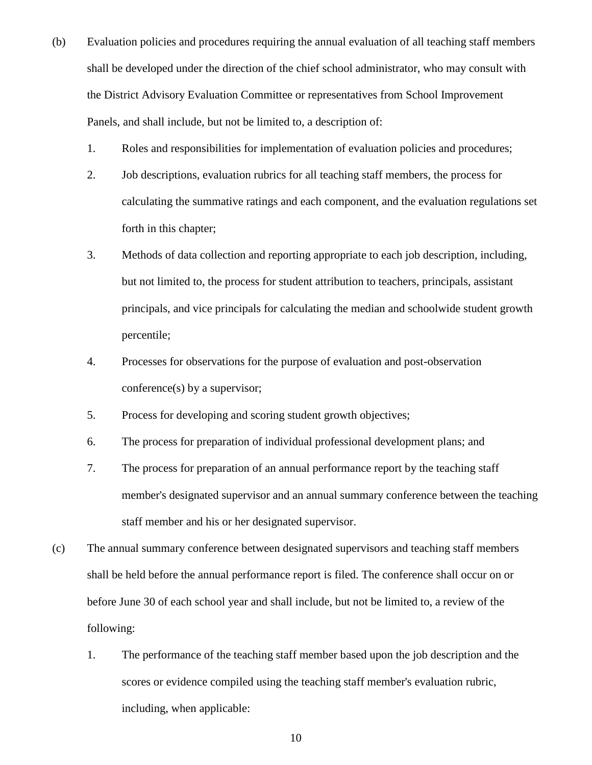(b) Evaluation policies and procedures requiring the annual evaluation of all teaching staff members shall be developed under the direction of the chief school administrator, who may consult with the District Advisory Evaluation Committee or representatives from School Improvement Panels, and shall include, but not be limited to, a description of:

1. Roles and responsibilities for implementation of evaluation policies and procedures;
2. Job descriptions, evaluation rubrics for all teaching staff members, the process for calculating the summative ratings and each component, and the evaluation regulations set forth in this chapter;
3. Methods of data collection and reporting appropriate to each job description, including, but not limited to, the process for student attribution to teachers, principals, assistant principals, and vice principals for calculating the median and schoolwide student growth percentile;
4. Processes for observations for the purpose of evaluation and post-observation conference(s) by a supervisor;
5. Process for developing and scoring student growth objectives;
6. The process for preparation of individual professional development plans; and
7. The process for preparation of an annual performance report by the teaching staff member's designated supervisor and an annual summary conference between the teaching staff member and his or her designated supervisor.

(c) The annual summary conference between designated supervisors and teaching staff members shall be held before the annual performance report is filed. The conference shall occur on or before June 30 of each school year and shall include, but not be limited to, a review of the following:

1. The performance of the teaching staff member based upon the job description and the scores or evidence compiled using the teaching staff member's evaluation rubric, including, when applicable: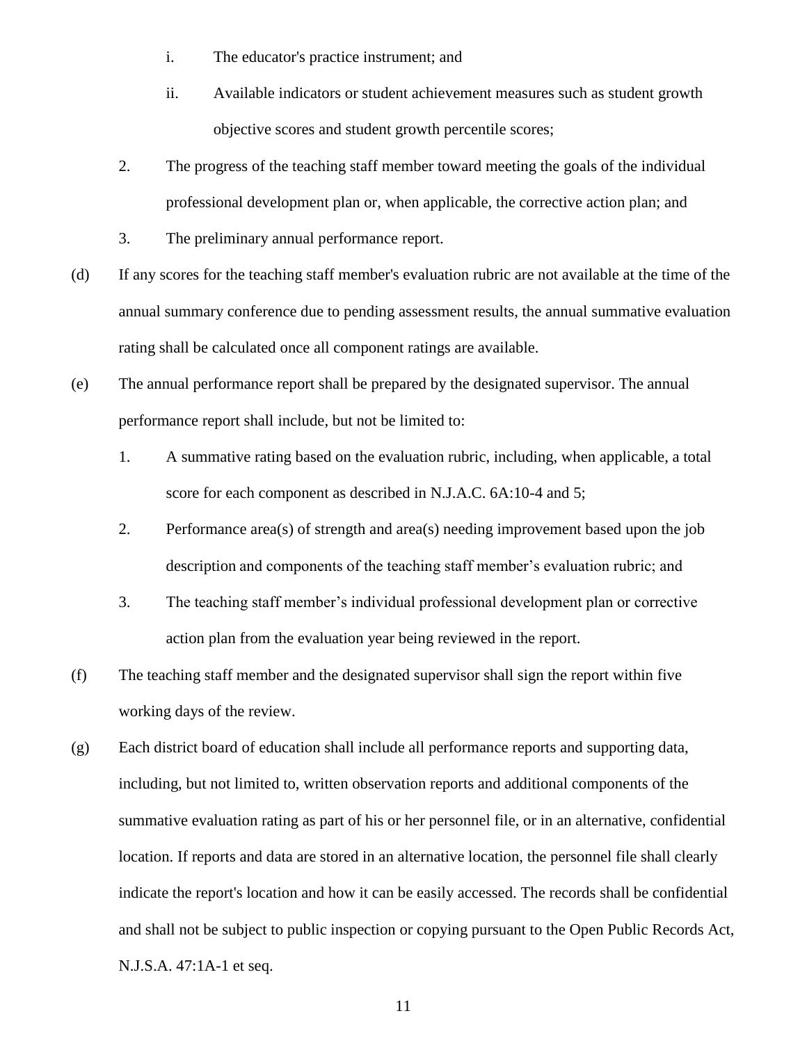i. The educator's practice instrument; and

ii. Available indicators or student achievement measures such as student growth objective scores and student growth percentile scores;

2. The progress of the teaching staff member toward meeting the goals of the individual professional development plan or, when applicable, the corrective action plan; and

3. The preliminary annual performance report.

(d) If any scores for the teaching staff member's evaluation rubric are not available at the time of the annual summary conference due to pending assessment results, the annual summative evaluation rating shall be calculated once all component ratings are available.

(e) The annual performance report shall be prepared by the designated supervisor. The annual performance report shall include, but not be limited to:

1. A summative rating based on the evaluation rubric, including, when applicable, a total score for each component as described in N.J.A.C. 6A:10-4 and 5;

2. Performance area(s) of strength and area(s) needing improvement based upon the job description and components of the teaching staff member's evaluation rubric; and

3. The teaching staff member's individual professional development plan or corrective action plan from the evaluation year being reviewed in the report.

(f) The teaching staff member and the designated supervisor shall sign the report within five working days of the review.

(g) Each district board of education shall include all performance reports and supporting data, including, but not limited to, written observation reports and additional components of the summative evaluation rating as part of his or her personnel file, or in an alternative, confidential location. If reports and data are stored in an alternative location, the personnel file shall clearly indicate the report's location and how it can be easily accessed. The records shall be confidential and shall not be subject to public inspection or copying pursuant to the Open Public Records Act, N.J.S.A. 47:1A-1 et seq.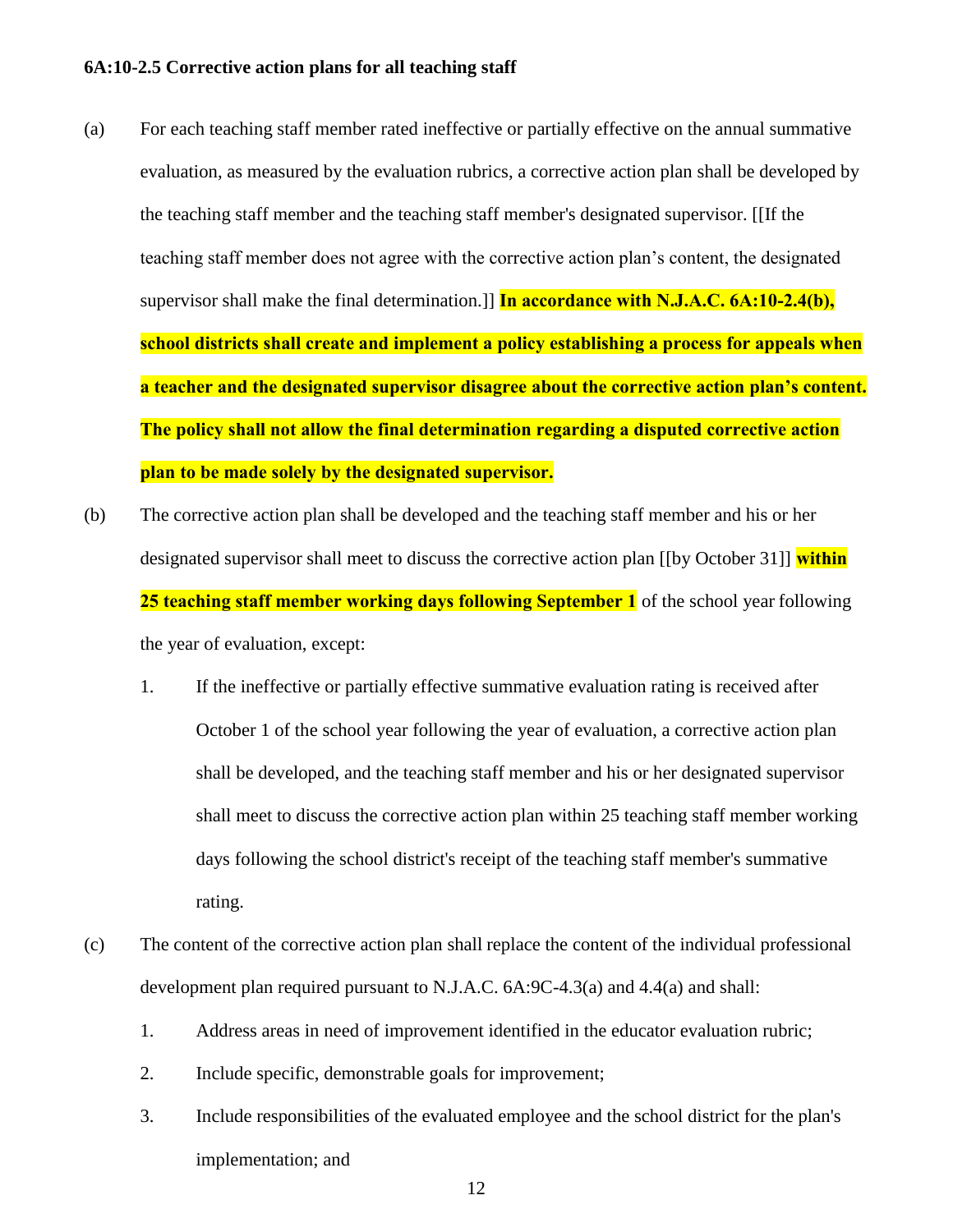**6A:10-2.5 Corrective action plans for all teaching staff**

(a) For each teaching staff member rated ineffective or partially effective on the annual summative evaluation, as measured by the evaluation rubrics, a corrective action plan shall be developed by the teaching staff member and the teaching staff member's designated supervisor. [[If the teaching staff member does not agree with the corrective action plan's content, the designated supervisor shall make the final determination.]] **In accordance with N.J.A.C. 6A:10-2.4(b), school districts shall create and implement a policy establishing a process for appeals when a teacher and the designated supervisor disagree about the corrective action plan's content. The policy shall not allow the final determination regarding a disputed corrective action plan to be made solely by the designated supervisor.**

(b) The corrective action plan shall be developed and the teaching staff member and his or her designated supervisor shall meet to discuss the corrective action plan [[by October 31]] **within 25 teaching staff member working days following September 1** of the school year following the year of evaluation, except:

1. If the ineffective or partially effective summative evaluation rating is received after October 1 of the school year following the year of evaluation, a corrective action plan shall be developed, and the teaching staff member and his or her designated supervisor shall meet to discuss the corrective action plan within 25 teaching staff member working days following the school district's receipt of the teaching staff member's summative rating.

(c) The content of the corrective action plan shall replace the content of the individual professional development plan required pursuant to N.J.A.C. 6A:9C-4.3(a) and 4.4(a) and shall:

1. Address areas in need of improvement identified in the educator evaluation rubric;
2. Include specific, demonstrable goals for improvement;
3. Include responsibilities of the evaluated employee and the school district for the plan's implementation; and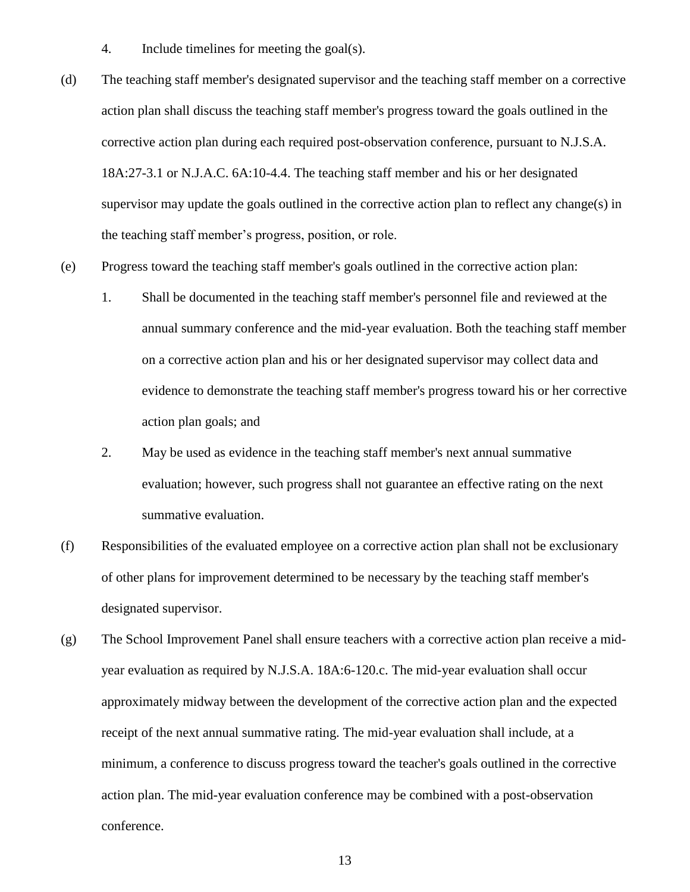4. Include timelines for meeting the goal(s).

(d) The teaching staff member's designated supervisor and the teaching staff member on a corrective action plan shall discuss the teaching staff member's progress toward the goals outlined in the corrective action plan during each required post-observation conference, pursuant to N.J.S.A. 18A:27-3.1 or N.J.A.C. 6A:10-4.4. The teaching staff member and his or her designated supervisor may update the goals outlined in the corrective action plan to reflect any change(s) in the teaching staff member's progress, position, or role.

(e) Progress toward the teaching staff member's goals outlined in the corrective action plan:

1. Shall be documented in the teaching staff member's personnel file and reviewed at the annual summary conference and the mid-year evaluation. Both the teaching staff member on a corrective action plan and his or her designated supervisor may collect data and evidence to demonstrate the teaching staff member's progress toward his or her corrective action plan goals; and

2. May be used as evidence in the teaching staff member's next annual summative evaluation; however, such progress shall not guarantee an effective rating on the next summative evaluation.

(f) Responsibilities of the evaluated employee on a corrective action plan shall not be exclusionary of other plans for improvement determined to be necessary by the teaching staff member's designated supervisor.

(g) The School Improvement Panel shall ensure teachers with a corrective action plan receive a mid-year evaluation as required by N.J.S.A. 18A:6-120.c. The mid-year evaluation shall occur approximately midway between the development of the corrective action plan and the expected receipt of the next annual summative rating. The mid-year evaluation shall include, at a minimum, a conference to discuss progress toward the teacher's goals outlined in the corrective action plan. The mid-year evaluation conference may be combined with a post-observation conference.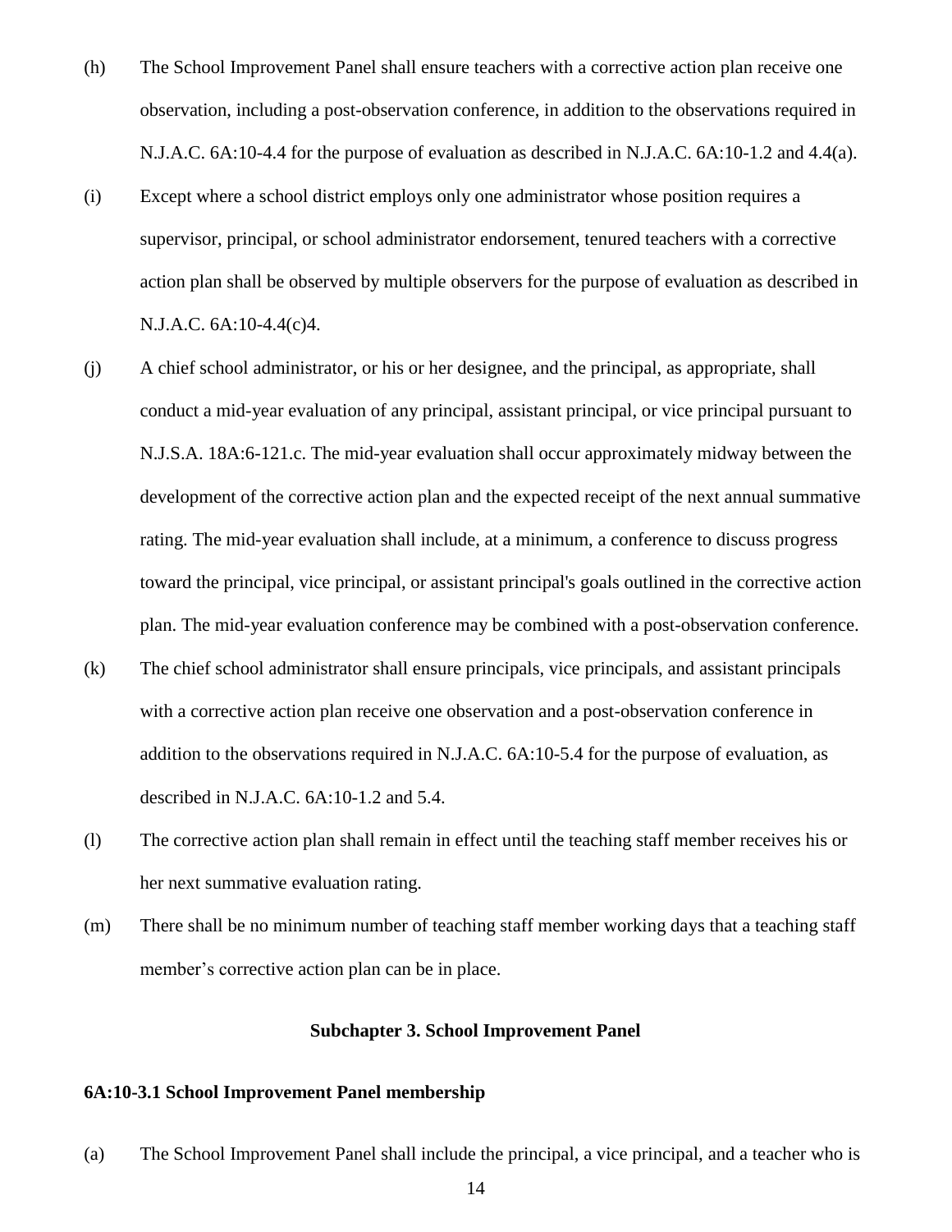(h) The School Improvement Panel shall ensure teachers with a corrective action plan receive one observation, including a post-observation conference, in addition to the observations required in N.J.A.C. 6A:10-4.4 for the purpose of evaluation as described in N.J.A.C. 6A:10-1.2 and 4.4(a).

(i) Except where a school district employs only one administrator whose position requires a supervisor, principal, or school administrator endorsement, tenured teachers with a corrective action plan shall be observed by multiple observers for the purpose of evaluation as described in N.J.A.C. 6A:10-4.4(c)4.

(j) A chief school administrator, or his or her designee, and the principal, as appropriate, shall conduct a mid-year evaluation of any principal, assistant principal, or vice principal pursuant to N.J.S.A. 18A:6-121.c. The mid-year evaluation shall occur approximately midway between the development of the corrective action plan and the expected receipt of the next annual summative rating. The mid-year evaluation shall include, at a minimum, a conference to discuss progress toward the principal, vice principal, or assistant principal's goals outlined in the corrective action plan. The mid-year evaluation conference may be combined with a post-observation conference.

(k) The chief school administrator shall ensure principals, vice principals, and assistant principals with a corrective action plan receive one observation and a post-observation conference in addition to the observations required in N.J.A.C. 6A:10-5.4 for the purpose of evaluation, as described in N.J.A.C. 6A:10-1.2 and 5.4.

(l) The corrective action plan shall remain in effect until the teaching staff member receives his or her next summative evaluation rating.

(m) There shall be no minimum number of teaching staff member working days that a teaching staff member’s corrective action plan can be in place.

## Subchapter 3. School Improvement Panel

### 6A:10-3.1 School Improvement Panel membership

(a) The School Improvement Panel shall include the principal, a vice principal, and a teacher who is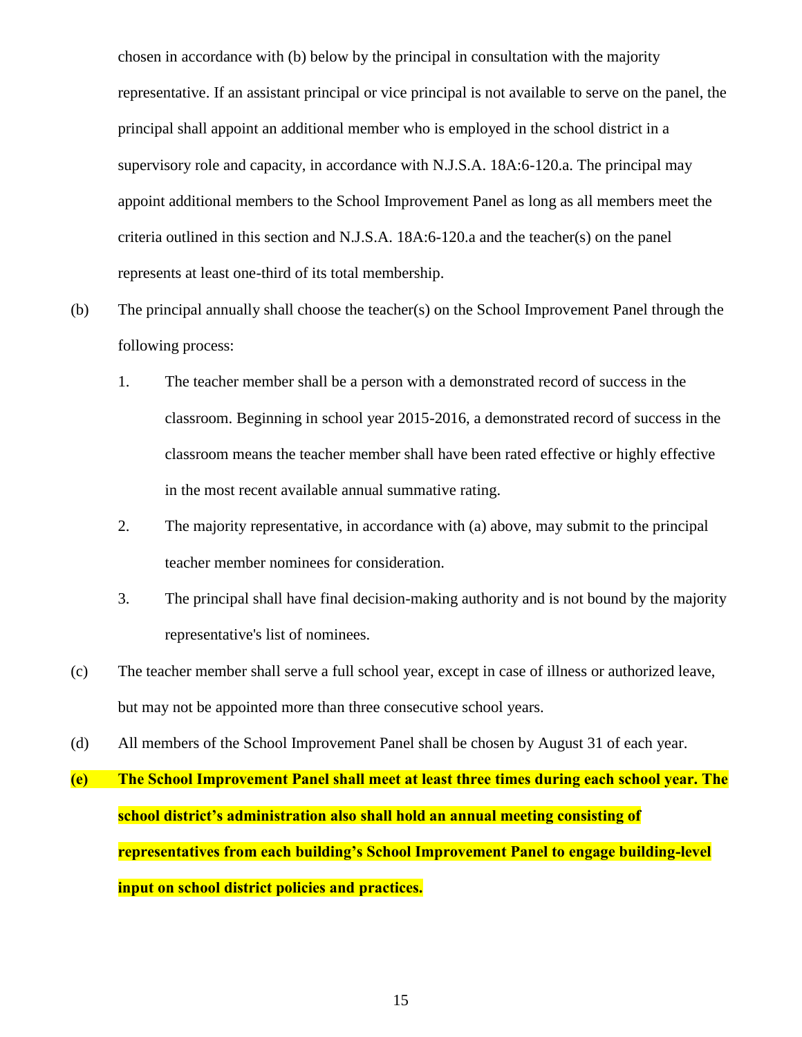chosen in accordance with (b) below by the principal in consultation with the majority representative. If an assistant principal or vice principal is not available to serve on the panel, the principal shall appoint an additional member who is employed in the school district in a supervisory role and capacity, in accordance with N.J.S.A. 18A:6-120.a. The principal may appoint additional members to the School Improvement Panel as long as all members meet the criteria outlined in this section and N.J.S.A. 18A:6-120.a and the teacher(s) on the panel represents at least one-third of its total membership.

(b) The principal annually shall choose the teacher(s) on the School Improvement Panel through the following process:

1. The teacher member shall be a person with a demonstrated record of success in the classroom. Beginning in school year 2015-2016, a demonstrated record of success in the classroom means the teacher member shall have been rated effective or highly effective in the most recent available annual summative rating.

2. The majority representative, in accordance with (a) above, may submit to the principal teacher member nominees for consideration.

3. The principal shall have final decision-making authority and is not bound by the majority representative's list of nominees.

(c) The teacher member shall serve a full school year, except in case of illness or authorized leave, but may not be appointed more than three consecutive school years.

(d) All members of the School Improvement Panel shall be chosen by August 31 of each year.

**(e) The School Improvement Panel shall meet at least three times during each school year. The school district's administration also shall hold an annual meeting consisting of representatives from each building's School Improvement Panel to engage building-level input on school district policies and practices.**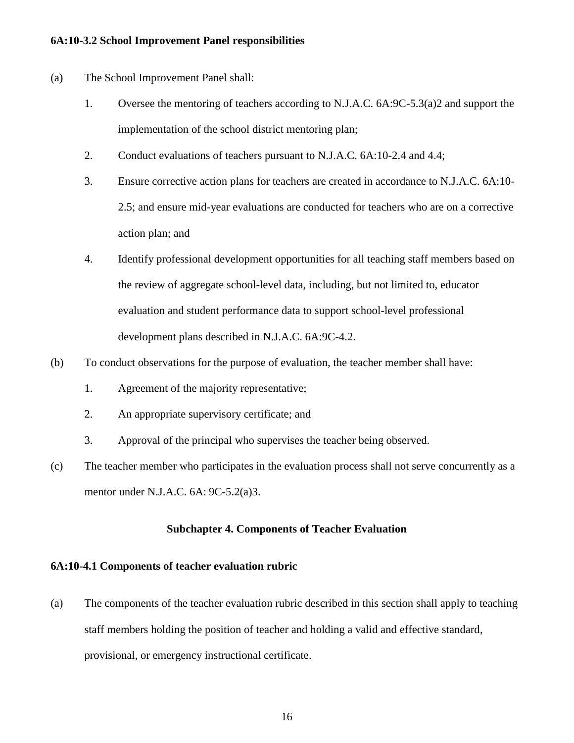**6A:10-3.2 School Improvement Panel responsibilities**

(a) The School Improvement Panel shall:

1. Oversee the mentoring of teachers according to N.J.A.C. 6A:9C-5.3(a)2 and support the implementation of the school district mentoring plan;

2. Conduct evaluations of teachers pursuant to N.J.A.C. 6A:10-2.4 and 4.4;

3. Ensure corrective action plans for teachers are created in accordance to N.J.A.C. 6A:10-2.5; and ensure mid-year evaluations are conducted for teachers who are on a corrective action plan; and

4. Identify professional development opportunities for all teaching staff members based on the review of aggregate school-level data, including, but not limited to, educator evaluation and student performance data to support school-level professional development plans described in N.J.A.C. 6A:9C-4.2.

(b) To conduct observations for the purpose of evaluation, the teacher member shall have:

1. Agreement of the majority representative;

2. An appropriate supervisory certificate; and

3. Approval of the principal who supervises the teacher being observed.

(c) The teacher member who participates in the evaluation process shall not serve concurrently as a mentor under N.J.A.C. 6A: 9C-5.2(a)3.

## Subchapter 4. Components of Teacher Evaluation

**6A:10-4.1 Components of teacher evaluation rubric**

(a) The components of the teacher evaluation rubric described in this section shall apply to teaching staff members holding the position of teacher and holding a valid and effective standard, provisional, or emergency instructional certificate.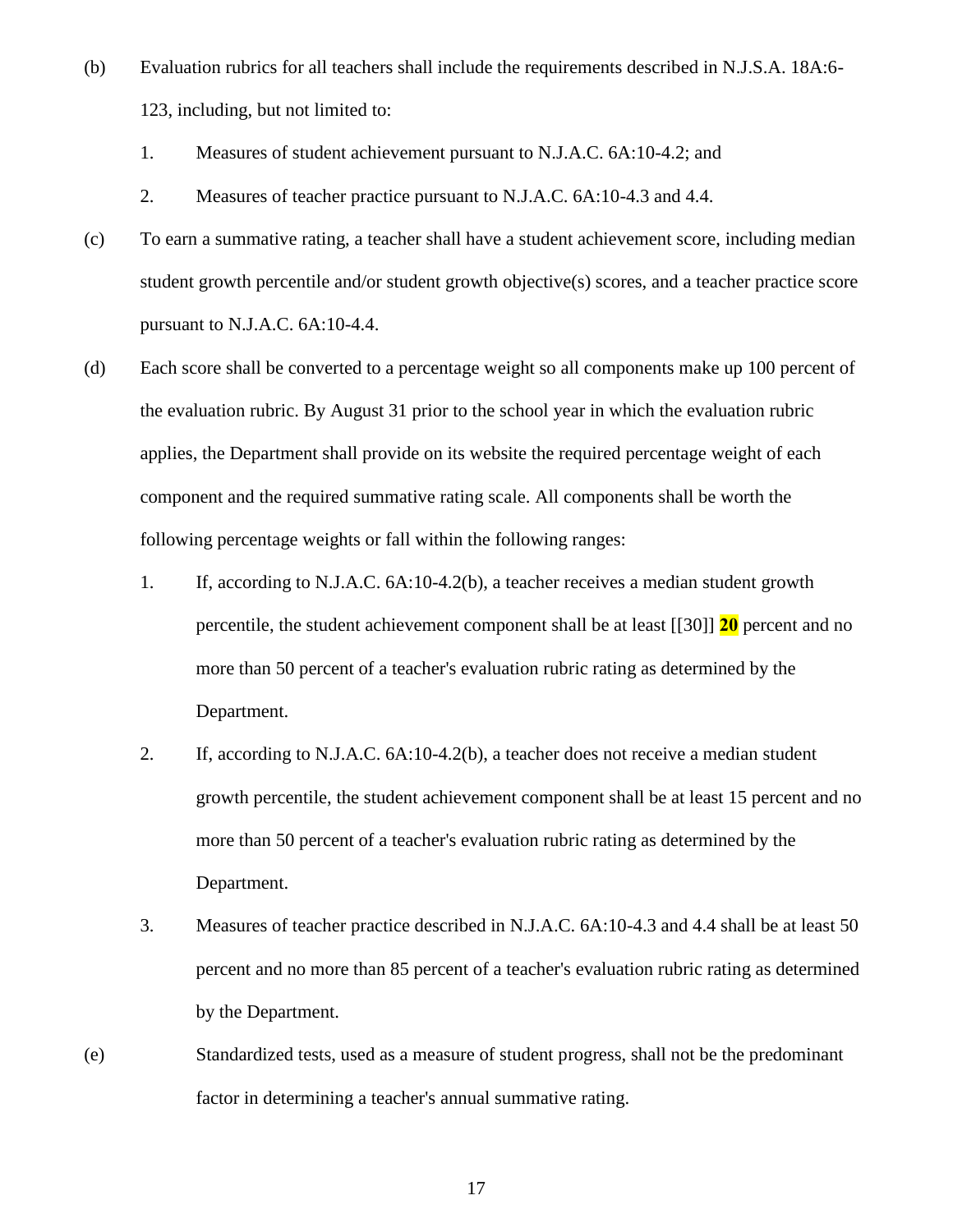(b) Evaluation rubrics for all teachers shall include the requirements described in N.J.S.A. 18A:6-123, including, but not limited to:

1. Measures of student achievement pursuant to N.J.A.C. 6A:10-4.2; and
2. Measures of teacher practice pursuant to N.J.A.C. 6A:10-4.3 and 4.4.

(c) To earn a summative rating, a teacher shall have a student achievement score, including median student growth percentile and/or student growth objective(s) scores, and a teacher practice score pursuant to N.J.A.C. 6A:10-4.4.

(d) Each score shall be converted to a percentage weight so all components make up 100 percent of the evaluation rubric. By August 31 prior to the school year in which the evaluation rubric applies, the Department shall provide on its website the required percentage weight of each component and the required summative rating scale. All components shall be worth the following percentage weights or fall within the following ranges:

1. If, according to N.J.A.C. 6A:10-4.2(b), a teacher receives a median student growth percentile, the student achievement component shall be at least [[30]] **20** percent and no more than 50 percent of a teacher's evaluation rubric rating as determined by the Department.
2. If, according to N.J.A.C. 6A:10-4.2(b), a teacher does not receive a median student growth percentile, the student achievement component shall be at least 15 percent and no more than 50 percent of a teacher's evaluation rubric rating as determined by the Department.
3. Measures of teacher practice described in N.J.A.C. 6A:10-4.3 and 4.4 shall be at least 50 percent and no more than 85 percent of a teacher's evaluation rubric rating as determined by the Department.

(e) Standardized tests, used as a measure of student progress, shall not be the predominant factor in determining a teacher's annual summative rating.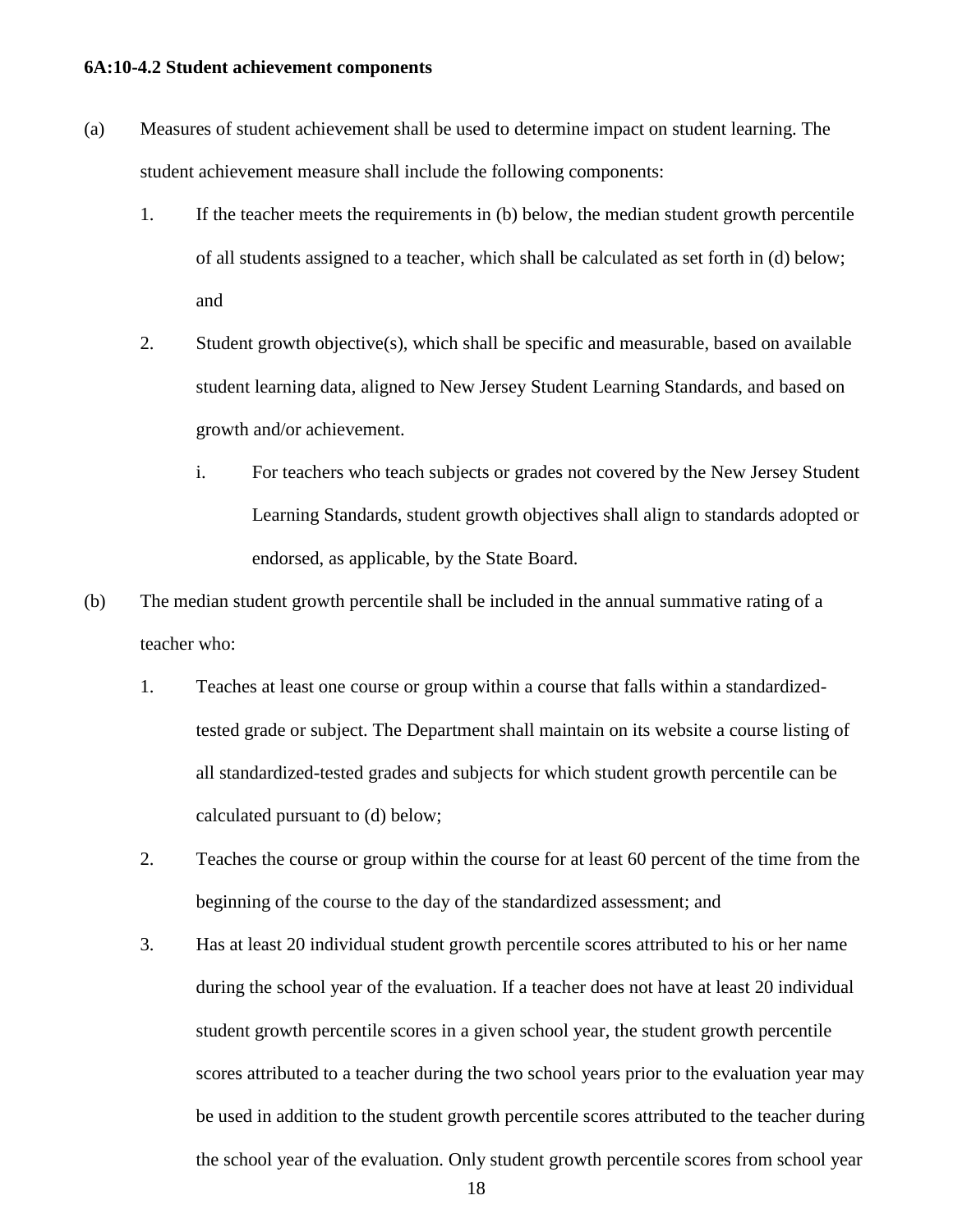**6A:10-4.2 Student achievement components**

(a) Measures of student achievement shall be used to determine impact on student learning. The student achievement measure shall include the following components:

1. If the teacher meets the requirements in (b) below, the median student growth percentile of all students assigned to a teacher, which shall be calculated as set forth in (d) below; and

2. Student growth objective(s), which shall be specific and measurable, based on available student learning data, aligned to New Jersey Student Learning Standards, and based on growth and/or achievement.

   i. For teachers who teach subjects or grades not covered by the New Jersey Student Learning Standards, student growth objectives shall align to standards adopted or endorsed, as applicable, by the State Board.

(b) The median student growth percentile shall be included in the annual summative rating of a teacher who:

1. Teaches at least one course or group within a course that falls within a standardized-tested grade or subject. The Department shall maintain on its website a course listing of all standardized-tested grades and subjects for which student growth percentile can be calculated pursuant to (d) below;

2. Teaches the course or group within the course for at least 60 percent of the time from the beginning of the course to the day of the standardized assessment; and

3. Has at least 20 individual student growth percentile scores attributed to his or her name during the school year of the evaluation. If a teacher does not have at least 20 individual student growth percentile scores in a given school year, the student growth percentile scores attributed to a teacher during the two school years prior to the evaluation year may be used in addition to the student growth percentile scores attributed to the teacher during the school year of the evaluation. Only student growth percentile scores from school year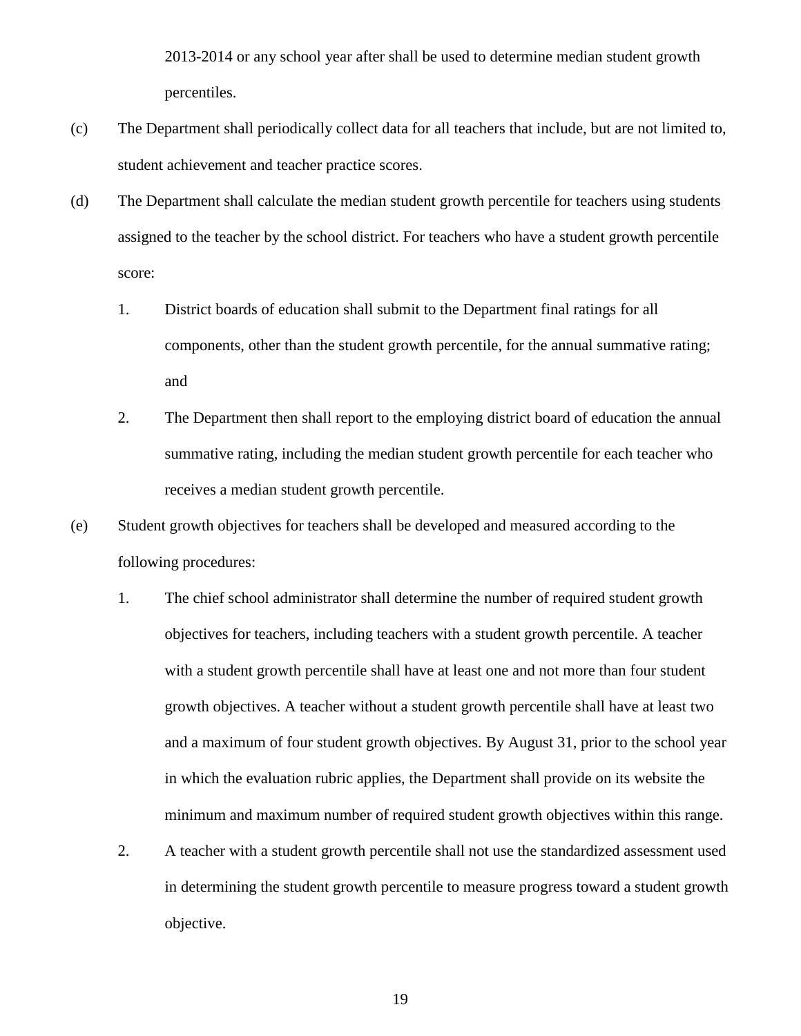2013-2014 or any school year after shall be used to determine median student growth percentiles.

(c) The Department shall periodically collect data for all teachers that include, but are not limited to, student achievement and teacher practice scores.

(d) The Department shall calculate the median student growth percentile for teachers using students assigned to the teacher by the school district. For teachers who have a student growth percentile score:

1. District boards of education shall submit to the Department final ratings for all components, other than the student growth percentile, for the annual summative rating; and

2. The Department then shall report to the employing district board of education the annual summative rating, including the median student growth percentile for each teacher who receives a median student growth percentile.

(e) Student growth objectives for teachers shall be developed and measured according to the following procedures:

1. The chief school administrator shall determine the number of required student growth objectives for teachers, including teachers with a student growth percentile. A teacher with a student growth percentile shall have at least one and not more than four student growth objectives. A teacher without a student growth percentile shall have at least two and a maximum of four student growth objectives. By August 31, prior to the school year in which the evaluation rubric applies, the Department shall provide on its website the minimum and maximum number of required student growth objectives within this range.

2. A teacher with a student growth percentile shall not use the standardized assessment used in determining the student growth percentile to measure progress toward a student growth objective.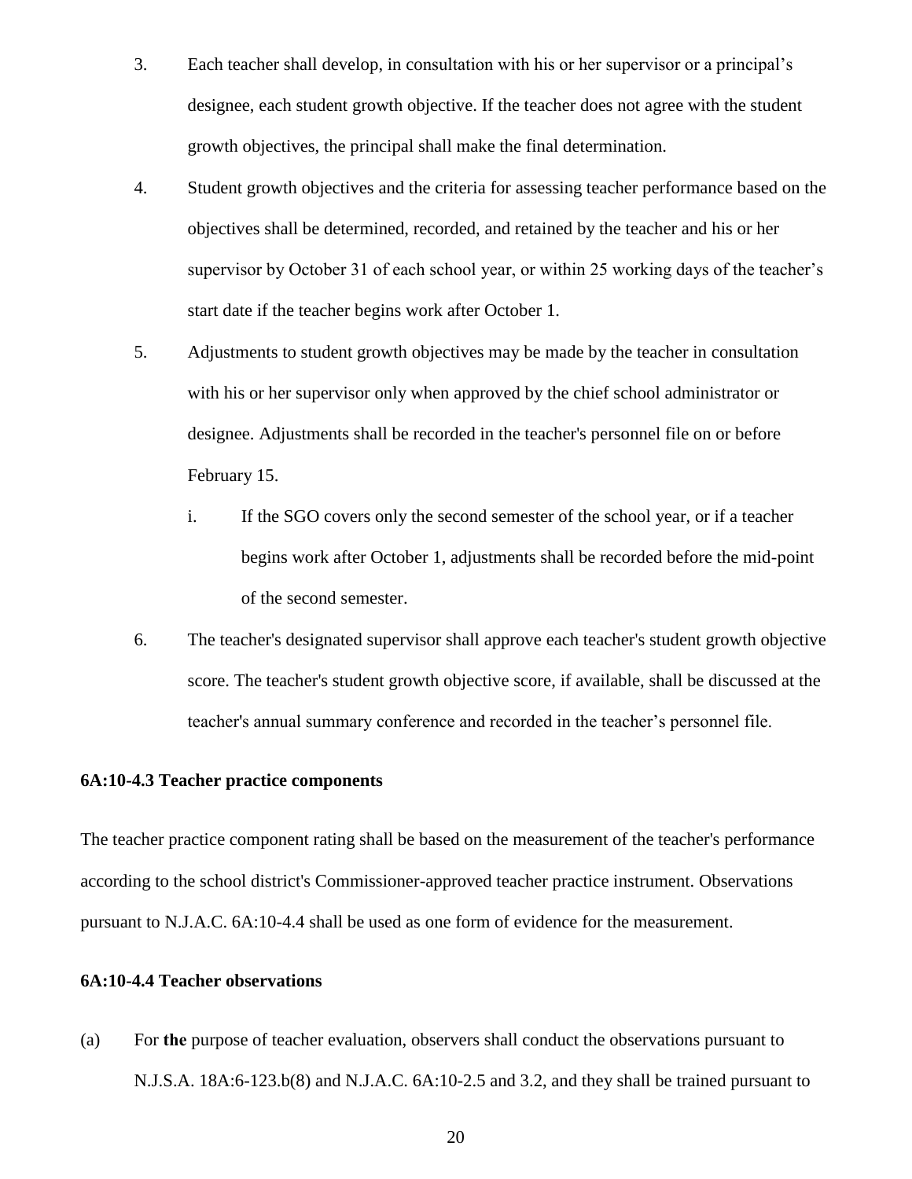3. Each teacher shall develop, in consultation with his or her supervisor or a principal's designee, each student growth objective. If the teacher does not agree with the student growth objectives, the principal shall make the final determination.

4. Student growth objectives and the criteria for assessing teacher performance based on the objectives shall be determined, recorded, and retained by the teacher and his or her supervisor by October 31 of each school year, or within 25 working days of the teacher's start date if the teacher begins work after October 1.

5. Adjustments to student growth objectives may be made by the teacher in consultation with his or her supervisor only when approved by the chief school administrator or designee. Adjustments shall be recorded in the teacher's personnel file on or before February 15.

   i. If the SGO covers only the second semester of the school year, or if a teacher begins work after October 1, adjustments shall be recorded before the mid-point of the second semester.

6. The teacher's designated supervisor shall approve each teacher's student growth objective score. The teacher's student growth objective score, if available, shall be discussed at the teacher's annual summary conference and recorded in the teacher's personnel file.

**6A:10-4.3 Teacher practice components**

The teacher practice component rating shall be based on the measurement of the teacher's performance according to the school district's Commissioner-approved teacher practice instrument. Observations pursuant to N.J.A.C. 6A:10-4.4 shall be used as one form of evidence for the measurement.

**6A:10-4.4 Teacher observations**

(a) For **the** purpose of teacher evaluation, observers shall conduct the observations pursuant to N.J.S.A. 18A:6-123.b(8) and N.J.A.C. 6A:10-2.5 and 3.2, and they shall be trained pursuant to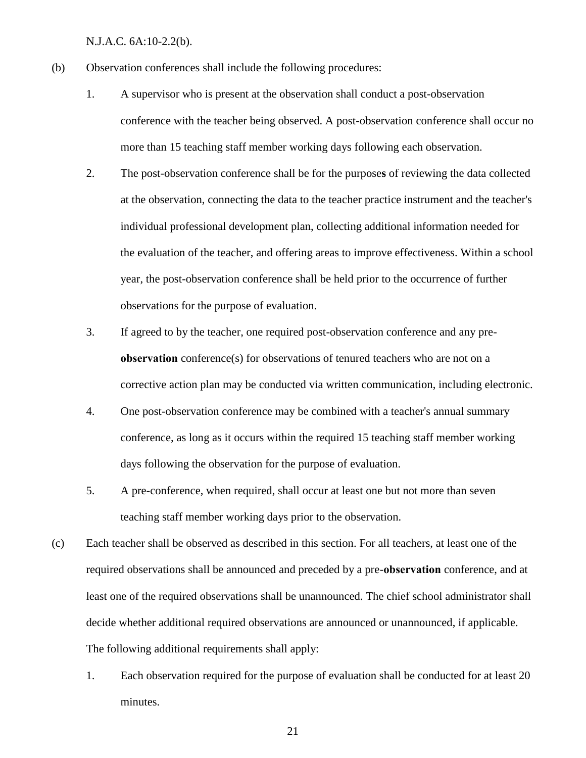N.J.A.C. 6A:10-2.2(b).

(b) Observation conferences shall include the following procedures:

1. A supervisor who is present at the observation shall conduct a post-observation conference with the teacher being observed. A post-observation conference shall occur no more than 15 teaching staff member working days following each observation.

2. The post-observation conference shall be for the purpose**s** of reviewing the data collected at the observation, connecting the data to the teacher practice instrument and the teacher's individual professional development plan, collecting additional information needed for the evaluation of the teacher, and offering areas to improve effectiveness. Within a school year, the post-observation conference shall be held prior to the occurrence of further observations for the purpose of evaluation.

3. If agreed to by the teacher, one required post-observation conference and any pre-**observation** conference(s) for observations of tenured teachers who are not on a corrective action plan may be conducted via written communication, including electronic.

4. One post-observation conference may be combined with a teacher's annual summary conference, as long as it occurs within the required 15 teaching staff member working days following the observation for the purpose of evaluation.

5. A pre-conference, when required, shall occur at least one but not more than seven teaching staff member working days prior to the observation.

(c) Each teacher shall be observed as described in this section. For all teachers, at least one of the required observations shall be announced and preceded by a pre-**observation** conference, and at least one of the required observations shall be unannounced. The chief school administrator shall decide whether additional required observations are announced or unannounced, if applicable. The following additional requirements shall apply:

1. Each observation required for the purpose of evaluation shall be conducted for at least 20 minutes.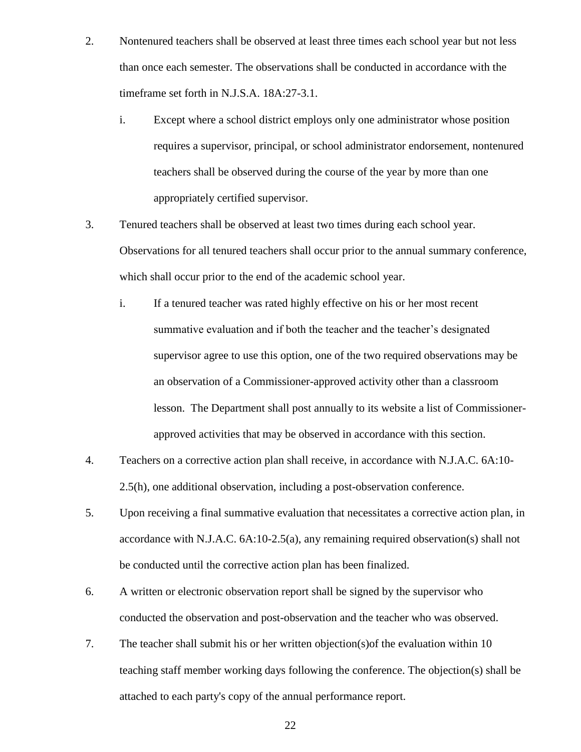2. Nontenured teachers shall be observed at least three times each school year but not less than once each semester. The observations shall be conducted in accordance with the timeframe set forth in N.J.S.A. 18A:27-3.1.

    i. Except where a school district employs only one administrator whose position requires a supervisor, principal, or school administrator endorsement, nontenured teachers shall be observed during the course of the year by more than one appropriately certified supervisor.

3. Tenured teachers shall be observed at least two times during each school year. Observations for all tenured teachers shall occur prior to the annual summary conference, which shall occur prior to the end of the academic school year.

    i. If a tenured teacher was rated highly effective on his or her most recent summative evaluation and if both the teacher and the teacher's designated supervisor agree to use this option, one of the two required observations may be an observation of a Commissioner-approved activity other than a classroom lesson. The Department shall post annually to its website a list of Commissioner-approved activities that may be observed in accordance with this section.

4. Teachers on a corrective action plan shall receive, in accordance with N.J.A.C. 6A:10-2.5(h), one additional observation, including a post-observation conference.

5. Upon receiving a final summative evaluation that necessitates a corrective action plan, in accordance with N.J.A.C. 6A:10-2.5(a), any remaining required observation(s) shall not be conducted until the corrective action plan has been finalized.

6. A written or electronic observation report shall be signed by the supervisor who conducted the observation and post-observation and the teacher who was observed.

7. The teacher shall submit his or her written objection(s)of the evaluation within 10 teaching staff member working days following the conference. The objection(s) shall be attached to each party's copy of the annual performance report.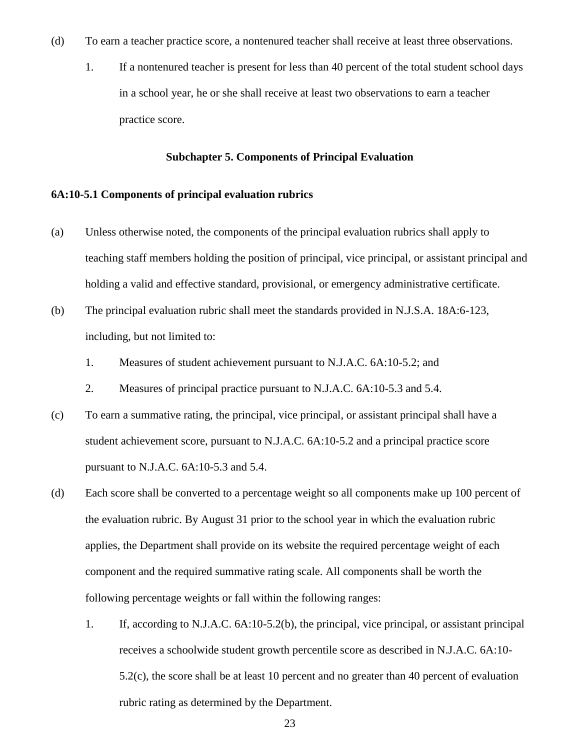(d) To earn a teacher practice score, a nontenured teacher shall receive at least three observations.

1. If a nontenured teacher is present for less than 40 percent of the total student school days in a school year, he or she shall receive at least two observations to earn a teacher practice score.

## Subchapter 5. Components of Principal Evaluation

### 6A:10-5.1 Components of principal evaluation rubrics

(a) Unless otherwise noted, the components of the principal evaluation rubrics shall apply to teaching staff members holding the position of principal, vice principal, or assistant principal and holding a valid and effective standard, provisional, or emergency administrative certificate.

(b) The principal evaluation rubric shall meet the standards provided in N.J.S.A. 18A:6-123, including, but not limited to:

1. Measures of student achievement pursuant to N.J.A.C. 6A:10-5.2; and
2. Measures of principal practice pursuant to N.J.A.C. 6A:10-5.3 and 5.4.

(c) To earn a summative rating, the principal, vice principal, or assistant principal shall have a student achievement score, pursuant to N.J.A.C. 6A:10-5.2 and a principal practice score pursuant to N.J.A.C. 6A:10-5.3 and 5.4.

(d) Each score shall be converted to a percentage weight so all components make up 100 percent of the evaluation rubric. By August 31 prior to the school year in which the evaluation rubric applies, the Department shall provide on its website the required percentage weight of each component and the required summative rating scale. All components shall be worth the following percentage weights or fall within the following ranges:

1. If, according to N.J.A.C. 6A:10-5.2(b), the principal, vice principal, or assistant principal receives a schoolwide student growth percentile score as described in N.J.A.C. 6A:10-5.2(c), the score shall be at least 10 percent and no greater than 40 percent of evaluation rubric rating as determined by the Department.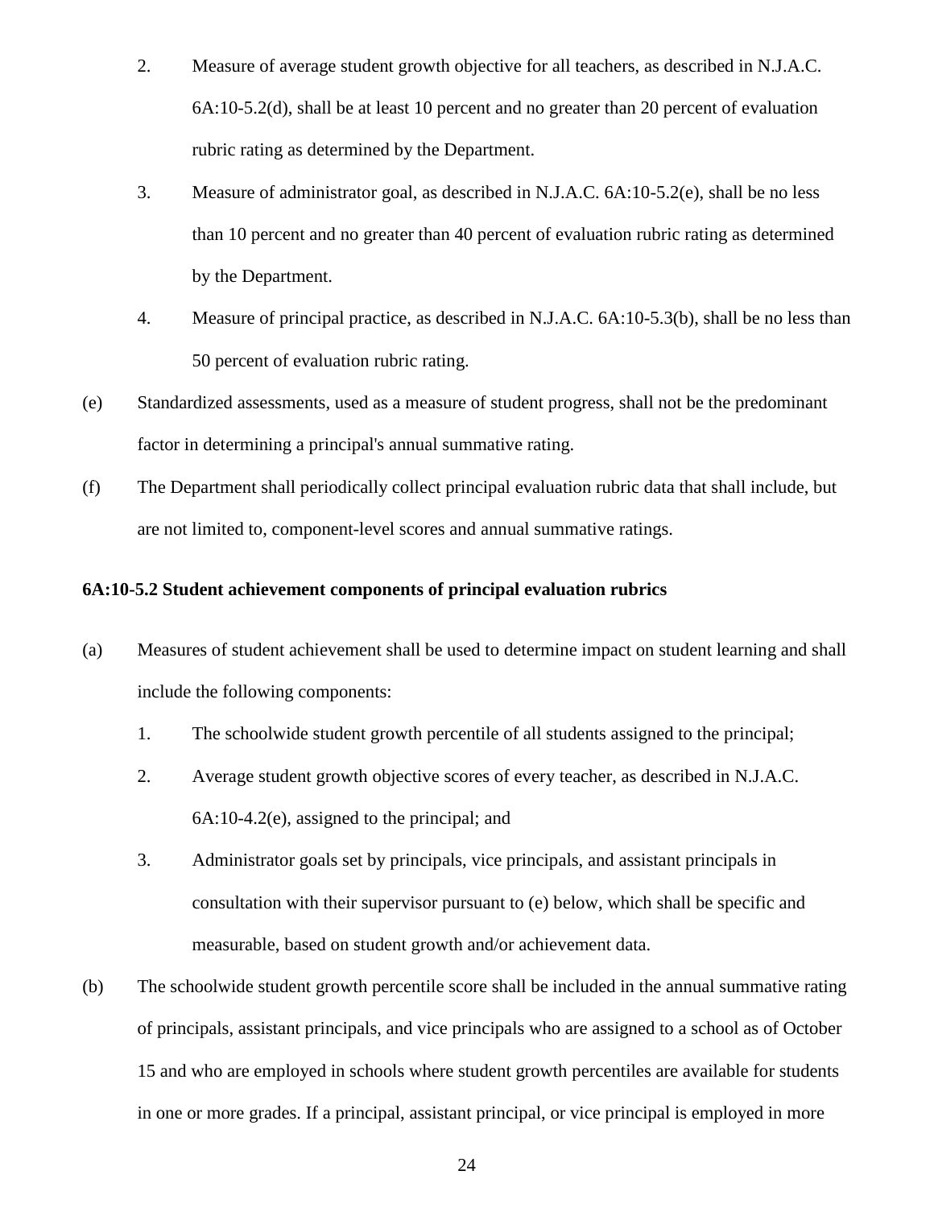2. Measure of average student growth objective for all teachers, as described in N.J.A.C. 6A:10-5.2(d), shall be at least 10 percent and no greater than 20 percent of evaluation rubric rating as determined by the Department.

3. Measure of administrator goal, as described in N.J.A.C. 6A:10-5.2(e), shall be no less than 10 percent and no greater than 40 percent of evaluation rubric rating as determined by the Department.

4. Measure of principal practice, as described in N.J.A.C. 6A:10-5.3(b), shall be no less than 50 percent of evaluation rubric rating.

(e) Standardized assessments, used as a measure of student progress, shall not be the predominant factor in determining a principal's annual summative rating.

(f) The Department shall periodically collect principal evaluation rubric data that shall include, but are not limited to, component-level scores and annual summative ratings.

**6A:10-5.2 Student achievement components of principal evaluation rubrics**

(a) Measures of student achievement shall be used to determine impact on student learning and shall include the following components:

1. The schoolwide student growth percentile of all students assigned to the principal;

2. Average student growth objective scores of every teacher, as described in N.J.A.C. 6A:10-4.2(e), assigned to the principal; and

3. Administrator goals set by principals, vice principals, and assistant principals in consultation with their supervisor pursuant to (e) below, which shall be specific and measurable, based on student growth and/or achievement data.

(b) The schoolwide student growth percentile score shall be included in the annual summative rating of principals, assistant principals, and vice principals who are assigned to a school as of October 15 and who are employed in schools where student growth percentiles are available for students in one or more grades. If a principal, assistant principal, or vice principal is employed in more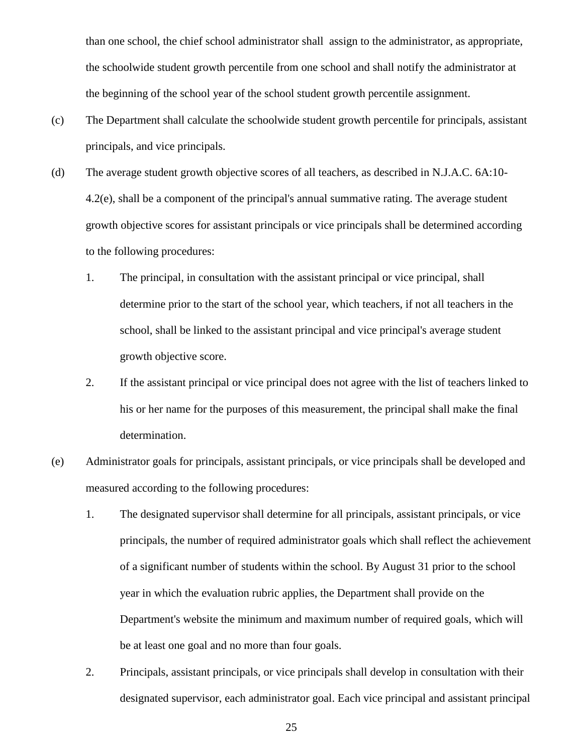than one school, the chief school administrator shall assign to the administrator, as appropriate, the schoolwide student growth percentile from one school and shall notify the administrator at the beginning of the school year of the school student growth percentile assignment.

(c) The Department shall calculate the schoolwide student growth percentile for principals, assistant principals, and vice principals.

(d) The average student growth objective scores of all teachers, as described in N.J.A.C. 6A:10-4.2(e), shall be a component of the principal's annual summative rating. The average student growth objective scores for assistant principals or vice principals shall be determined according to the following procedures:

1. The principal, in consultation with the assistant principal or vice principal, shall determine prior to the start of the school year, which teachers, if not all teachers in the school, shall be linked to the assistant principal and vice principal's average student growth objective score.

2. If the assistant principal or vice principal does not agree with the list of teachers linked to his or her name for the purposes of this measurement, the principal shall make the final determination.

(e) Administrator goals for principals, assistant principals, or vice principals shall be developed and measured according to the following procedures:

1. The designated supervisor shall determine for all principals, assistant principals, or vice principals, the number of required administrator goals which shall reflect the achievement of a significant number of students within the school. By August 31 prior to the school year in which the evaluation rubric applies, the Department shall provide on the Department's website the minimum and maximum number of required goals, which will be at least one goal and no more than four goals.

2. Principals, assistant principals, or vice principals shall develop in consultation with their designated supervisor, each administrator goal. Each vice principal and assistant principal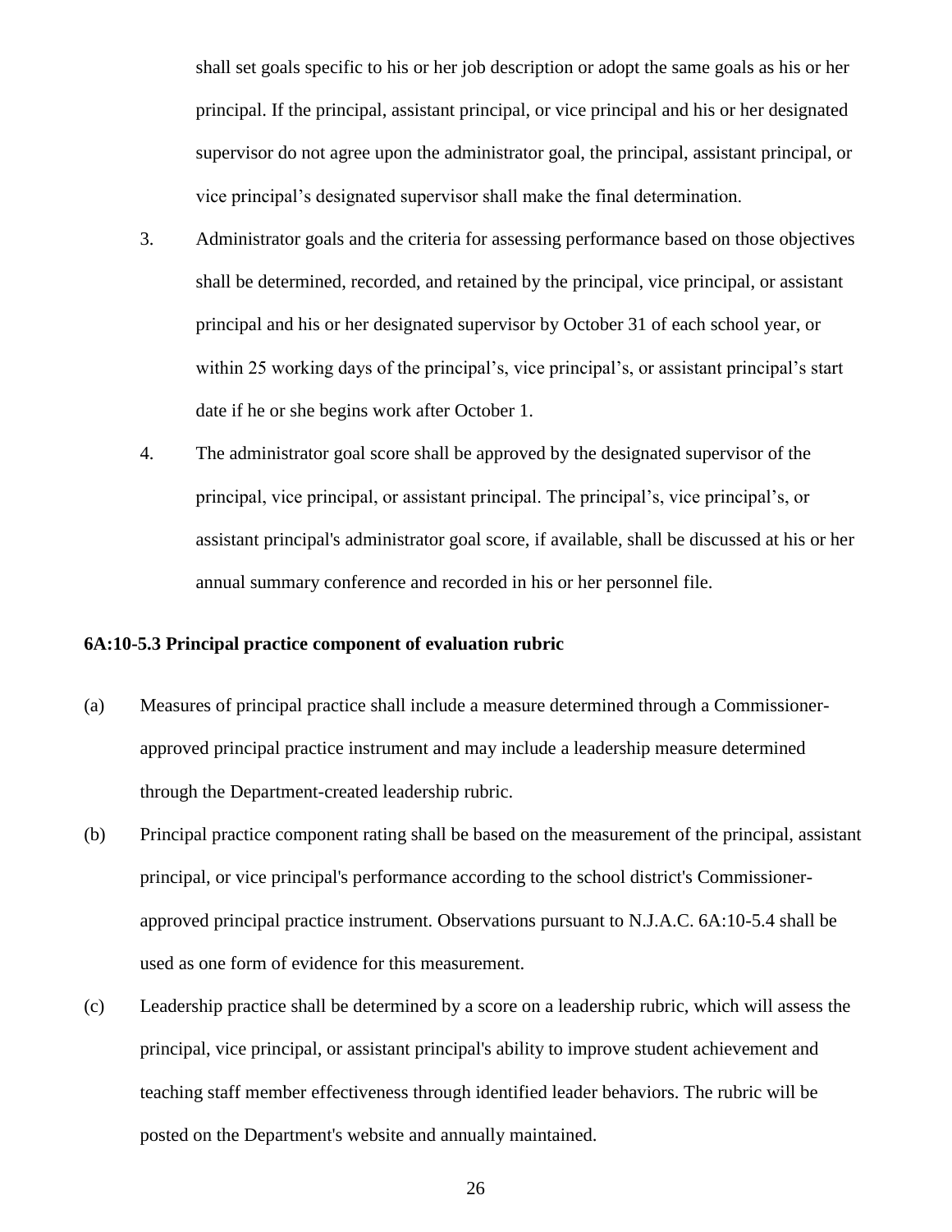shall set goals specific to his or her job description or adopt the same goals as his or her principal. If the principal, assistant principal, or vice principal and his or her designated supervisor do not agree upon the administrator goal, the principal, assistant principal, or vice principal's designated supervisor shall make the final determination.

3. Administrator goals and the criteria for assessing performance based on those objectives shall be determined, recorded, and retained by the principal, vice principal, or assistant principal and his or her designated supervisor by October 31 of each school year, or within 25 working days of the principal's, vice principal's, or assistant principal's start date if he or she begins work after October 1.

4. The administrator goal score shall be approved by the designated supervisor of the principal, vice principal, or assistant principal. The principal's, vice principal's, or assistant principal's administrator goal score, if available, shall be discussed at his or her annual summary conference and recorded in his or her personnel file.

**6A:10-5.3 Principal practice component of evaluation rubric**

(a) Measures of principal practice shall include a measure determined through a Commissioner-approved principal practice instrument and may include a leadership measure determined through the Department-created leadership rubric.

(b) Principal practice component rating shall be based on the measurement of the principal, assistant principal, or vice principal's performance according to the school district's Commissioner-approved principal practice instrument. Observations pursuant to N.J.A.C. 6A:10-5.4 shall be used as one form of evidence for this measurement.

(c) Leadership practice shall be determined by a score on a leadership rubric, which will assess the principal, vice principal, or assistant principal's ability to improve student achievement and teaching staff member effectiveness through identified leader behaviors. The rubric will be posted on the Department's website and annually maintained.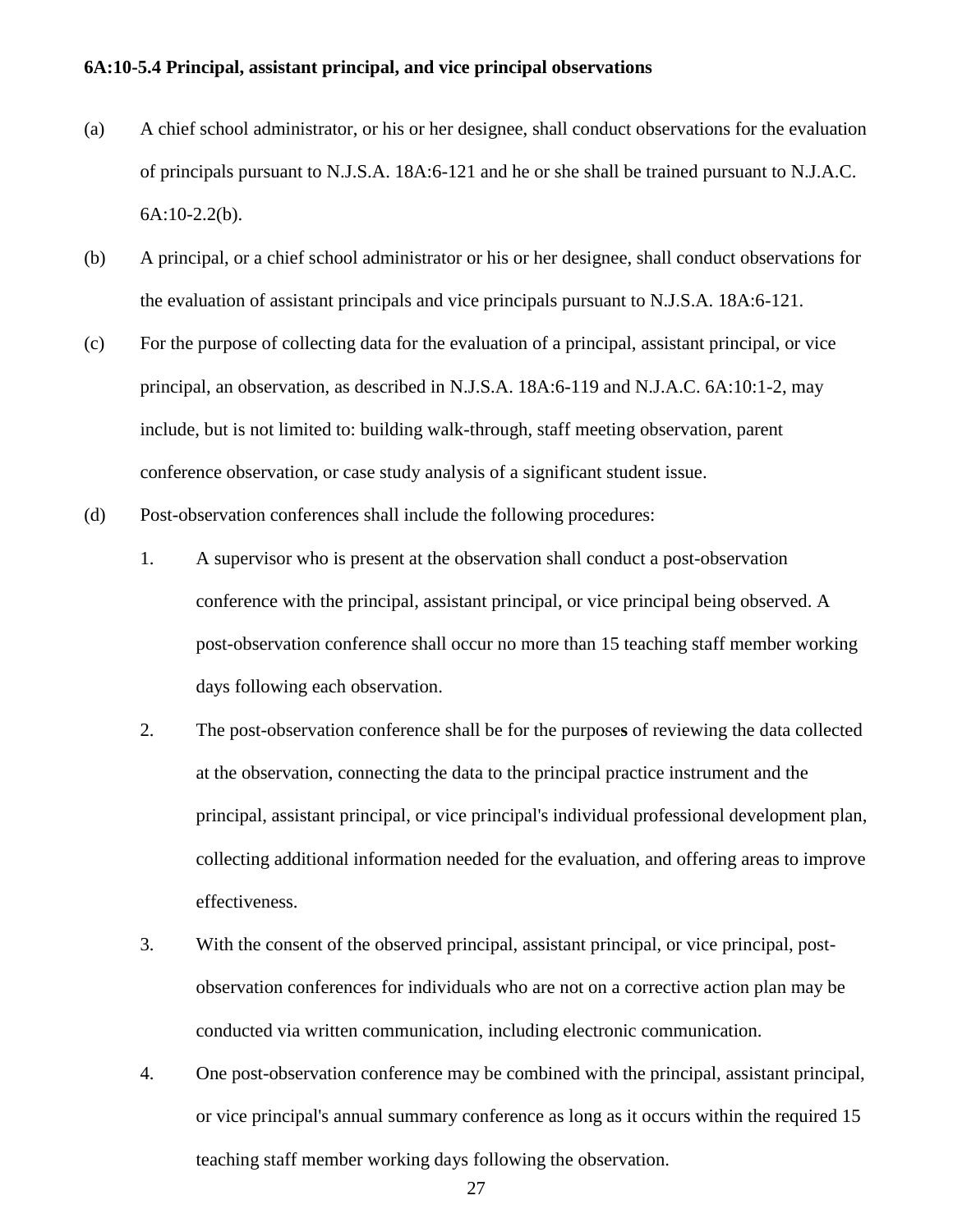**6A:10-5.4 Principal, assistant principal, and vice principal observations**

(a) A chief school administrator, or his or her designee, shall conduct observations for the evaluation of principals pursuant to N.J.S.A. 18A:6-121 and he or she shall be trained pursuant to N.J.A.C. 6A:10-2.2(b).

(b) A principal, or a chief school administrator or his or her designee, shall conduct observations for the evaluation of assistant principals and vice principals pursuant to N.J.S.A. 18A:6-121.

(c) For the purpose of collecting data for the evaluation of a principal, assistant principal, or vice principal, an observation, as described in N.J.S.A. 18A:6-119 and N.J.A.C. 6A:10:1-2, may include, but is not limited to: building walk-through, staff meeting observation, parent conference observation, or case study analysis of a significant student issue.

(d) Post-observation conferences shall include the following procedures:

1. A supervisor who is present at the observation shall conduct a post-observation conference with the principal, assistant principal, or vice principal being observed. A post-observation conference shall occur no more than 15 teaching staff member working days following each observation.

2. The post-observation conference shall be for the purpose**s** of reviewing the data collected at the observation, connecting the data to the principal practice instrument and the principal, assistant principal, or vice principal's individual professional development plan, collecting additional information needed for the evaluation, and offering areas to improve effectiveness.

3. With the consent of the observed principal, assistant principal, or vice principal, post-observation conferences for individuals who are not on a corrective action plan may be conducted via written communication, including electronic communication.

4. One post-observation conference may be combined with the principal, assistant principal, or vice principal's annual summary conference as long as it occurs within the required 15 teaching staff member working days following the observation.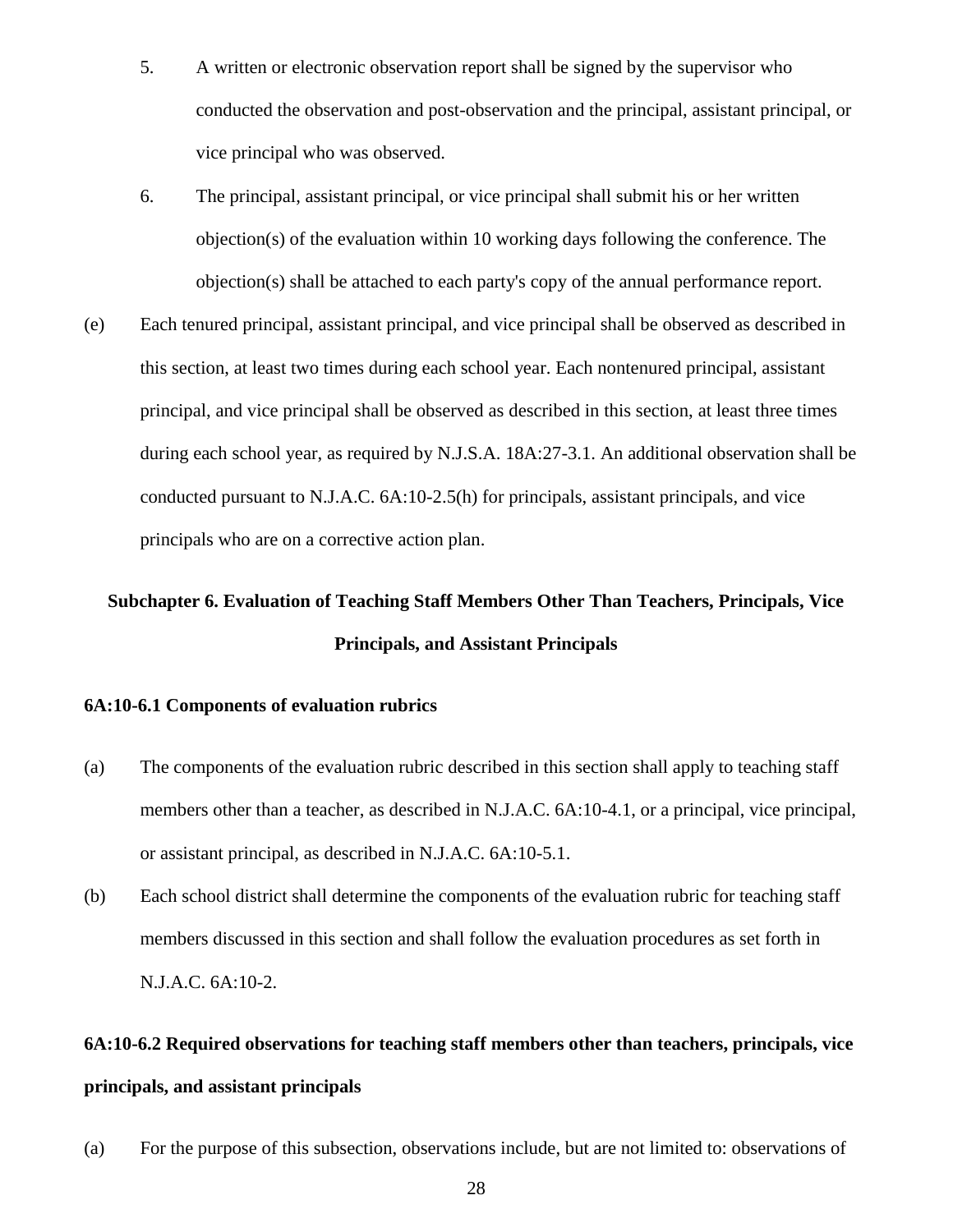5. A written or electronic observation report shall be signed by the supervisor who conducted the observation and post-observation and the principal, assistant principal, or vice principal who was observed.

6. The principal, assistant principal, or vice principal shall submit his or her written objection(s) of the evaluation within 10 working days following the conference. The objection(s) shall be attached to each party's copy of the annual performance report.

(e) Each tenured principal, assistant principal, and vice principal shall be observed as described in this section, at least two times during each school year. Each nontenured principal, assistant principal, and vice principal shall be observed as described in this section, at least three times during each school year, as required by N.J.S.A. 18A:27-3.1. An additional observation shall be conducted pursuant to N.J.A.C. 6A:10-2.5(h) for principals, assistant principals, and vice principals who are on a corrective action plan.

## Subchapter 6. Evaluation of Teaching Staff Members Other Than Teachers, Principals, Vice Principals, and Assistant Principals

### 6A:10-6.1 Components of evaluation rubrics

(a) The components of the evaluation rubric described in this section shall apply to teaching staff members other than a teacher, as described in N.J.A.C. 6A:10-4.1, or a principal, vice principal, or assistant principal, as described in N.J.A.C. 6A:10-5.1.

(b) Each school district shall determine the components of the evaluation rubric for teaching staff members discussed in this section and shall follow the evaluation procedures as set forth in N.J.A.C. 6A:10-2.

### 6A:10-6.2 Required observations for teaching staff members other than teachers, principals, vice principals, and assistant principals

(a) For the purpose of this subsection, observations include, but are not limited to: observations of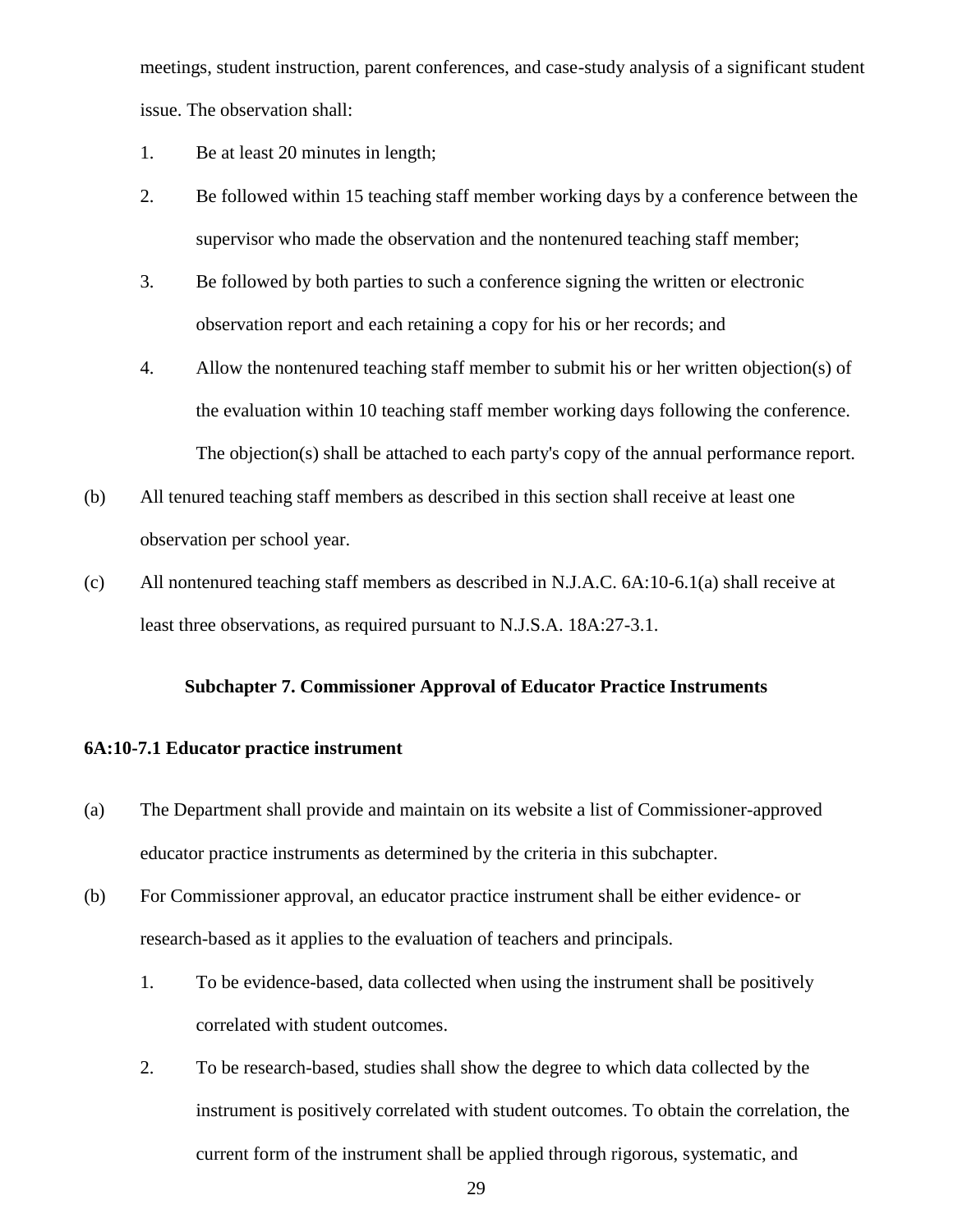meetings, student instruction, parent conferences, and case-study analysis of a significant student issue. The observation shall:

1. Be at least 20 minutes in length;
2. Be followed within 15 teaching staff member working days by a conference between the supervisor who made the observation and the nontenured teaching staff member;
3. Be followed by both parties to such a conference signing the written or electronic observation report and each retaining a copy for his or her records; and
4. Allow the nontenured teaching staff member to submit his or her written objection(s) of the evaluation within 10 teaching staff member working days following the conference. The objection(s) shall be attached to each party's copy of the annual performance report.

(b) All tenured teaching staff members as described in this section shall receive at least one observation per school year.

(c) All nontenured teaching staff members as described in N.J.A.C. 6A:10-6.1(a) shall receive at least three observations, as required pursuant to N.J.S.A. 18A:27-3.1.

## Subchapter 7. Commissioner Approval of Educator Practice Instruments

### 6A:10-7.1 Educator practice instrument

(a) The Department shall provide and maintain on its website a list of Commissioner-approved educator practice instruments as determined by the criteria in this subchapter.

(b) For Commissioner approval, an educator practice instrument shall be either evidence- or research-based as it applies to the evaluation of teachers and principals.

1. To be evidence-based, data collected when using the instrument shall be positively correlated with student outcomes.
2. To be research-based, studies shall show the degree to which data collected by the instrument is positively correlated with student outcomes. To obtain the correlation, the current form of the instrument shall be applied through rigorous, systematic, and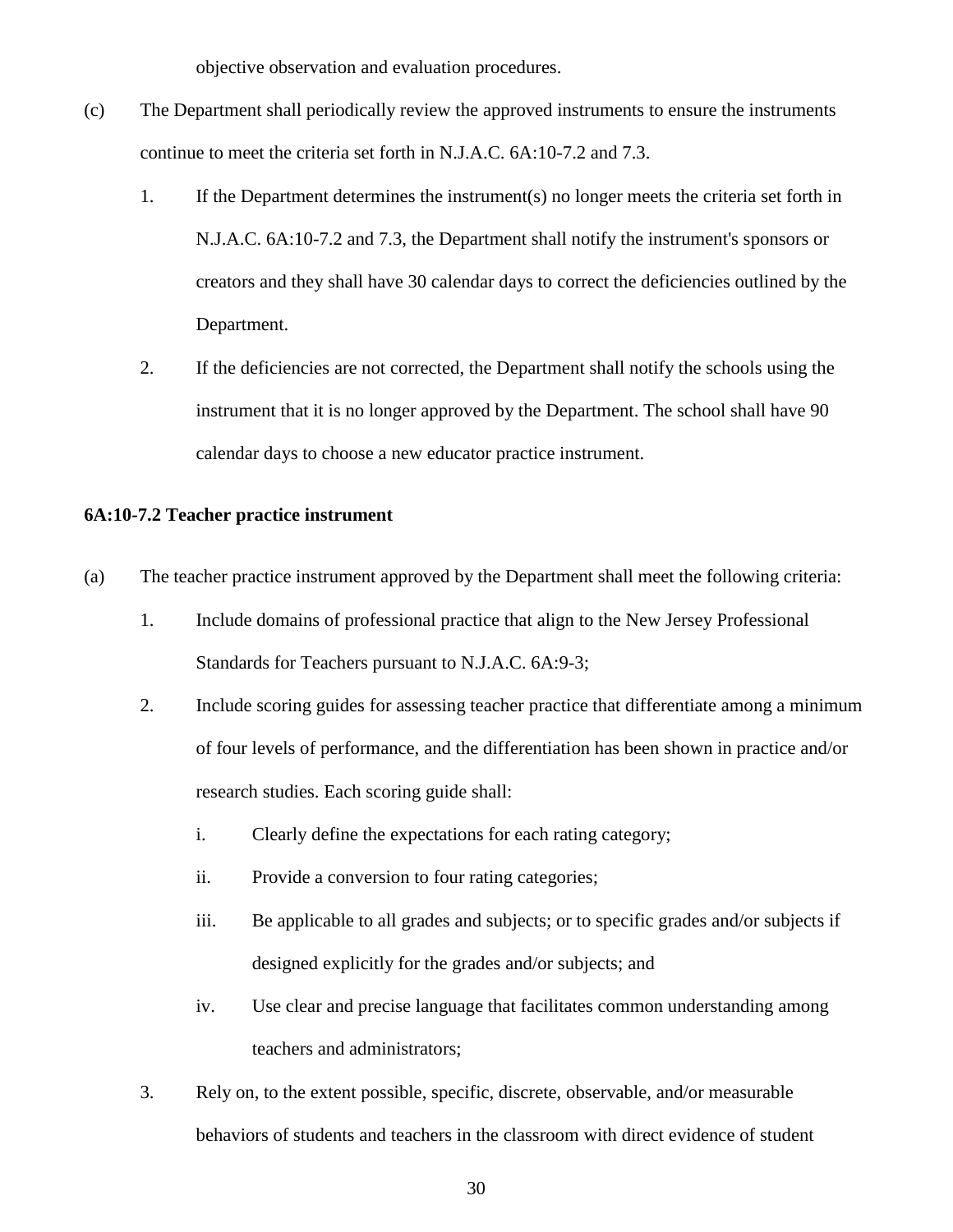objective observation and evaluation procedures.

(c) The Department shall periodically review the approved instruments to ensure the instruments continue to meet the criteria set forth in N.J.A.C. 6A:10-7.2 and 7.3.

1. If the Department determines the instrument(s) no longer meets the criteria set forth in N.J.A.C. 6A:10-7.2 and 7.3, the Department shall notify the instrument's sponsors or creators and they shall have 30 calendar days to correct the deficiencies outlined by the Department.

2. If the deficiencies are not corrected, the Department shall notify the schools using the instrument that it is no longer approved by the Department. The school shall have 90 calendar days to choose a new educator practice instrument.

**6A:10-7.2 Teacher practice instrument**

(a) The teacher practice instrument approved by the Department shall meet the following criteria:

1. Include domains of professional practice that align to the New Jersey Professional Standards for Teachers pursuant to N.J.A.C. 6A:9-3;

2. Include scoring guides for assessing teacher practice that differentiate among a minimum of four levels of performance, and the differentiation has been shown in practice and/or research studies. Each scoring guide shall:

   i. Clearly define the expectations for each rating category;

   ii. Provide a conversion to four rating categories;

   iii. Be applicable to all grades and subjects; or to specific grades and/or subjects if designed explicitly for the grades and/or subjects; and

   iv. Use clear and precise language that facilitates common understanding among teachers and administrators;

3. Rely on, to the extent possible, specific, discrete, observable, and/or measurable behaviors of students and teachers in the classroom with direct evidence of student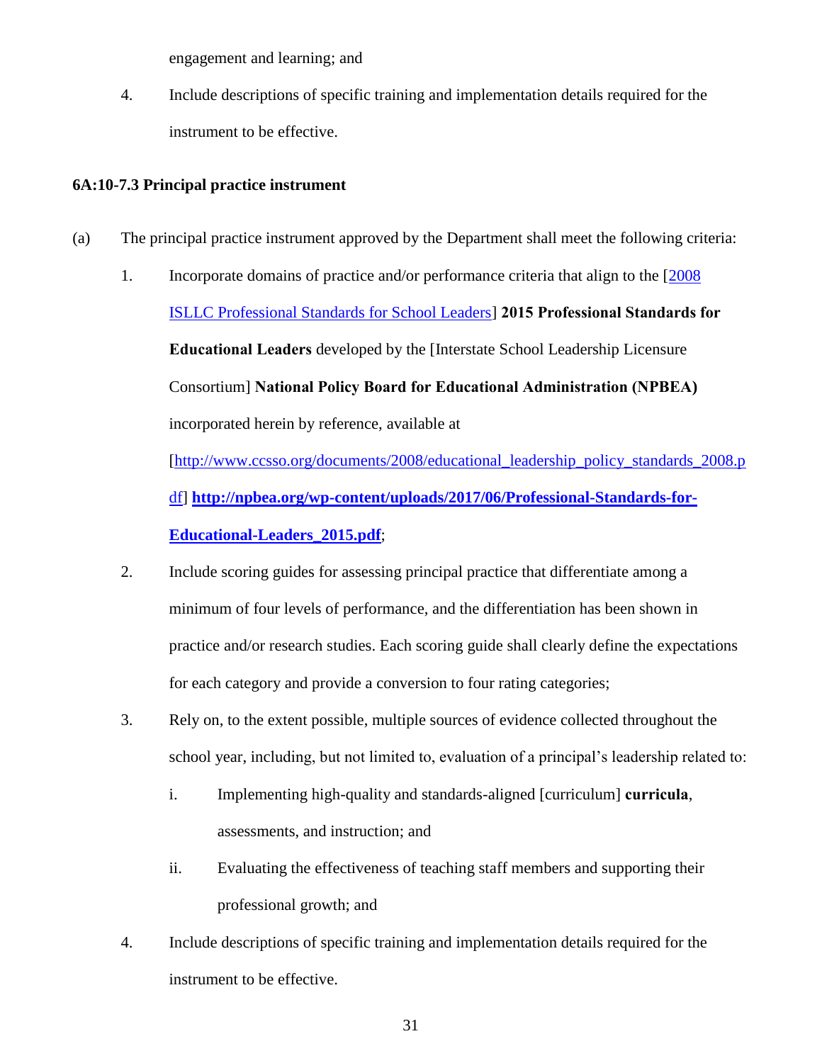engagement and learning; and

4. Include descriptions of specific training and implementation details required for the instrument to be effective.

**6A:10-7.3 Principal practice instrument**

(a) The principal practice instrument approved by the Department shall meet the following criteria:

1. Incorporate domains of practice and/or performance criteria that align to the [2008 ISLLC Professional Standards for School Leaders] **2015 Professional Standards for Educational Leaders** developed by the [Interstate School Leadership Licensure Consortium] **National Policy Board for Educational Administration (NPBEA)** incorporated herein by reference, available at [http://www.ccsso.org/documents/2008/educational_leadership_policy_standards_2008.pdf] **http://npbea.org/wp-content/uploads/2017/06/Professional-Standards-for-Educational-Leaders_2015.pdf**;

2. Include scoring guides for assessing principal practice that differentiate among a minimum of four levels of performance, and the differentiation has been shown in practice and/or research studies. Each scoring guide shall clearly define the expectations for each category and provide a conversion to four rating categories;

3. Rely on, to the extent possible, multiple sources of evidence collected throughout the school year, including, but not limited to, evaluation of a principal's leadership related to:

   i. Implementing high-quality and standards-aligned [curriculum] **curricula**, assessments, and instruction; and

   ii. Evaluating the effectiveness of teaching staff members and supporting their professional growth; and

4. Include descriptions of specific training and implementation details required for the instrument to be effective.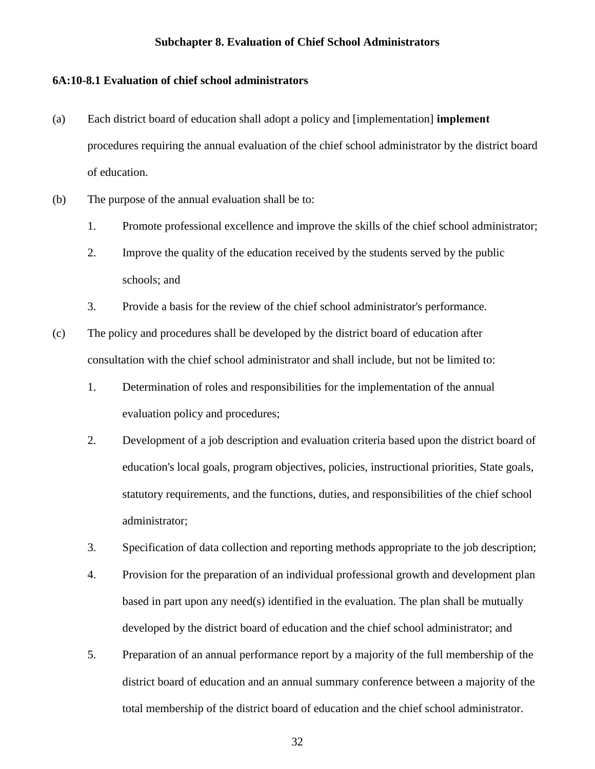**Subchapter 8. Evaluation of Chief School Administrators**

**6A:10-8.1 Evaluation of chief school administrators**

(a) Each district board of education shall adopt a policy and [implementation] **implement** procedures requiring the annual evaluation of the chief school administrator by the district board of education.

(b) The purpose of the annual evaluation shall be to:

1. Promote professional excellence and improve the skills of the chief school administrator;
2. Improve the quality of the education received by the students served by the public schools; and
3. Provide a basis for the review of the chief school administrator's performance.

(c) The policy and procedures shall be developed by the district board of education after consultation with the chief school administrator and shall include, but not be limited to:

1. Determination of roles and responsibilities for the implementation of the annual evaluation policy and procedures;
2. Development of a job description and evaluation criteria based upon the district board of education's local goals, program objectives, policies, instructional priorities, State goals, statutory requirements, and the functions, duties, and responsibilities of the chief school administrator;
3. Specification of data collection and reporting methods appropriate to the job description;
4. Provision for the preparation of an individual professional growth and development plan based in part upon any need(s) identified in the evaluation. The plan shall be mutually developed by the district board of education and the chief school administrator; and
5. Preparation of an annual performance report by a majority of the full membership of the district board of education and an annual summary conference between a majority of the total membership of the district board of education and the chief school administrator.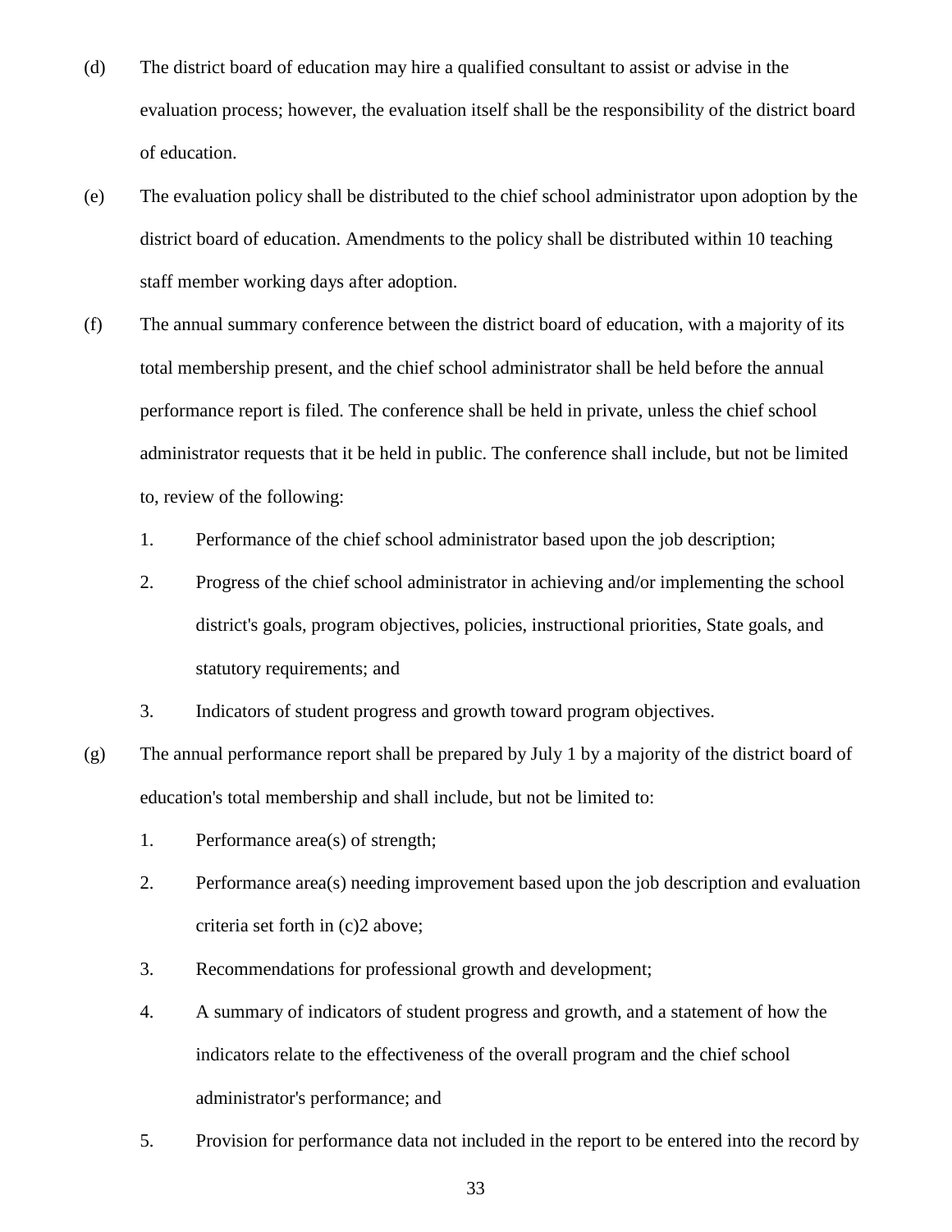(d) The district board of education may hire a qualified consultant to assist or advise in the evaluation process; however, the evaluation itself shall be the responsibility of the district board of education.

(e) The evaluation policy shall be distributed to the chief school administrator upon adoption by the district board of education. Amendments to the policy shall be distributed within 10 teaching staff member working days after adoption.

(f) The annual summary conference between the district board of education, with a majority of its total membership present, and the chief school administrator shall be held before the annual performance report is filed. The conference shall be held in private, unless the chief school administrator requests that it be held in public. The conference shall include, but not be limited to, review of the following:

1. Performance of the chief school administrator based upon the job description;
2. Progress of the chief school administrator in achieving and/or implementing the school district's goals, program objectives, policies, instructional priorities, State goals, and statutory requirements; and
3. Indicators of student progress and growth toward program objectives.

(g) The annual performance report shall be prepared by July 1 by a majority of the district board of education's total membership and shall include, but not be limited to:

1. Performance area(s) of strength;
2. Performance area(s) needing improvement based upon the job description and evaluation criteria set forth in (c)2 above;
3. Recommendations for professional growth and development;
4. A summary of indicators of student progress and growth, and a statement of how the indicators relate to the effectiveness of the overall program and the chief school administrator's performance; and
5. Provision for performance data not included in the report to be entered into the record by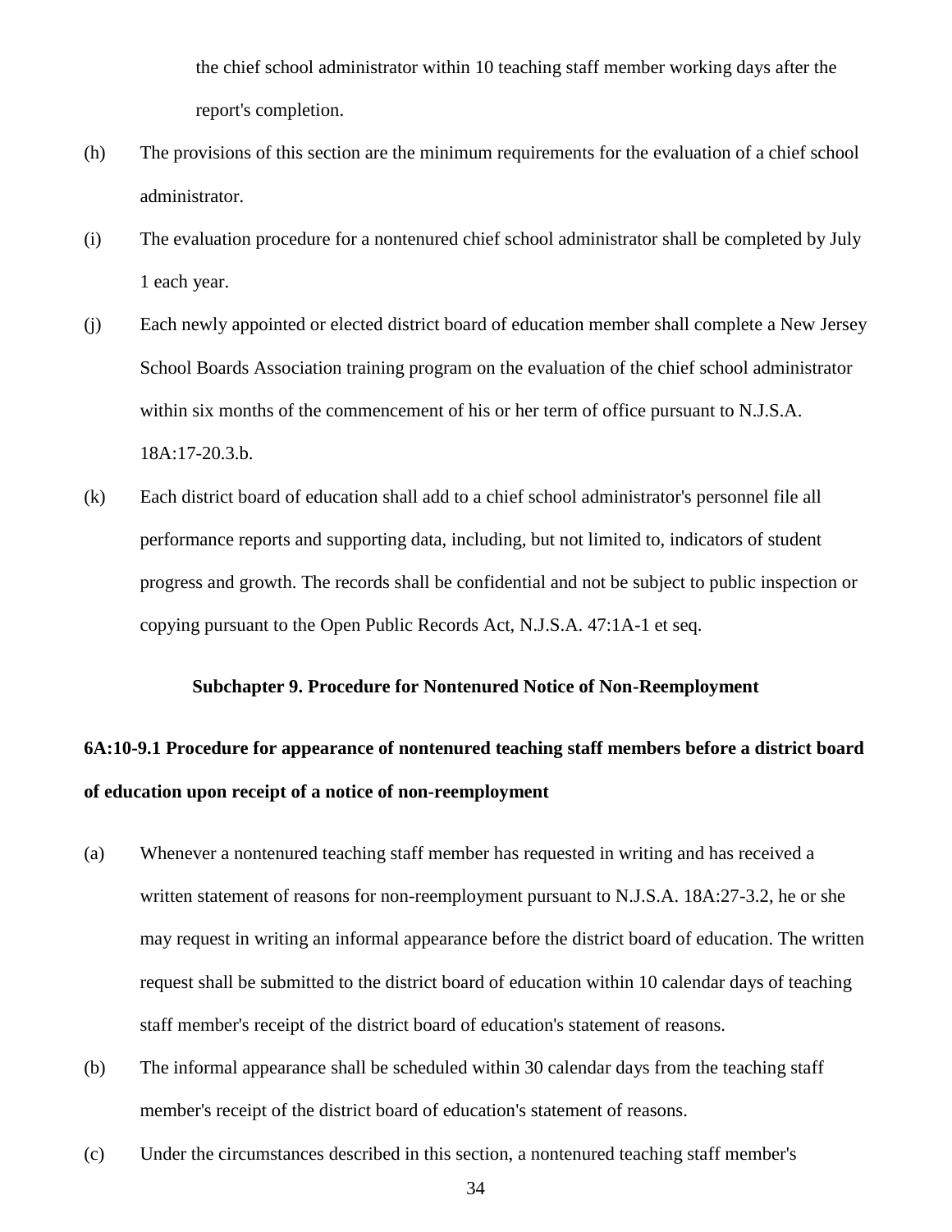the chief school administrator within 10 teaching staff member working days after the report's completion.

(h) The provisions of this section are the minimum requirements for the evaluation of a chief school administrator.

(i) The evaluation procedure for a nontenured chief school administrator shall be completed by July 1 each year.

(j) Each newly appointed or elected district board of education member shall complete a New Jersey School Boards Association training program on the evaluation of the chief school administrator within six months of the commencement of his or her term of office pursuant to N.J.S.A. 18A:17-20.3.b.

(k) Each district board of education shall add to a chief school administrator's personnel file all performance reports and supporting data, including, but not limited to, indicators of student progress and growth. The records shall be confidential and not be subject to public inspection or copying pursuant to the Open Public Records Act, N.J.S.A. 47:1A-1 et seq.

## Subchapter 9. Procedure for Nontenured Notice of Non-Reemployment

### 6A:10-9.1 Procedure for appearance of nontenured teaching staff members before a district board of education upon receipt of a notice of non-reemployment

(a) Whenever a nontenured teaching staff member has requested in writing and has received a written statement of reasons for non-reemployment pursuant to N.J.S.A. 18A:27-3.2, he or she may request in writing an informal appearance before the district board of education. The written request shall be submitted to the district board of education within 10 calendar days of teaching staff member's receipt of the district board of education's statement of reasons.

(b) The informal appearance shall be scheduled within 30 calendar days from the teaching staff member's receipt of the district board of education's statement of reasons.

(c) Under the circumstances described in this section, a nontenured teaching staff member's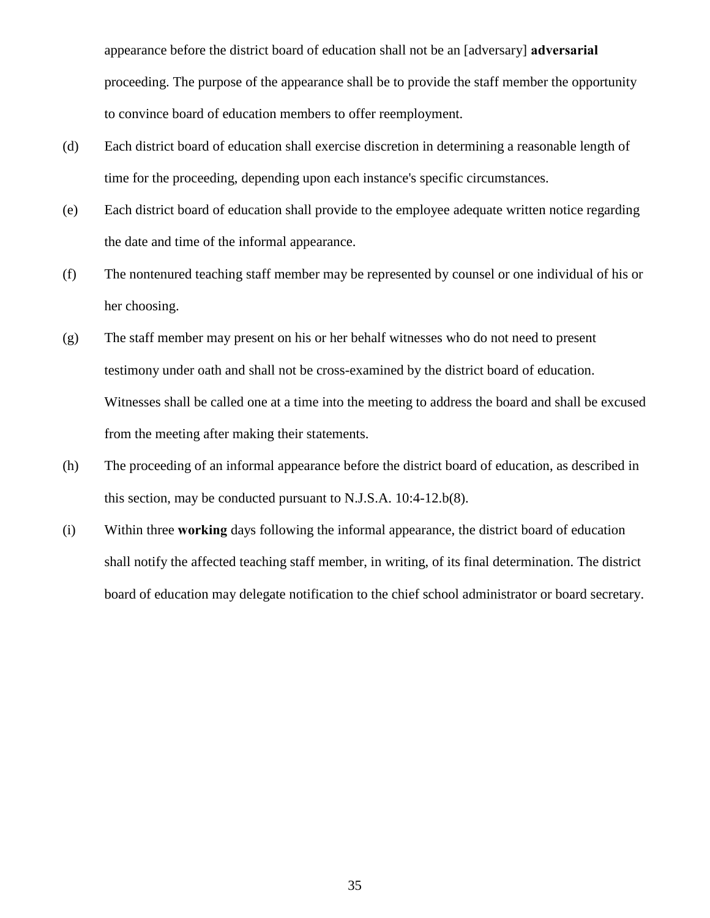appearance before the district board of education shall not be an [adversary] **adversarial** proceeding. The purpose of the appearance shall be to provide the staff member the opportunity to convince board of education members to offer reemployment.

(d) Each district board of education shall exercise discretion in determining a reasonable length of time for the proceeding, depending upon each instance's specific circumstances.

(e) Each district board of education shall provide to the employee adequate written notice regarding the date and time of the informal appearance.

(f) The nontenured teaching staff member may be represented by counsel or one individual of his or her choosing.

(g) The staff member may present on his or her behalf witnesses who do not need to present testimony under oath and shall not be cross-examined by the district board of education. Witnesses shall be called one at a time into the meeting to address the board and shall be excused from the meeting after making their statements.

(h) The proceeding of an informal appearance before the district board of education, as described in this section, may be conducted pursuant to N.J.S.A. 10:4-12.b(8).

(i) Within three **working** days following the informal appearance, the district board of education shall notify the affected teaching staff member, in writing, of its final determination. The district board of education may delegate notification to the chief school administrator or board secretary.